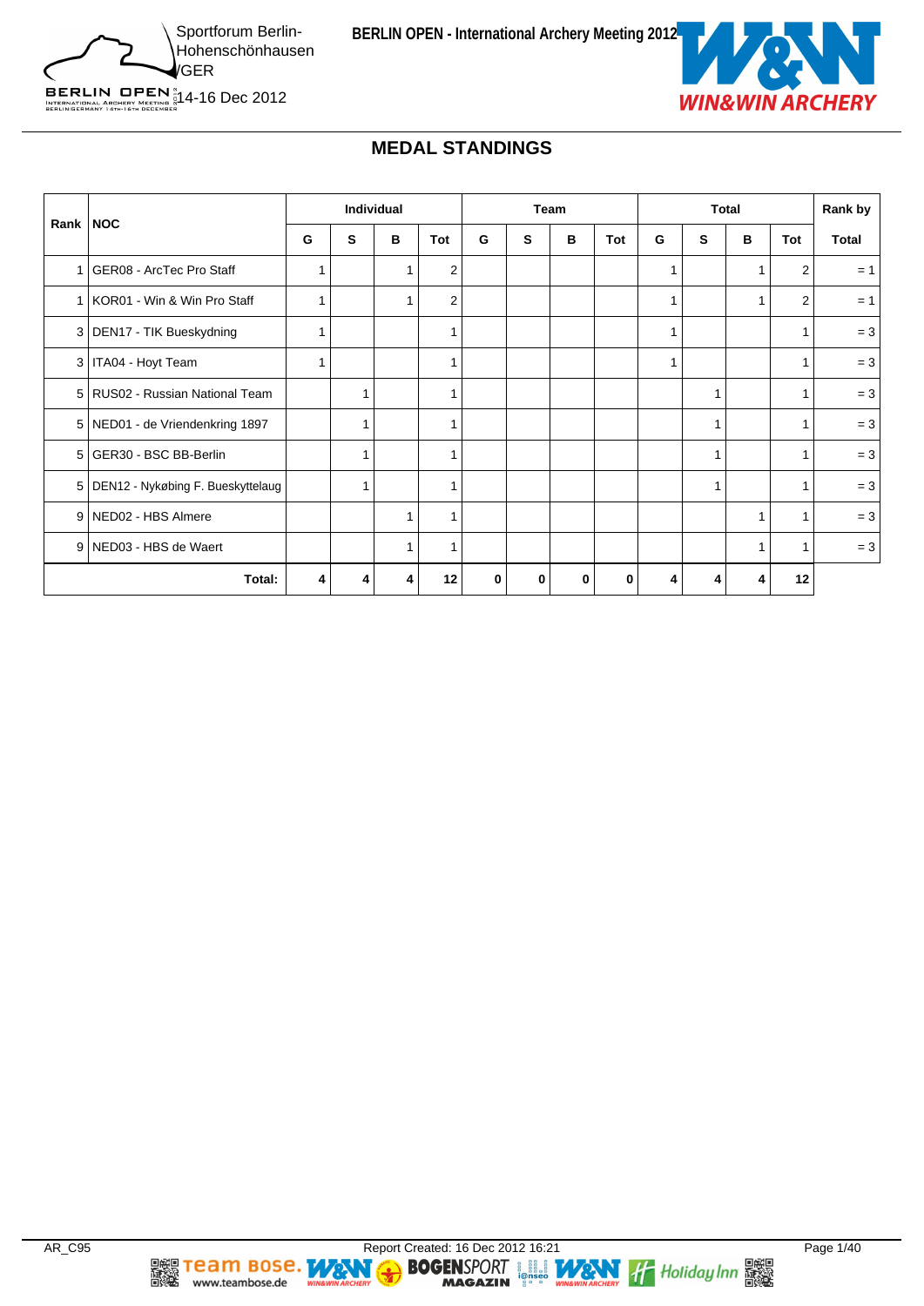Sportforum Berlin-Hohenschönhausen /GER

14-16 Dec 2012

BERLIN OPEN - International Archery Meeting 2012

## MEDAL STANDINGS

| Rank | NOC | Individual | | | | Team | | | | Total | | | | Rank by |
|---|---|---|---|---|---|---|---|---|---|---|---|---|---|---|
| | | G | S | B | Tot | G | S | B | Tot | G | S | B | Tot | Total |
| 1 | GER08 - ArcTec Pro Staff | 1 | | 1 | 2 | | | | | 1 | | 1 | 2 | = 1 |
| 1 | KOR01 - Win & Win Pro Staff | 1 | | 1 | 2 | | | | | 1 | | 1 | 2 | = 1 |
| 3 | DEN17 - TIK Bueskydning | 1 | | | 1 | | | | | 1 | | | 1 | = 3 |
| 3 | ITA04 - Hoyt Team | 1 | | | 1 | | | | | 1 | | | 1 | = 3 |
| 5 | RUS02 - Russian National Team | | 1 | | 1 | | | | | | 1 | | 1 | = 3 |
| 5 | NED01 - de Vriendenkring 1897 | | 1 | | 1 | | | | | | 1 | | 1 | = 3 |
| 5 | GER30 - BSC BB-Berlin | | 1 | | 1 | | | | | | 1 | | 1 | = 3 |
| 5 | DEN12 - Nykøbing F. Bueskyttelaug | | 1 | | 1 | | | | | | 1 | | 1 | = 3 |
| 9 | NED02 - HBS Almere | | | 1 | 1 | | | | | | | 1 | 1 | = 3 |
| 9 | NED03 - HBS de Waert | | | 1 | 1 | | | | | | | 1 | 1 | = 3 |
| | **Total:** | **4** | **4** | **4** | **12** | **0** | **0** | **0** | **0** | **4** | **4** | **4** | **12** | |

AR_C95

Report Created: 16 Dec 2012 16:21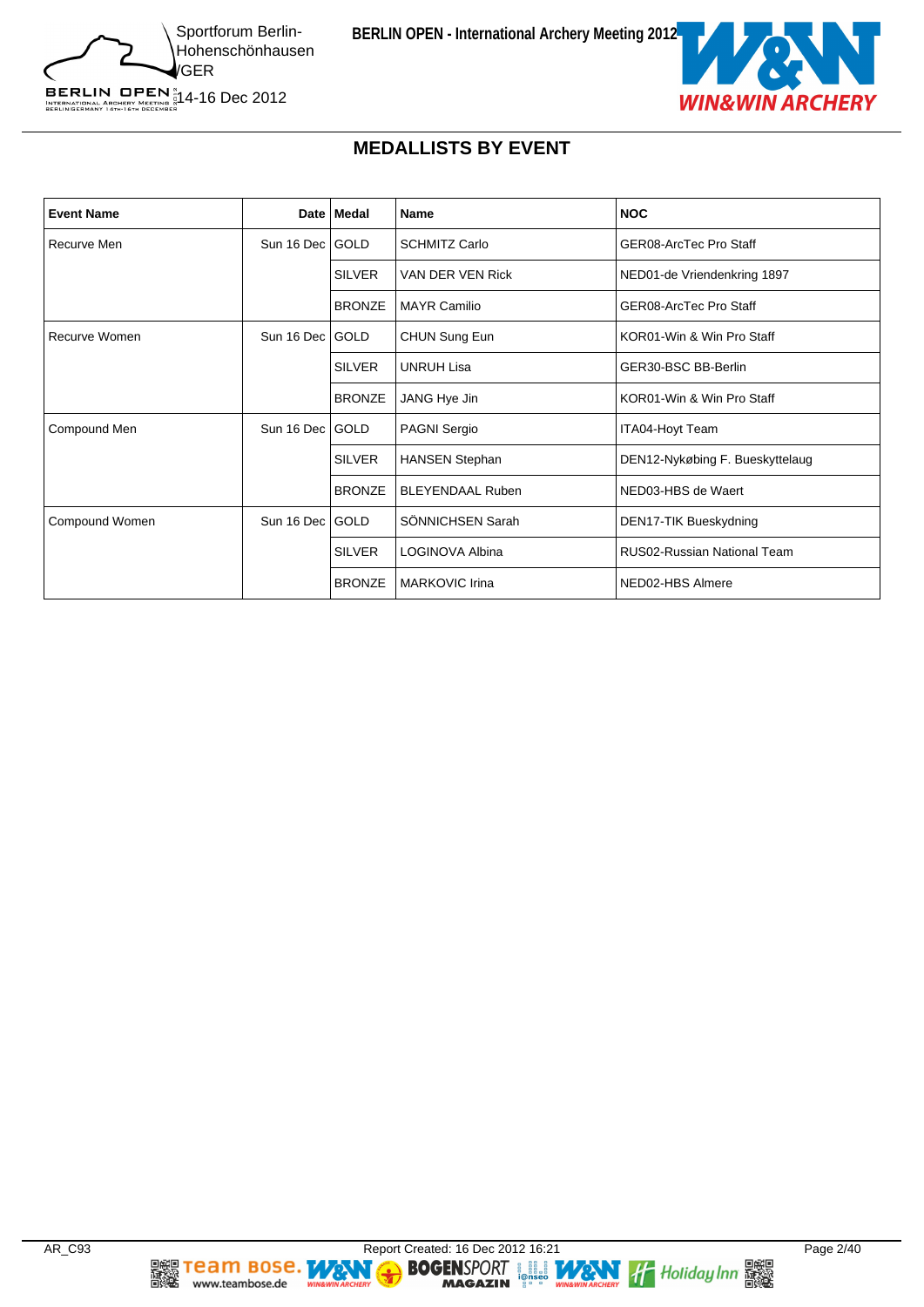## MEDALLISTS BY EVENT

| Event Name | Date | Medal | Name | NOC |
|---|---|---|---|---|
| Recurve Men | Sun 16 Dec | GOLD | SCHMITZ Carlo | GER08-ArcTec Pro Staff |
| | | SILVER | VAN DER VEN Rick | NED01-de Vriendenkring 1897 |
| | | BRONZE | MAYR Camilio | GER08-ArcTec Pro Staff |
| Recurve Women | Sun 16 Dec | GOLD | CHUN Sung Eun | KOR01-Win & Win Pro Staff |
| | | SILVER | UNRUH Lisa | GER30-BSC BB-Berlin |
| | | BRONZE | JANG Hye Jin | KOR01-Win & Win Pro Staff |
| Compound Men | Sun 16 Dec | GOLD | PAGNI Sergio | ITA04-Hoyt Team |
| | | SILVER | HANSEN Stephan | DEN12-Nykøbing F. Bueskyttelaug |
| | | BRONZE | BLEYENDAAL Ruben | NED03-HBS de Waert |
| Compound Women | Sun 16 Dec | GOLD | SÖNNICHSEN Sarah | DEN17-TIK Bueskydning |
| | | SILVER | LOGINOVA Albina | RUS02-Russian National Team |
| | | BRONZE | MARKOVIC Irina | NED02-HBS Almere |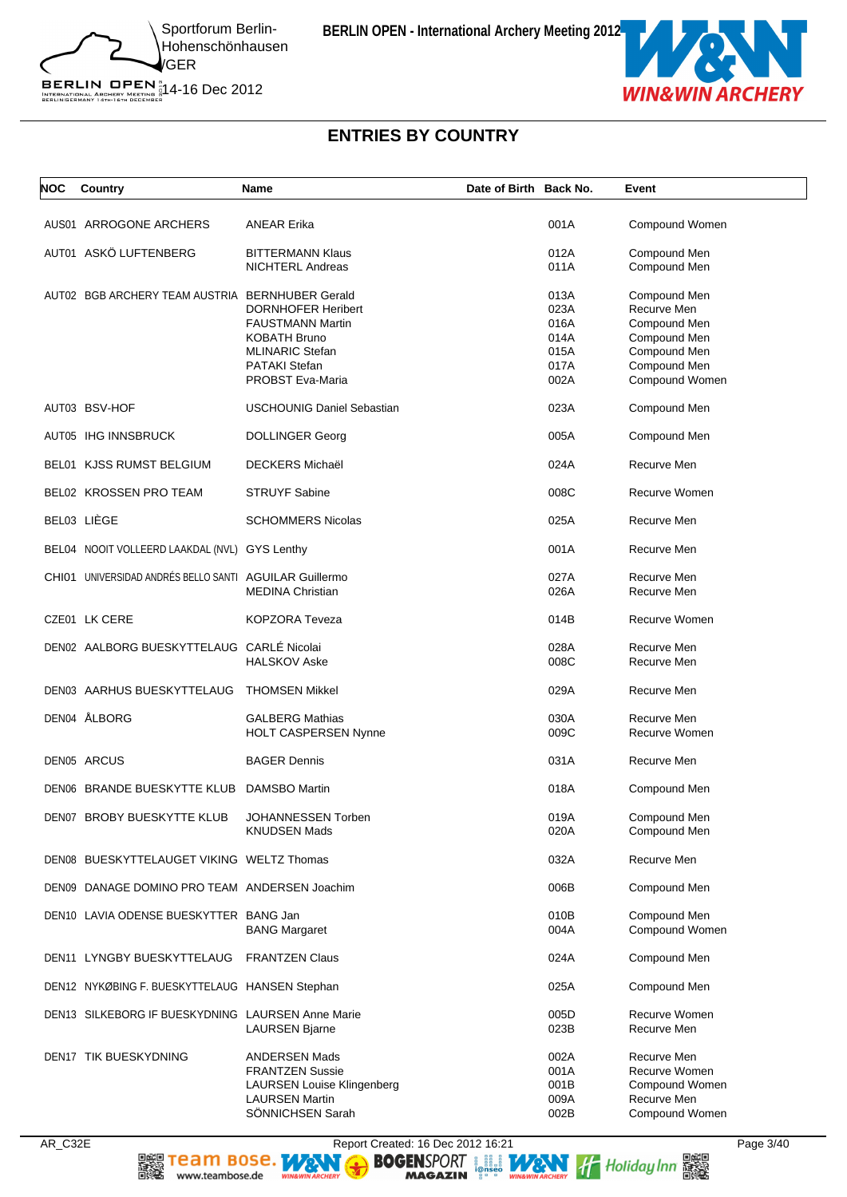# ENTRIES BY COUNTRY

| NOC | Country | Name | Date of Birth | Back No. | Event |
|---|---|---|---|---|---|
| AUS01 | ARROGONE ARCHERS | ANEAR Erika | | 001A | Compound Women |
| AUT01 | ASKÖ LUFTENBERG | BITTERMANN Klaus | | 012A | Compound Men |
| | | NICHTERL Andreas | | 011A | Compound Men |
| AUT02 | BGB ARCHERY TEAM AUSTRIA | BERNHUBER Gerald | | 013A | Compound Men |
| | | DORNHOFER Heribert | | 023A | Recurve Men |
| | | FAUSTMANN Martin | | 016A | Compound Men |
| | | KOBATH Bruno | | 014A | Compound Men |
| | | MLINARIC Stefan | | 015A | Compound Men |
| | | PATAKI Stefan | | 017A | Compound Men |
| | | PROBST Eva-Maria | | 002A | Compound Women |
| AUT03 | BSV-HOF | USCHOUNIG Daniel Sebastian | | 023A | Compound Men |
| AUT05 | IHG INNSBRUCK | DOLLINGER Georg | | 005A | Compound Men |
| BEL01 | KJSS RUMST BELGIUM | DECKERS Michaël | | 024A | Recurve Men |
| BEL02 | KROSSEN PRO TEAM | STRUYF Sabine | | 008C | Recurve Women |
| BEL03 | LIÈGE | SCHOMMERS Nicolas | | 025A | Recurve Men |
| BEL04 | NOOIT VOLLEERD LAAKDAL (NVL) | GYS Lenthy | | 001A | Recurve Men |
| CHI01 | UNIVERSIDAD ANDRÉS BELLO SANTI | AGUILAR Guillermo | | 027A | Recurve Men |
| | | MEDINA Christian | | 026A | Recurve Men |
| CZE01 | LK CERE | KOPZORA Teveza | | 014B | Recurve Women |
| DEN02 | AALBORG BUESKYTTELAUG | CARLÉ Nicolai | | 028A | Recurve Men |
| | | HALSKOV Aske | | 008C | Recurve Men |
| DEN03 | AARHUS BUESKYTTELAUG | THOMSEN Mikkel | | 029A | Recurve Men |
| DEN04 | ÅLBORG | GALBERG Mathias | | 030A | Recurve Men |
| | | HOLT CASPERSEN Nynne | | 009C | Recurve Women |
| DEN05 | ARCUS | BAGER Dennis | | 031A | Recurve Men |
| DEN06 | BRANDE BUESKYTTE KLUB | DAMSBO Martin | | 018A | Compound Men |
| DEN07 | BROBY BUESKYTTE KLUB | JOHANNESSEN Torben | | 019A | Compound Men |
| | | KNUDSEN Mads | | 020A | Compound Men |
| DEN08 | BUESKYTTELAUGET VIKING | WELTZ Thomas | | 032A | Recurve Men |
| DEN09 | DANAGE DOMINO PRO TEAM | ANDERSEN Joachim | | 006B | Compound Men |
| DEN10 | LAVIA ODENSE BUESKYTTER | BANG Jan | | 010B | Compound Men |
| | | BANG Margaret | | 004A | Compound Women |
| DEN11 | LYNGBY BUESKYTTELAUG | FRANTZEN Claus | | 024A | Compound Men |
| DEN12 | NYKØBING F. BUESKYTTELAUG | HANSEN Stephan | | 025A | Compound Men |
| DEN13 | SILKEBORG IF BUESKYDNING | LAURSEN Anne Marie | | 005D | Recurve Women |
| | | LAURSEN Bjarne | | 023B | Recurve Men |
| DEN17 | TIK BUESKYDNING | ANDERSEN Mads | | 002A | Recurve Men |
| | | FRANTZEN Sussie | | 001A | Recurve Women |
| | | LAURSEN Louise Klingenberg | | 001B | Compound Women |
| | | LAURSEN Martin | | 009A | Recurve Men |
| | | SÖNNICHSEN Sarah | | 002B | Compound Women |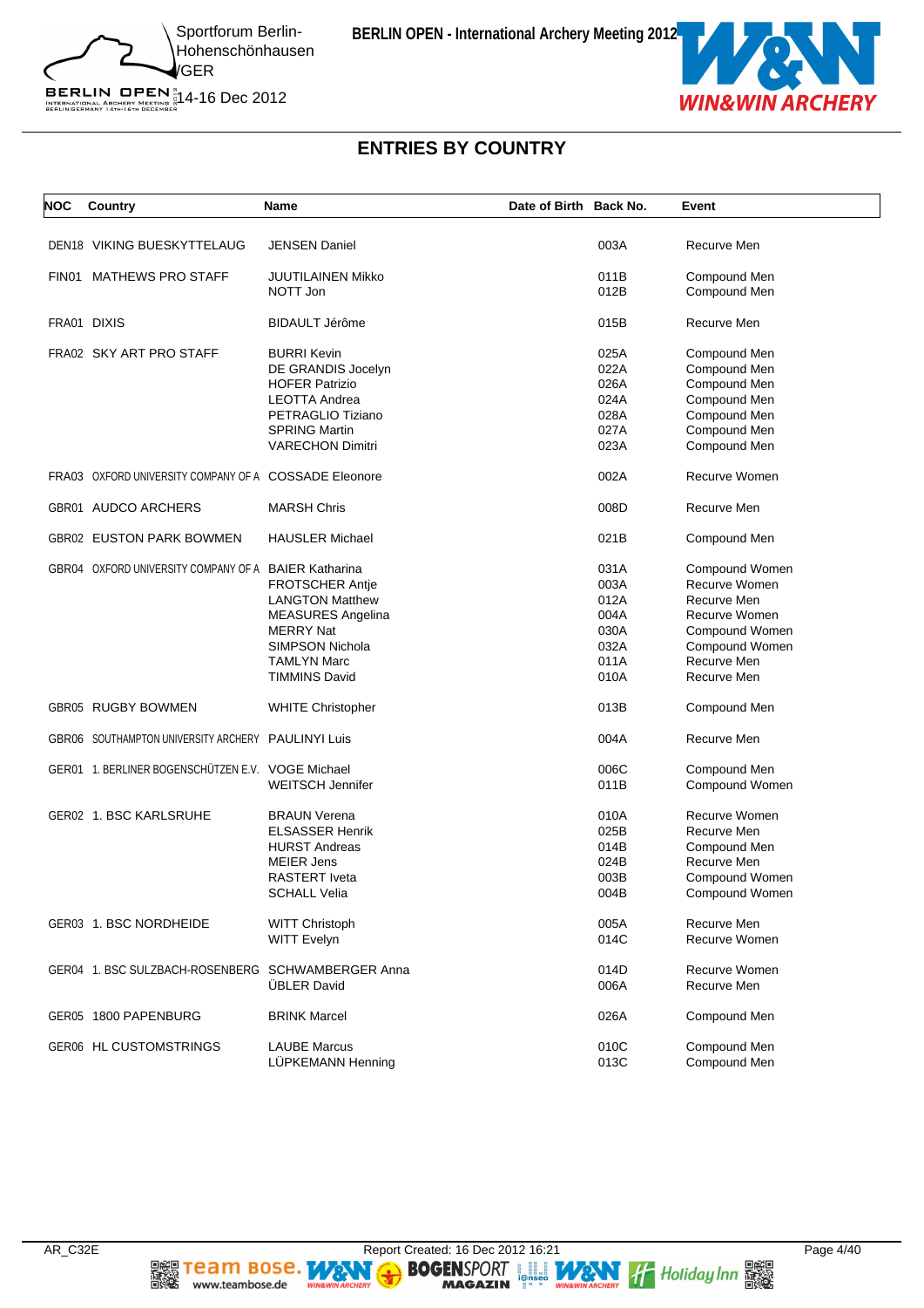# ENTRIES BY COUNTRY

| NOC | Country | Name | Date of Birth | Back No. | Event |
|---|---|---|---|---|---|
| DEN18 | VIKING BUESKYTTELAUG | JENSEN Daniel | | 003A | Recurve Men |
| FIN01 | MATHEWS PRO STAFF | JUUTILAINEN Mikko | | 011B | Compound Men |
| | | NOTT Jon | | 012B | Compound Men |
| FRA01 | DIXIS | BIDAULT Jérôme | | 015B | Recurve Men |
| FRA02 | SKY ART PRO STAFF | BURRI Kevin | | 025A | Compound Men |
| | | DE GRANDIS Jocelyn | | 022A | Compound Men |
| | | HOFER Patrizio | | 026A | Compound Men |
| | | LEOTTA Andrea | | 024A | Compound Men |
| | | PETRAGLIO Tiziano | | 028A | Compound Men |
| | | SPRING Martin | | 027A | Compound Men |
| | | VARECHON Dimitri | | 023A | Compound Men |
| FRA03 | OXFORD UNIVERSITY COMPANY OF A | COSSADE Eleonore | | 002A | Recurve Women |
| GBR01 | AUDCO ARCHERS | MARSH Chris | | 008D | Recurve Men |
| GBR02 | EUSTON PARK BOWMEN | HAUSLER Michael | | 021B | Compound Men |
| GBR04 | OXFORD UNIVERSITY COMPANY OF A | BAIER Katharina | | 031A | Compound Women |
| | | FROTSCHER Antje | | 003A | Recurve Women |
| | | LANGTON Matthew | | 012A | Recurve Men |
| | | MEASURES Angelina | | 004A | Recurve Women |
| | | MERRY Nat | | 030A | Compound Women |
| | | SIMPSON Nichola | | 032A | Compound Women |
| | | TAMLYN Marc | | 011A | Recurve Men |
| | | TIMMINS David | | 010A | Recurve Men |
| GBR05 | RUGBY BOWMEN | WHITE Christopher | | 013B | Compound Men |
| GBR06 | SOUTHAMPTON UNIVERSITY ARCHERY | PAULINYI Luis | | 004A | Recurve Men |
| GER01 | 1. BERLINER BOGENSCHÜTZEN E.V. | VOGE Michael | | 006C | Compound Men |
| | | WEITSCH Jennifer | | 011B | Compound Women |
| GER02 | 1. BSC KARLSRUHE | BRAUN Verena | | 010A | Recurve Women |
| | | ELSASSER Henrik | | 025B | Recurve Men |
| | | HURST Andreas | | 014B | Compound Men |
| | | MEIER Jens | | 024B | Recurve Men |
| | | RASTERT Iveta | | 003B | Compound Women |
| | | SCHALL Velia | | 004B | Compound Women |
| GER03 | 1. BSC NORDHEIDE | WITT Christoph | | 005A | Recurve Men |
| | | WITT Evelyn | | 014C | Recurve Women |
| GER04 | 1. BSC SULZBACH-ROSENBERG | SCHWAMBERGER Anna | | 014D | Recurve Women |
| | | ÜBLER David | | 006A | Recurve Men |
| GER05 | 1800 PAPENBURG | BRINK Marcel | | 026A | Compound Men |
| GER06 | HL CUSTOMSTRINGS | LAUBE Marcus | | 010C | Compound Men |
| | | LÜPKEMANN Henning | | 013C | Compound Men |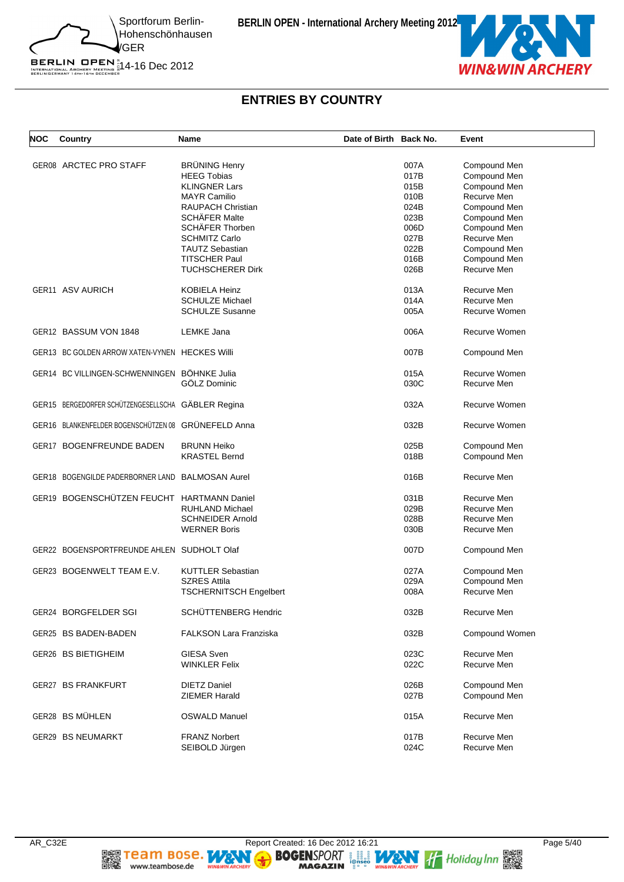## ENTRIES BY COUNTRY

| NOC | Country | Name | Date of Birth | Back No. | Event |
|---|---|---|---|---|---|
| GER08 | ARCTEC PRO STAFF | BRÜNING Henry | | 007A | Compound Men |
| | | HEEG Tobias | | 017B | Compound Men |
| | | KLINGNER Lars | | 015B | Compound Men |
| | | MAYR Camilio | | 010B | Recurve Men |
| | | RAUPACH Christian | | 024B | Compound Men |
| | | SCHÄFER Malte | | 023B | Compound Men |
| | | SCHÄFER Thorben | | 006D | Compound Men |
| | | SCHMITZ Carlo | | 027B | Recurve Men |
| | | TAUTZ Sebastian | | 022B | Compound Men |
| | | TITSCHER Paul | | 016B | Compound Men |
| | | TUCHSCHERER Dirk | | 026B | Recurve Men |
| GER11 | ASV AURICH | KOBIELA Heinz | | 013A | Recurve Men |
| | | SCHULZE Michael | | 014A | Recurve Men |
| | | SCHULZE Susanne | | 005A | Recurve Women |
| GER12 | BASSUM VON 1848 | LEMKE Jana | | 006A | Recurve Women |
| GER13 | BC GOLDEN ARROW XATEN-VYNEN | HECKES Willi | | 007B | Compound Men |
| GER14 | BC VILLINGEN-SCHWENNINGEN | BÖHNKE Julia | | 015A | Recurve Women |
| | | GÖLZ Dominic | | 030C | Recurve Men |
| GER15 | BERGEDORFER SCHÜTZENGESELLSCHA | GÄBLER Regina | | 032A | Recurve Women |
| GER16 | BLANKENFELDER BOGENSCHÜTZEN 08 | GRÜNEFELD Anna | | 032B | Recurve Women |
| GER17 | BOGENFREUNDE BADEN | BRUNN Heiko | | 025B | Compound Men |
| | | KRASTEL Bernd | | 018B | Compound Men |
| GER18 | BOGENGILDE PADERBORNER LAND | BALMOSAN Aurel | | 016B | Recurve Men |
| GER19 | BOGENSCHÜTZEN FEUCHT | HARTMANN Daniel | | 031B | Recurve Men |
| | | RUHLAND Michael | | 029B | Recurve Men |
| | | SCHNEIDER Arnold | | 028B | Recurve Men |
| | | WERNER Boris | | 030B | Recurve Men |
| GER22 | BOGENSPORTFREUNDE AHLEN | SUDHOLT Olaf | | 007D | Compound Men |
| GER23 | BOGENWELT TEAM E.V. | KUTTLER Sebastian | | 027A | Compound Men |
| | | SZRES Attila | | 029A | Compound Men |
| | | TSCHERNITSCH Engelbert | | 008A | Recurve Men |
| GER24 | BORGFELDER SGI | SCHÜTTENBERG Hendric | | 032B | Recurve Men |
| GER25 | BS BADEN-BADEN | FALKSON Lara Franziska | | 032B | Compound Women |
| GER26 | BS BIETIGHEIM | GIESA Sven | | 023C | Recurve Men |
| | | WINKLER Felix | | 022C | Recurve Men |
| GER27 | BS FRANKFURT | DIETZ Daniel | | 026B | Compound Men |
| | | ZIEMER Harald | | 027B | Compound Men |
| GER28 | BS MÜHLEN | OSWALD Manuel | | 015A | Recurve Men |
| GER29 | BS NEUMARKT | FRANZ Norbert | | 017B | Recurve Men |
| | | SEIBOLD Jürgen | | 024C | Recurve Men |

AR_C32E — Report Created: 16 Dec 2012 16:21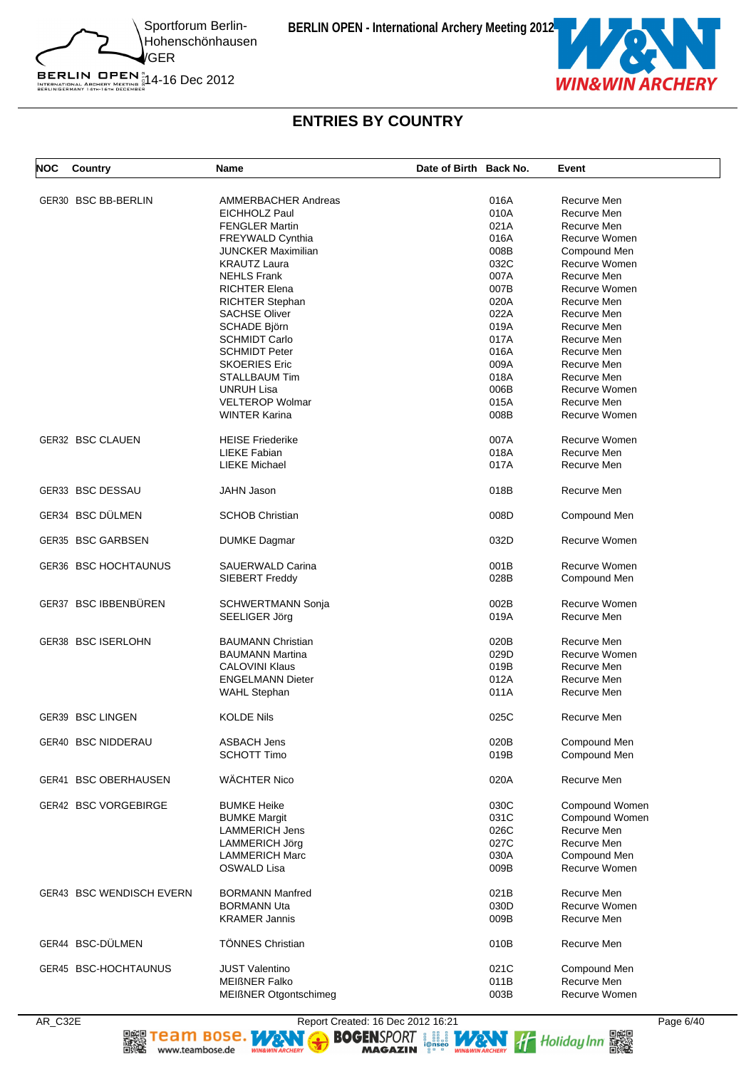## ENTRIES BY COUNTRY

| NOC | Country | Name | Date of Birth | Back No. | Event |
|---|---|---|---|---|---|
| GER30 | BSC BB-BERLIN | AMMERBACHER Andreas | | 016A | Recurve Men |
| | | EICHHOLZ Paul | | 010A | Recurve Men |
| | | FENGLER Martin | | 021A | Recurve Men |
| | | FREYWALD Cynthia | | 016A | Recurve Women |
| | | JUNCKER Maximilian | | 008B | Compound Men |
| | | KRAUTZ Laura | | 032C | Recurve Women |
| | | NEHLS Frank | | 007A | Recurve Men |
| | | RICHTER Elena | | 007B | Recurve Women |
| | | RICHTER Stephan | | 020A | Recurve Men |
| | | SACHSE Oliver | | 022A | Recurve Men |
| | | SCHADE Björn | | 019A | Recurve Men |
| | | SCHMIDT Carlo | | 017A | Recurve Men |
| | | SCHMIDT Peter | | 016A | Recurve Men |
| | | SKOERIES Eric | | 009A | Recurve Men |
| | | STALLBAUM Tim | | 018A | Recurve Men |
| | | UNRUH Lisa | | 006B | Recurve Women |
| | | VELTEROP Wolmar | | 015A | Recurve Men |
| | | WINTER Karina | | 008B | Recurve Women |
| GER32 | BSC CLAUEN | HEISE Friederike | | 007A | Recurve Women |
| | | LIEKE Fabian | | 018A | Recurve Men |
| | | LIEKE Michael | | 017A | Recurve Men |
| GER33 | BSC DESSAU | JAHN Jason | | 018B | Recurve Men |
| GER34 | BSC DÜLMEN | SCHOB Christian | | 008D | Compound Men |
| GER35 | BSC GARBSEN | DUMKE Dagmar | | 032D | Recurve Women |
| GER36 | BSC HOCHTAUNUS | SAUERWALD Carina | | 001B | Recurve Women |
| | | SIEBERT Freddy | | 028B | Compound Men |
| GER37 | BSC IBBENBÜREN | SCHWERTMANN Sonja | | 002B | Recurve Women |
| | | SEELIGER Jörg | | 019A | Recurve Men |
| GER38 | BSC ISERLOHN | BAUMANN Christian | | 020B | Recurve Men |
| | | BAUMANN Martina | | 029D | Recurve Women |
| | | CALOVINI Klaus | | 019B | Recurve Men |
| | | ENGELMANN Dieter | | 012A | Recurve Men |
| | | WAHL Stephan | | 011A | Recurve Men |
| GER39 | BSC LINGEN | KOLDE Nils | | 025C | Recurve Men |
| GER40 | BSC NIDDERAU | ASBACH Jens | | 020B | Compound Men |
| | | SCHOTT Timo | | 019B | Compound Men |
| GER41 | BSC OBERHAUSEN | WÄCHTER Nico | | 020A | Recurve Men |
| GER42 | BSC VORGEBIRGE | BUMKE Heike | | 030C | Compound Women |
| | | BUMKE Margit | | 031C | Compound Women |
| | | LAMMERICH Jens | | 026C | Recurve Men |
| | | LAMMERICH Jörg | | 027C | Recurve Men |
| | | LAMMERICH Marc | | 030A | Compound Men |
| | | OSWALD Lisa | | 009B | Recurve Women |
| GER43 | BSC WENDISCH EVERN | BORMANN Manfred | | 021B | Recurve Men |
| | | BORMANN Uta | | 030D | Recurve Women |
| | | KRAMER Jannis | | 009B | Recurve Men |
| GER44 | BSC-DÜLMEN | TÖNNES Christian | | 010B | Recurve Men |
| GER45 | BSC-HOCHTAUNUS | JUST Valentino | | 021C | Compound Men |
| | | MEIßNER Falko | | 011B | Recurve Men |
| | | MEIßNER Otgontschimeg | | 003B | Recurve Women |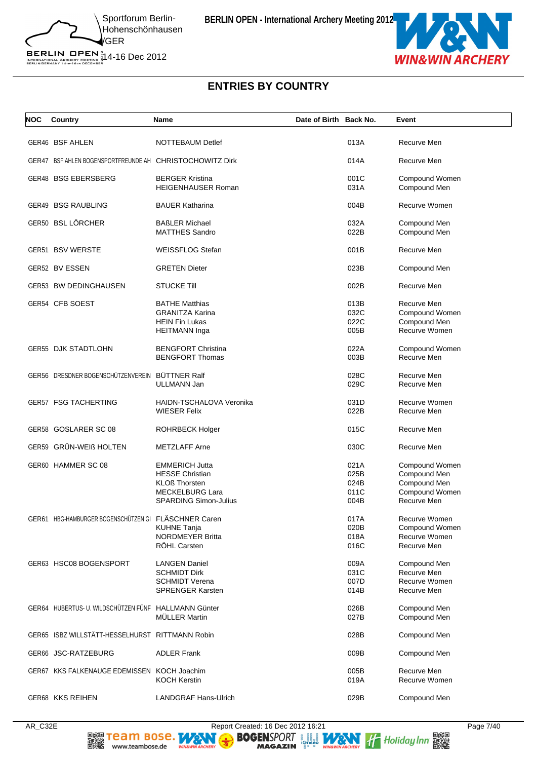## ENTRIES BY COUNTRY

| NOC | Country | Name | Date of Birth | Back No. | Event |
|---|---|---|---|---|---|
| GER46 | BSF AHLEN | NOTTEBAUM Detlef | | 013A | Recurve Men |
| GER47 | BSF AHLEN BOGENSPORTFREUNDE AH | CHRISTOCHOWITZ Dirk | | 014A | Recurve Men |
| GER48 | BSG EBERSBERG | BERGER Kristina | | 001C | Compound Women |
| | | HEIGENHAUSER Roman | | 031A | Compound Men |
| GER49 | BSG RAUBLING | BAUER Katharina | | 004B | Recurve Women |
| GER50 | BSL LÖRCHER | BAßLER Michael | | 032A | Compound Men |
| | | MATTHES Sandro | | 022B | Compound Men |
| GER51 | BSV WERSTE | WEISSFLOG Stefan | | 001B | Recurve Men |
| GER52 | BV ESSEN | GRETEN Dieter | | 023B | Compound Men |
| GER53 | BW DEDINGHAUSEN | STUCKE Till | | 002B | Recurve Men |
| GER54 | CFB SOEST | BATHE Matthias | | 013B | Recurve Men |
| | | GRANITZA Karina | | 032C | Compound Women |
| | | HEIN Fin Lukas | | 022C | Compound Men |
| | | HEITMANN Inga | | 005B | Recurve Women |
| GER55 | DJK STADTLOHN | BENGFORT Christina | | 022A | Compound Women |
| | | BENGFORT Thomas | | 003B | Recurve Men |
| GER56 | DRESDNER BOGENSCHÜTZENVEREIN | BÜTTNER Ralf | | 028C | Recurve Men |
| | | ULLMANN Jan | | 029C | Recurve Men |
| GER57 | FSG TACHERTING | HAIDN-TSCHALOVA Veronika | | 031D | Recurve Women |
| | | WIESER Felix | | 022B | Recurve Men |
| GER58 | GOSLARER SC 08 | ROHRBECK Holger | | 015C | Recurve Men |
| GER59 | GRÜN-WEIß HOLTEN | METZLAFF Arne | | 030C | Recurve Men |
| GER60 | HAMMER SC 08 | EMMERICH Jutta | | 021A | Compound Women |
| | | HESSE Christian | | 025B | Compound Men |
| | | KLOß Thorsten | | 024B | Compound Men |
| | | MECKELBURG Lara | | 011C | Compound Women |
| | | SPARDING Simon-Julius | | 004B | Recurve Men |
| GER61 | HBG-HAMBURGER BOGENSCHÜTZEN GI | FLÄSCHNER Caren | | 017A | Recurve Women |
| | | KUHNE Tanja | | 020B | Compound Women |
| | | NORDMEYER Britta | | 018A | Recurve Women |
| | | RÖHL Carsten | | 016C | Recurve Men |
| GER63 | HSC08 BOGENSPORT | LANGEN Daniel | | 009A | Compound Men |
| | | SCHMIDT Dirk | | 031C | Recurve Men |
| | | SCHMIDT Verena | | 007D | Recurve Women |
| | | SPRENGER Karsten | | 014B | Recurve Men |
| GER64 | HUBERTUS- U. WILDSCHÜTZEN FÜNF | HALLMANN Günter | | 026B | Compound Men |
| | | MÜLLER Martin | | 027B | Compound Men |
| GER65 | ISBZ WILLSTÄTT-HESSELHURST | RITTMANN Robin | | 028B | Compound Men |
| GER66 | JSC-RATZEBURG | ADLER Frank | | 009B | Compound Men |
| GER67 | KKS FALKENAUGE EDEMISSEN | KOCH Joachim | | 005B | Recurve Men |
| | | KOCH Kerstin | | 019A | Recurve Women |
| GER68 | KKS REIHEN | LANDGRAF Hans-Ulrich | | 029B | Compound Men |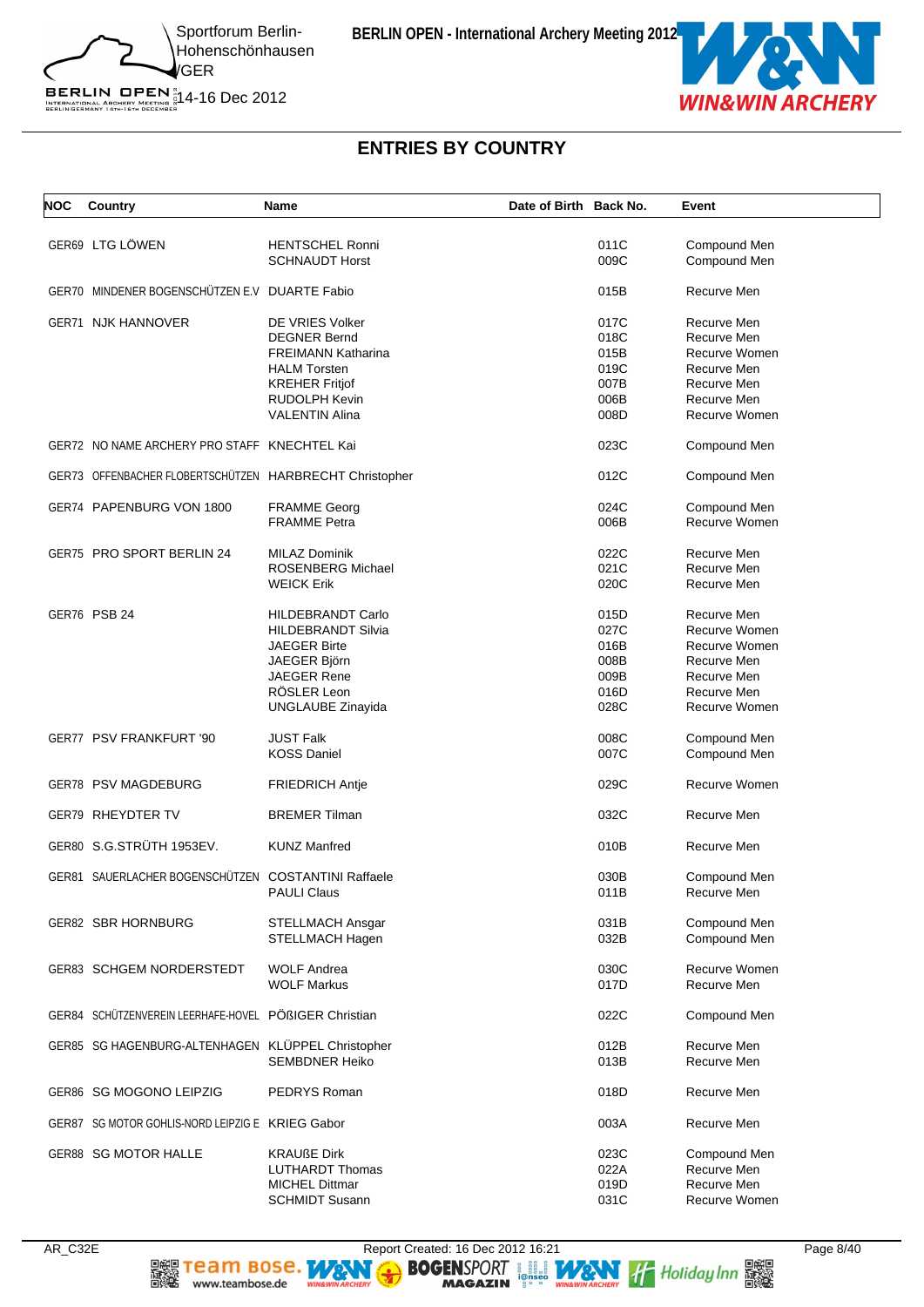## ENTRIES BY COUNTRY

| NOC | Country | Name | Date of Birth | Back No. | Event |
|---|---|---|---|---|---|
| GER69 | LTG LÖWEN | HENTSCHEL Ronni | | 011C | Compound Men |
| | | SCHNAUDT Horst | | 009C | Compound Men |
| GER70 | MINDENER BOGENSCHÜTZEN E.V | DUARTE Fabio | | 015B | Recurve Men |
| GER71 | NJK HANNOVER | DE VRIES Volker | | 017C | Recurve Men |
| | | DEGNER Bernd | | 018C | Recurve Men |
| | | FREIMANN Katharina | | 015B | Recurve Women |
| | | HALM Torsten | | 019C | Recurve Men |
| | | KREHER Fritjof | | 007B | Recurve Men |
| | | RUDOLPH Kevin | | 006B | Recurve Men |
| | | VALENTIN Alina | | 008D | Recurve Women |
| GER72 | NO NAME ARCHERY PRO STAFF | KNECHTEL Kai | | 023C | Compound Men |
| GER73 | OFFENBACHER FLOBERTSCHÜTZEN | HARBRECHT Christopher | | 012C | Compound Men |
| GER74 | PAPENBURG VON 1800 | FRAMME Georg | | 024C | Compound Men |
| | | FRAMME Petra | | 006B | Recurve Women |
| GER75 | PRO SPORT BERLIN 24 | MILAZ Dominik | | 022C | Recurve Men |
| | | ROSENBERG Michael | | 021C | Recurve Men |
| | | WEICK Erik | | 020C | Recurve Men |
| GER76 | PSB 24 | HILDEBRANDT Carlo | | 015D | Recurve Men |
| | | HILDEBRANDT Silvia | | 027C | Recurve Women |
| | | JAEGER Birte | | 016B | Recurve Women |
| | | JAEGER Björn | | 008B | Recurve Men |
| | | JAEGER Rene | | 009B | Recurve Men |
| | | RÖSLER Leon | | 016D | Recurve Men |
| | | UNGLAUBE Zinayida | | 028C | Recurve Women |
| GER77 | PSV FRANKFURT '90 | JUST Falk | | 008C | Compound Men |
| | | KOSS Daniel | | 007C | Compound Men |
| GER78 | PSV MAGDEBURG | FRIEDRICH Antje | | 029C | Recurve Women |
| GER79 | RHEYDTER TV | BREMER Tilman | | 032C | Recurve Men |
| GER80 | S.G.STRÜTH 1953EV. | KUNZ Manfred | | 010B | Recurve Men |
| GER81 | SAUERLACHER BOGENSCHÜTZEN | COSTANTINI Raffaele | | 030B | Compound Men |
| | | PAULI Claus | | 011B | Recurve Men |
| GER82 | SBR HORNBURG | STELLMACH Ansgar | | 031B | Compound Men |
| | | STELLMACH Hagen | | 032B | Compound Men |
| GER83 | SCHGEM NORDERSTEDT | WOLF Andrea | | 030C | Recurve Women |
| | | WOLF Markus | | 017D | Recurve Men |
| GER84 | SCHÜTZENVEREIN LEERHAFE-HOVEL | PÖßIGER Christian | | 022C | Compound Men |
| GER85 | SG HAGENBURG-ALTENHAGEN | KLÜPPEL Christopher | | 012B | Recurve Men |
| | | SEMBDNER Heiko | | 013B | Recurve Men |
| GER86 | SG MOGONO LEIPZIG | PEDRYS Roman | | 018D | Recurve Men |
| GER87 | SG MOTOR GOHLIS-NORD LEIPZIG E | KRIEG Gabor | | 003A | Recurve Men |
| GER88 | SG MOTOR HALLE | KRAUßE Dirk | | 023C | Compound Men |
| | | LUTHARDT Thomas | | 022A | Recurve Men |
| | | MICHEL Dittmar | | 019D | Recurve Men |
| | | SCHMIDT Susann | | 031C | Recurve Women |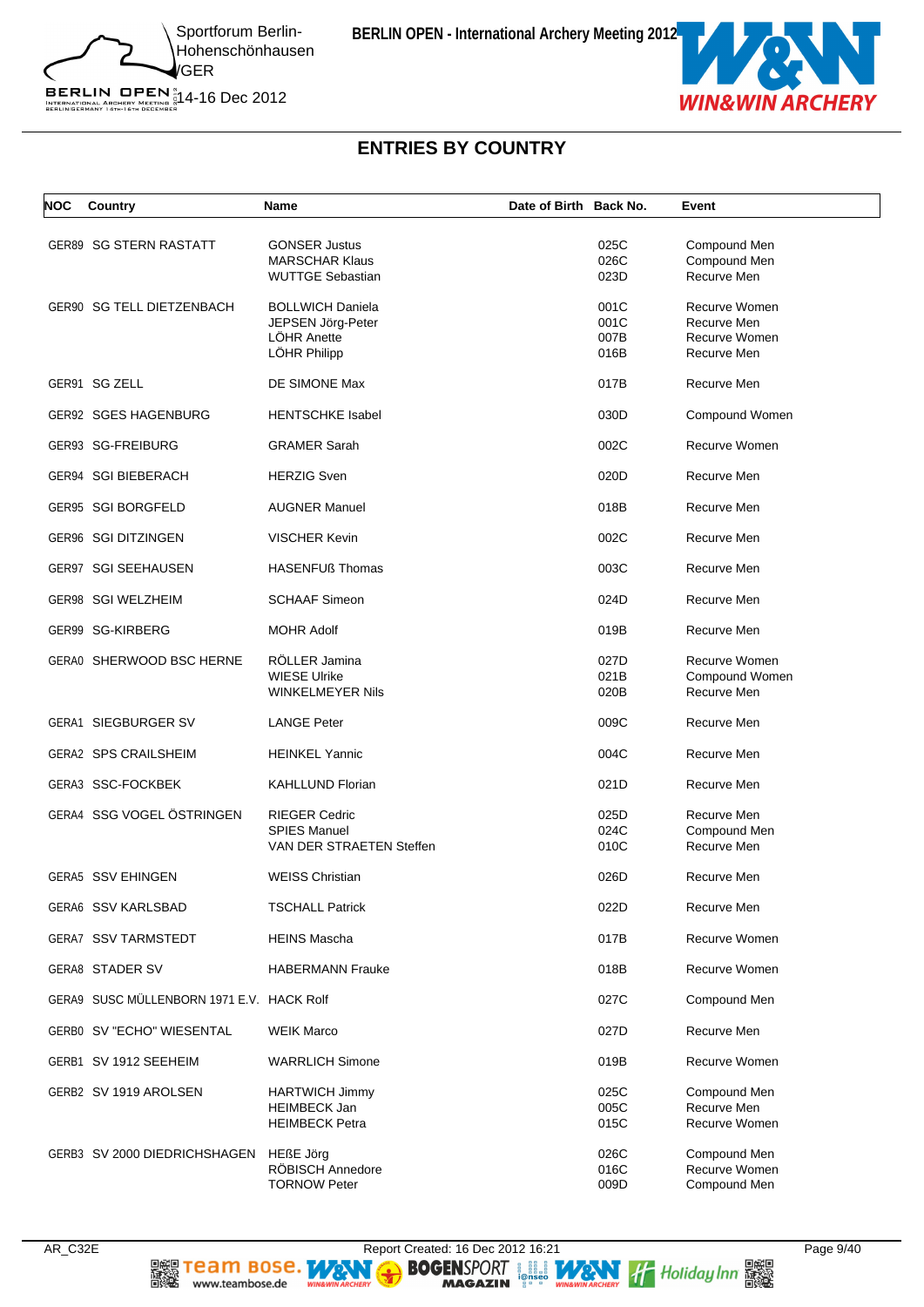## ENTRIES BY COUNTRY

| NOC | Country | Name | Date of Birth | Back No. | Event |
|---|---|---|---|---|---|
| GER89 | SG STERN RASTATT | GONSER Justus | | 025C | Compound Men |
| | | MARSCHAR Klaus | | 026C | Compound Men |
| | | WUTTGE Sebastian | | 023D | Recurve Men |
| GER90 | SG TELL DIETZENBACH | BOLLWICH Daniela | | 001C | Recurve Women |
| | | JEPSEN Jörg-Peter | | 001C | Recurve Men |
| | | LÖHR Anette | | 007B | Recurve Women |
| | | LÖHR Philipp | | 016B | Recurve Men |
| GER91 | SG ZELL | DE SIMONE Max | | 017B | Recurve Men |
| GER92 | SGES HAGENBURG | HENTSCHKE Isabel | | 030D | Compound Women |
| GER93 | SG-FREIBURG | GRAMER Sarah | | 002C | Recurve Women |
| GER94 | SGI BIEBERACH | HERZIG Sven | | 020D | Recurve Men |
| GER95 | SGI BORGFELD | AUGNER Manuel | | 018B | Recurve Men |
| GER96 | SGI DITZINGEN | VISCHER Kevin | | 002C | Recurve Men |
| GER97 | SGI SEEHAUSEN | HASENFUß Thomas | | 003C | Recurve Men |
| GER98 | SGI WELZHEIM | SCHAAF Simeon | | 024D | Recurve Men |
| GER99 | SG-KIRBERG | MOHR Adolf | | 019B | Recurve Men |
| GERA0 | SHERWOOD BSC HERNE | RÖLLER Jamina | | 027D | Recurve Women |
| | | WIESE Ulrike | | 021B | Compound Women |
| | | WINKELMEYER Nils | | 020B | Recurve Men |
| GERA1 | SIEGBURGER SV | LANGE Peter | | 009C | Recurve Men |
| GERA2 | SPS CRAILSHEIM | HEINKEL Yannic | | 004C | Recurve Men |
| GERA3 | SSC-FOCKBEK | KAHLLUND Florian | | 021D | Recurve Men |
| GERA4 | SSG VOGEL ÖSTRINGEN | RIEGER Cedric | | 025D | Recurve Men |
| | | SPIES Manuel | | 024C | Compound Men |
| | | VAN DER STRAETEN Steffen | | 010C | Recurve Men |
| GERA5 | SSV EHINGEN | WEISS Christian | | 026D | Recurve Men |
| GERA6 | SSV KARLSBAD | TSCHALL Patrick | | 022D | Recurve Men |
| GERA7 | SSV TARMSTEDT | HEINS Mascha | | 017B | Recurve Women |
| GERA8 | STADER SV | HABERMANN Frauke | | 018B | Recurve Women |
| GERA9 | SUSC MÜLLENBORN 1971 E.V. | HACK Rolf | | 027C | Compound Men |
| GERB0 | SV "ECHO" WIESENTAL | WEIK Marco | | 027D | Recurve Men |
| GERB1 | SV 1912 SEEHEIM | WARRLICH Simone | | 019B | Recurve Women |
| GERB2 | SV 1919 AROLSEN | HARTWICH Jimmy | | 025C | Compound Men |
| | | HEIMBECK Jan | | 005C | Recurve Men |
| | | HEIMBECK Petra | | 015C | Recurve Women |
| GERB3 | SV 2000 DIEDRICHSHAGEN | HEßE Jörg | | 026C | Compound Men |
| | | RÖBISCH Annedore | | 016C | Recurve Women |
| | | TORNOW Peter | | 009D | Compound Men |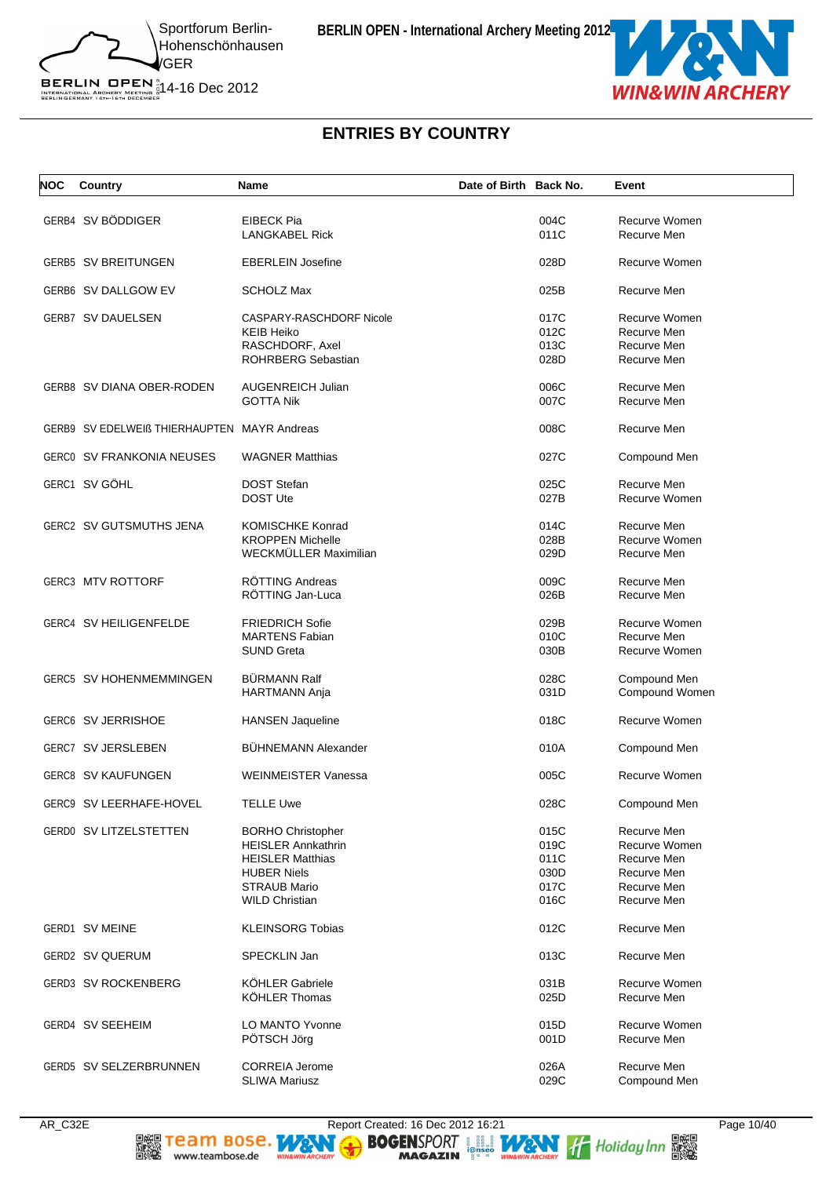# ENTRIES BY COUNTRY

| NOC | Country | Name | Date of Birth | Back No. | Event |
|---|---|---|---|---|---|
| GERB4 | SV BÖDDIGER | EIBECK Pia | | 004C | Recurve Women |
| | | LANGKABEL Rick | | 011C | Recurve Men |
| GERB5 | SV BREITUNGEN | EBERLEIN Josefine | | 028D | Recurve Women |
| GERB6 | SV DALLGOW EV | SCHOLZ Max | | 025B | Recurve Men |
| GERB7 | SV DAUELSEN | CASPARY-RASCHDORF Nicole | | 017C | Recurve Women |
| | | KEIB Heiko | | 012C | Recurve Men |
| | | RASCHDORF, Axel | | 013C | Recurve Men |
| | | ROHRBERG Sebastian | | 028D | Recurve Men |
| GERB8 | SV DIANA OBER-RODEN | AUGENREICH Julian | | 006C | Recurve Men |
| | | GOTTA Nik | | 007C | Recurve Men |
| GERB9 | SV EDELWEIß THIERHAUPTEN | MAYR Andreas | | 008C | Recurve Men |
| GERC0 | SV FRANKONIA NEUSES | WAGNER Matthias | | 027C | Compound Men |
| GERC1 | SV GÖHL | DOST Stefan | | 025C | Recurve Men |
| | | DOST Ute | | 027B | Recurve Women |
| GERC2 | SV GUTSMUTHS JENA | KOMISCHKE Konrad | | 014C | Recurve Men |
| | | KROPPEN Michelle | | 028B | Recurve Women |
| | | WECKMÜLLER Maximilian | | 029D | Recurve Men |
| GERC3 | MTV ROTTORF | RÖTTING Andreas | | 009C | Recurve Men |
| | | RÖTTING Jan-Luca | | 026B | Recurve Men |
| GERC4 | SV HEILIGENFELDE | FRIEDRICH Sofie | | 029B | Recurve Women |
| | | MARTENS Fabian | | 010C | Recurve Men |
| | | SUND Greta | | 030B | Recurve Women |
| GERC5 | SV HOHENMEMMINGEN | BÜRMANN Ralf | | 028C | Compound Men |
| | | HARTMANN Anja | | 031D | Compound Women |
| GERC6 | SV JERRISHOE | HANSEN Jaqueline | | 018C | Recurve Women |
| GERC7 | SV JERSLEBEN | BÜHNEMANN Alexander | | 010A | Compound Men |
| GERC8 | SV KAUFUNGEN | WEINMEISTER Vanessa | | 005C | Recurve Women |
| GERC9 | SV LEERHAFE-HOVEL | TELLE Uwe | | 028C | Compound Men |
| GERD0 | SV LITZELSTETTEN | BORHO Christopher | | 015C | Recurve Men |
| | | HEISLER Annkathrin | | 019C | Recurve Women |
| | | HEISLER Matthias | | 011C | Recurve Men |
| | | HUBER Niels | | 030D | Recurve Men |
| | | STRAUB Mario | | 017C | Recurve Men |
| | | WILD Christian | | 016C | Recurve Men |
| GERD1 | SV MEINE | KLEINSORG Tobias | | 012C | Recurve Men |
| GERD2 | SV QUERUM | SPECKLIN Jan | | 013C | Recurve Men |
| GERD3 | SV ROCKENBERG | KÖHLER Gabriele | | 031B | Recurve Women |
| | | KÖHLER Thomas | | 025D | Recurve Men |
| GERD4 | SV SEEHEIM | LO MANTO Yvonne | | 015D | Recurve Women |
| | | PÖTSCH Jörg | | 001D | Recurve Men |
| GERD5 | SV SELZERBRUNNEN | CORREIA Jerome | | 026A | Recurve Men |
| | | SLIWA Mariusz | | 029C | Compound Men |

AR_C32E — Report Created: 16 Dec 2012 16:21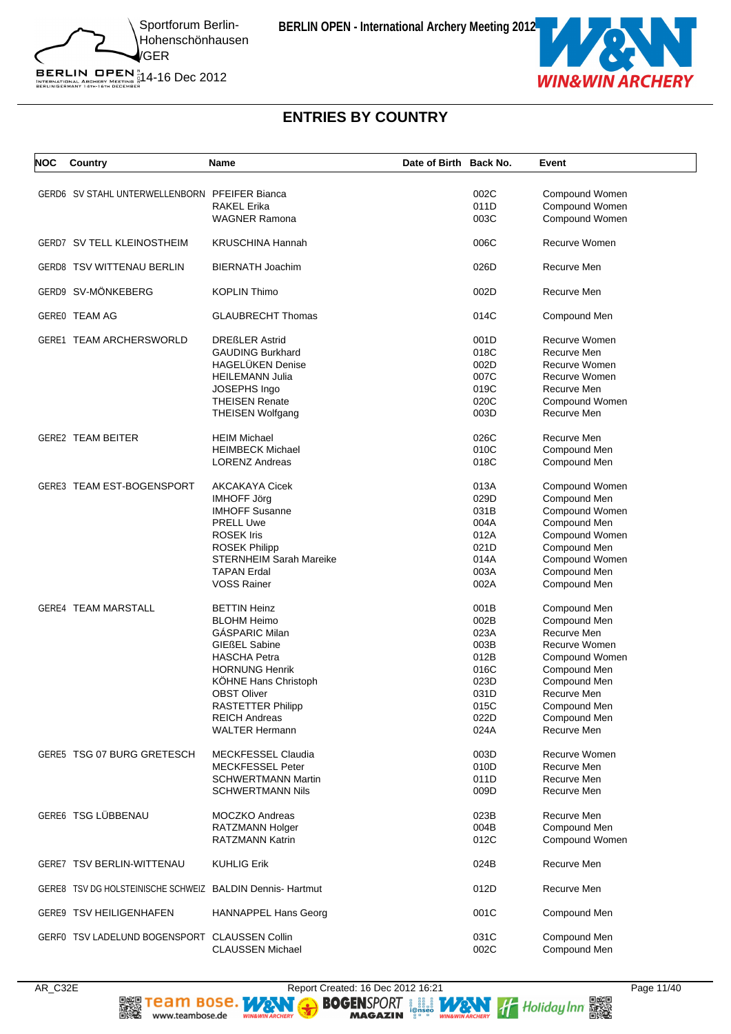# ENTRIES BY COUNTRY

| NOC | Country | Name | Date of Birth | Back No. | Event |
|---|---|---|---|---|---|
| GERD6 | SV STAHL UNTERWELLENBORN | PFEIFER Bianca | | 002C | Compound Women |
| | | RAKEL Erika | | 011D | Compound Women |
| | | WAGNER Ramona | | 003C | Compound Women |
| GERD7 | SV TELL KLEINOSTHEIM | KRUSCHINA Hannah | | 006C | Recurve Women |
| GERD8 | TSV WITTENAU BERLIN | BIERNATH Joachim | | 026D | Recurve Men |
| GERD9 | SV-MÖNKEBERG | KOPLIN Thimo | | 002D | Recurve Men |
| GERE0 | TEAM AG | GLAUBRECHT Thomas | | 014C | Compound Men |
| GERE1 | TEAM ARCHERSWORLD | DREßLER Astrid | | 001D | Recurve Women |
| | | GAUDING Burkhard | | 018C | Recurve Men |
| | | HAGELÜKEN Denise | | 002D | Recurve Women |
| | | HEILEMANN Julia | | 007C | Recurve Women |
| | | JOSEPHS Ingo | | 019C | Recurve Men |
| | | THEISEN Renate | | 020C | Compound Women |
| | | THEISEN Wolfgang | | 003D | Recurve Men |
| GERE2 | TEAM BEITER | HEIM Michael | | 026C | Recurve Men |
| | | HEIMBECK Michael | | 010C | Compound Men |
| | | LORENZ Andreas | | 018C | Compound Men |
| GERE3 | TEAM EST-BOGENSPORT | AKCAKAYA Cicek | | 013A | Compound Women |
| | | IMHOFF Jörg | | 029D | Compound Men |
| | | IMHOFF Susanne | | 031B | Compound Women |
| | | PRELL Uwe | | 004A | Compound Men |
| | | ROSEK Iris | | 012A | Compound Women |
| | | ROSEK Philipp | | 021D | Compound Men |
| | | STERNHEIM Sarah Mareike | | 014A | Compound Women |
| | | TAPAN Erdal | | 003A | Compound Men |
| | | VOSS Rainer | | 002A | Compound Men |
| GERE4 | TEAM MARSTALL | BETTIN Heinz | | 001B | Compound Men |
| | | BLOHM Heimo | | 002B | Compound Men |
| | | GÁSPARIC Milan | | 023A | Recurve Men |
| | | GIEßEL Sabine | | 003B | Recurve Women |
| | | HASCHA Petra | | 012B | Compound Women |
| | | HORNUNG Henrik | | 016C | Compound Men |
| | | KÖHNE Hans Christoph | | 023D | Compound Men |
| | | OBST Oliver | | 031D | Recurve Men |
| | | RASTETTER Philipp | | 015C | Compound Men |
| | | REICH Andreas | | 022D | Compound Men |
| | | WALTER Hermann | | 024A | Recurve Men |
| GERE5 | TSG 07 BURG GRETESCH | MECKFESSEL Claudia | | 003D | Recurve Women |
| | | MECKFESSEL Peter | | 010D | Recurve Men |
| | | SCHWERTMANN Martin | | 011D | Recurve Men |
| | | SCHWERTMANN Nils | | 009D | Recurve Men |
| GERE6 | TSG LÜBBENAU | MOCZKO Andreas | | 023B | Recurve Men |
| | | RATZMANN Holger | | 004B | Compound Men |
| | | RATZMANN Katrin | | 012C | Compound Women |
| GERE7 | TSV BERLIN-WITTENAU | KUHLIG Erik | | 024B | Recurve Men |
| GERE8 | TSV DG HOLSTEINISCHE SCHWEIZ | BALDIN Dennis- Hartmut | | 012D | Recurve Men |
| GERE9 | TSV HEILIGENHAFEN | HANNAPPEL Hans Georg | | 001C | Compound Men |
| GERF0 | TSV LADELUND BOGENSPORT | CLAUSSEN Collin | | 031C | Compound Men |
| | | CLAUSSEN Michael | | 002C | Compound Men |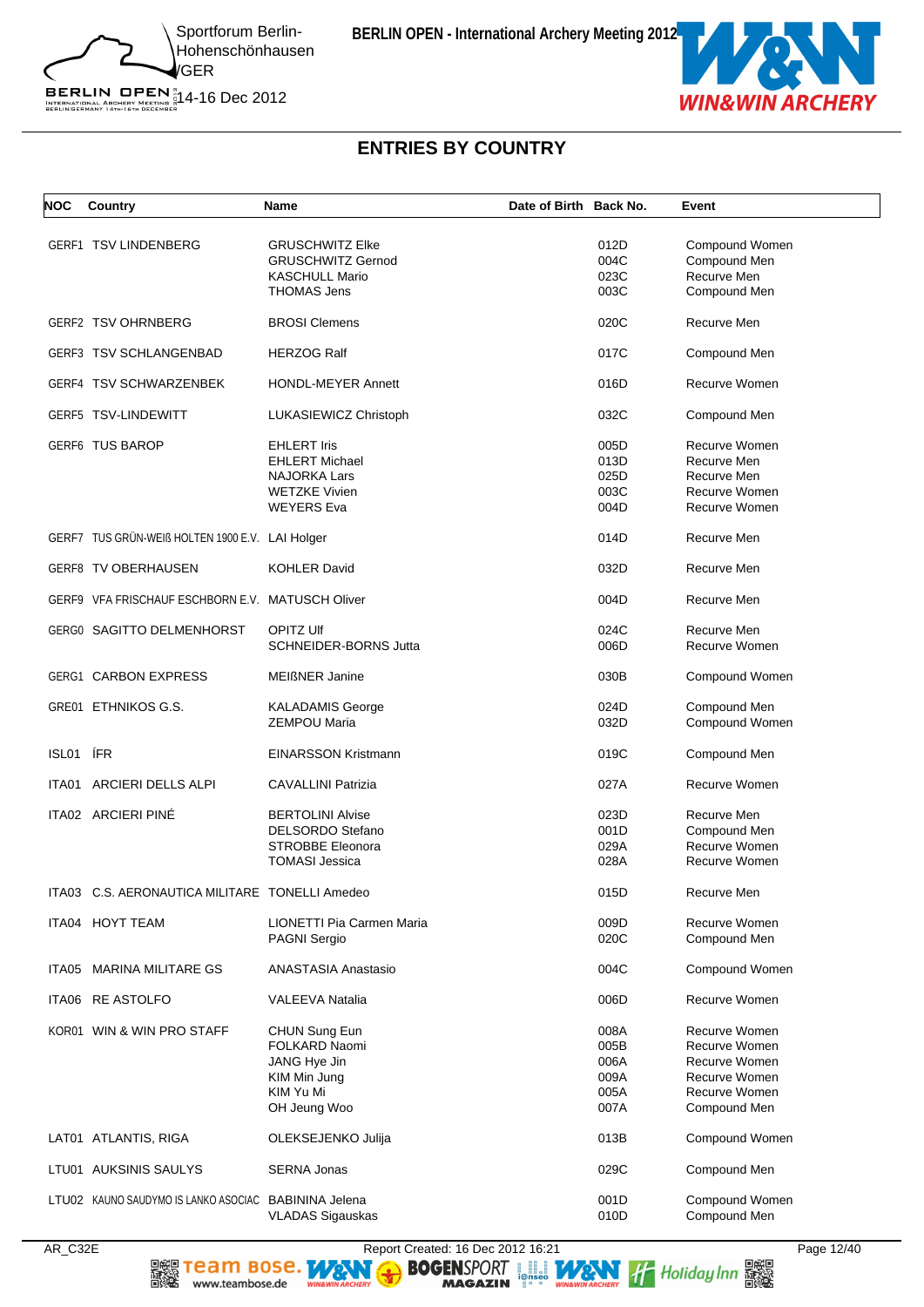# ENTRIES BY COUNTRY

| NOC | Country | Name | Date of Birth | Back No. | Event |
|---|---|---|---|---|---|
| GERF1 | TSV LINDENBERG | GRUSCHWITZ Elke | | 012D | Compound Women |
| | | GRUSCHWITZ Gernod | | 004C | Compound Men |
| | | KASCHULL Mario | | 023C | Recurve Men |
| | | THOMAS Jens | | 003C | Compound Men |
| GERF2 | TSV OHRNBERG | BROSI Clemens | | 020C | Recurve Men |
| GERF3 | TSV SCHLANGENBAD | HERZOG Ralf | | 017C | Compound Men |
| GERF4 | TSV SCHWARZENBEK | HONDL-MEYER Annett | | 016D | Recurve Women |
| GERF5 | TSV-LINDEWITT | LUKASIEWICZ Christoph | | 032C | Compound Men |
| GERF6 | TUS BAROP | EHLERT Iris | | 005D | Recurve Women |
| | | EHLERT Michael | | 013D | Recurve Men |
| | | NAJORKA Lars | | 025D | Recurve Men |
| | | WETZKE Vivien | | 003C | Recurve Women |
| | | WEYERS Eva | | 004D | Recurve Women |
| GERF7 | TUS GRÜN-WEIß HOLTEN 1900 E.V. | LAI Holger | | 014D | Recurve Men |
| GERF8 | TV OBERHAUSEN | KOHLER David | | 032D | Recurve Men |
| GERF9 | VFA FRISCHAUF ESCHBORN E.V. | MATUSCH Oliver | | 004D | Recurve Men |
| GERG0 | SAGITTO DELMENHORST | OPITZ Ulf | | 024C | Recurve Men |
| | | SCHNEIDER-BORNS Jutta | | 006D | Recurve Women |
| GERG1 | CARBON EXPRESS | MEIßNER Janine | | 030B | Compound Women |
| GRE01 | ETHNIKOS G.S. | KALADAMIS George | | 024D | Compound Men |
| | | ZEMPOU Maria | | 032D | Compound Women |
| ISL01 | ÍFR | EINARSSON Kristmann | | 019C | Compound Men |
| ITA01 | ARCIERI DELLS ALPI | CAVALLINI Patrizia | | 027A | Recurve Women |
| ITA02 | ARCIERI PINÉ | BERTOLINI Alvise | | 023D | Recurve Men |
| | | DELSORDO Stefano | | 001D | Compound Men |
| | | STROBBE Eleonora | | 029A | Recurve Women |
| | | TOMASI Jessica | | 028A | Recurve Women |
| ITA03 | C.S. AERONAUTICA MILITARE | TONELLI Amedeo | | 015D | Recurve Men |
| ITA04 | HOYT TEAM | LIONETTI Pia Carmen Maria | | 009D | Recurve Women |
| | | PAGNI Sergio | | 020C | Compound Men |
| ITA05 | MARINA MILITARE GS | ANASTASIA Anastasio | | 004C | Compound Women |
| ITA06 | RE ASTOLFO | VALEEVA Natalia | | 006D | Recurve Women |
| KOR01 | WIN & WIN PRO STAFF | CHUN Sung Eun | | 008A | Recurve Women |
| | | FOLKARD Naomi | | 005B | Recurve Women |
| | | JANG Hye Jin | | 006A | Recurve Women |
| | | KIM Min Jung | | 009A | Recurve Women |
| | | KIM Yu Mi | | 005A | Recurve Women |
| | | OH Jeung Woo | | 007A | Compound Men |
| LAT01 | ATLANTIS, RIGA | OLEKSEJENKO Julija | | 013B | Compound Women |
| LTU01 | AUKSINIS SAULYS | SERNA Jonas | | 029C | Compound Men |
| LTU02 | KAUNO SAUDYMO IS LANKO ASOCIAC | BABININA Jelena | | 001D | Compound Women |
| | | VLADAS Sigauskas | | 010D | Compound Men |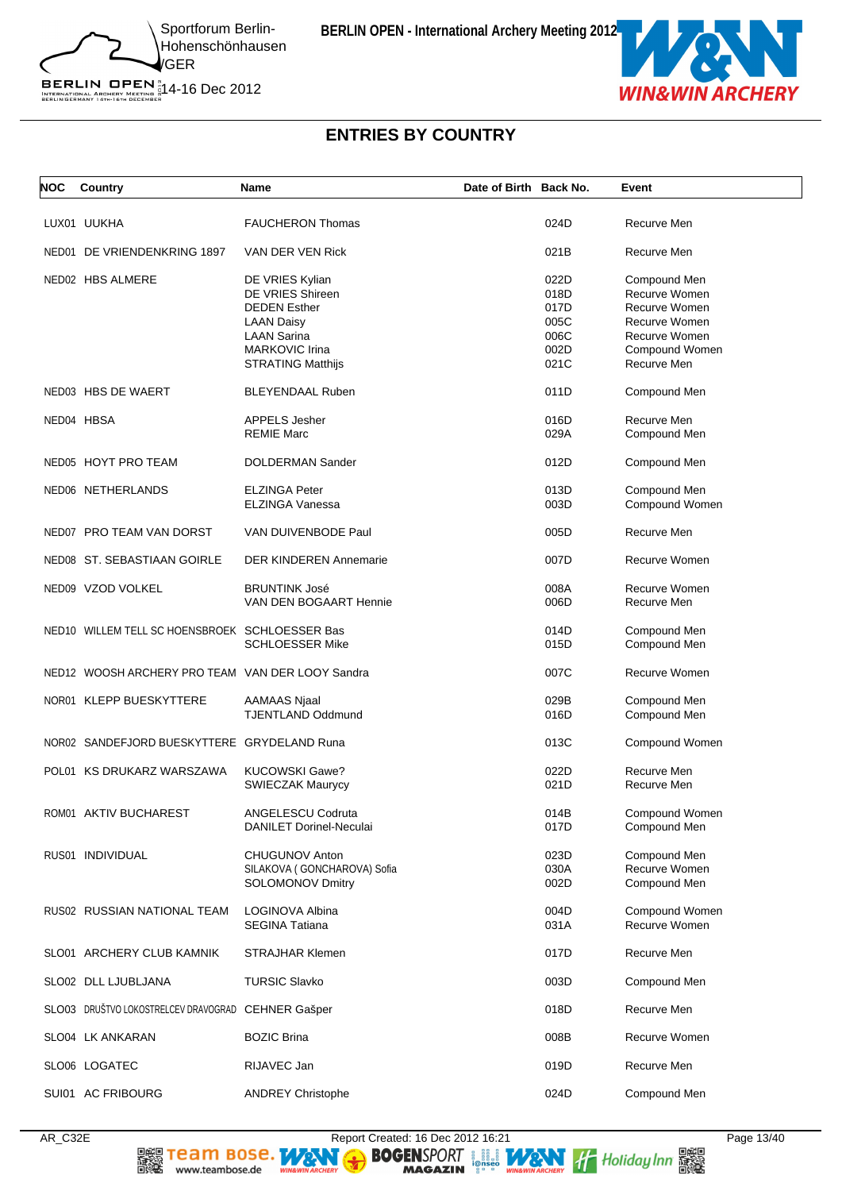## ENTRIES BY COUNTRY

| NOC | Country | Name | Date of Birth | Back No. | Event |
|---|---|---|---|---|---|
| LUX01 | UUKHA | FAUCHERON Thomas | | 024D | Recurve Men |
| NED01 | DE VRIENDENKRING 1897 | VAN DER VEN Rick | | 021B | Recurve Men |
| NED02 | HBS ALMERE | DE VRIES Kylian | | 022D | Compound Men |
| | | DE VRIES Shireen | | 018D | Recurve Women |
| | | DEDEN Esther | | 017D | Recurve Women |
| | | LAAN Daisy | | 005C | Recurve Women |
| | | LAAN Sarina | | 006C | Recurve Women |
| | | MARKOVIC Irina | | 002D | Compound Women |
| | | STRATING Matthijs | | 021C | Recurve Men |
| NED03 | HBS DE WAERT | BLEYENDAAL Ruben | | 011D | Compound Men |
| NED04 | HBSA | APPELS Jesher | | 016D | Recurve Men |
| | | REMIE Marc | | 029A | Compound Men |
| NED05 | HOYT PRO TEAM | DOLDERMAN Sander | | 012D | Compound Men |
| NED06 | NETHERLANDS | ELZINGA Peter | | 013D | Compound Men |
| | | ELZINGA Vanessa | | 003D | Compound Women |
| NED07 | PRO TEAM VAN DORST | VAN DUIVENBODE Paul | | 005D | Recurve Men |
| NED08 | ST. SEBASTIAAN GOIRLE | DER KINDEREN Annemarie | | 007D | Recurve Women |
| NED09 | VZOD VOLKEL | BRUNTINK José | | 008A | Recurve Women |
| | | VAN DEN BOGAART Hennie | | 006D | Recurve Men |
| NED10 | WILLEM TELL SC HOENSBROEK | SCHLOESSER Bas | | 014D | Compound Men |
| | | SCHLOESSER Mike | | 015D | Compound Men |
| NED12 | WOOSH ARCHERY PRO TEAM | VAN DER LOOY Sandra | | 007C | Recurve Women |
| NOR01 | KLEPP BUESKYTTERE | AAMAAS Njaal | | 029B | Compound Men |
| | | TJENTLAND Oddmund | | 016D | Compound Men |
| NOR02 | SANDEFJORD BUESKYTTERE | GRYDELAND Runa | | 013C | Compound Women |
| POL01 | KS DRUKARZ WARSZAWA | KUCOWSKI Gawe? | | 022D | Recurve Men |
| | | SWIECZAK Maurycy | | 021D | Recurve Men |
| ROM01 | AKTIV BUCHAREST | ANGELESCU Codruta | | 014B | Compound Women |
| | | DANILET Dorinel-Neculai | | 017D | Compound Men |
| RUS01 | INDIVIDUAL | CHUGUNOV Anton | | 023D | Compound Men |
| | | SILAKOVA ( GONCHAROVA) Sofia | | 030A | Recurve Women |
| | | SOLOMONOV Dmitry | | 002D | Compound Men |
| RUS02 | RUSSIAN NATIONAL TEAM | LOGINOVA Albina | | 004D | Compound Women |
| | | SEGINA Tatiana | | 031A | Recurve Women |
| SLO01 | ARCHERY CLUB KAMNIK | STRAJHAR Klemen | | 017D | Recurve Men |
| SLO02 | DLL LJUBLJANA | TURSIC Slavko | | 003D | Compound Men |
| SLO03 | DRUŠTVO LOKOSTRELCEV DRAVOGRAD | CEHNER Gašper | | 018D | Recurve Men |
| SLO04 | LK ANKARAN | BOZIC Brina | | 008B | Recurve Women |
| SLO06 | LOGATEC | RIJAVEC Jan | | 019D | Recurve Men |
| SUI01 | AC FRIBOURG | ANDREY Christophe | | 024D | Compound Men |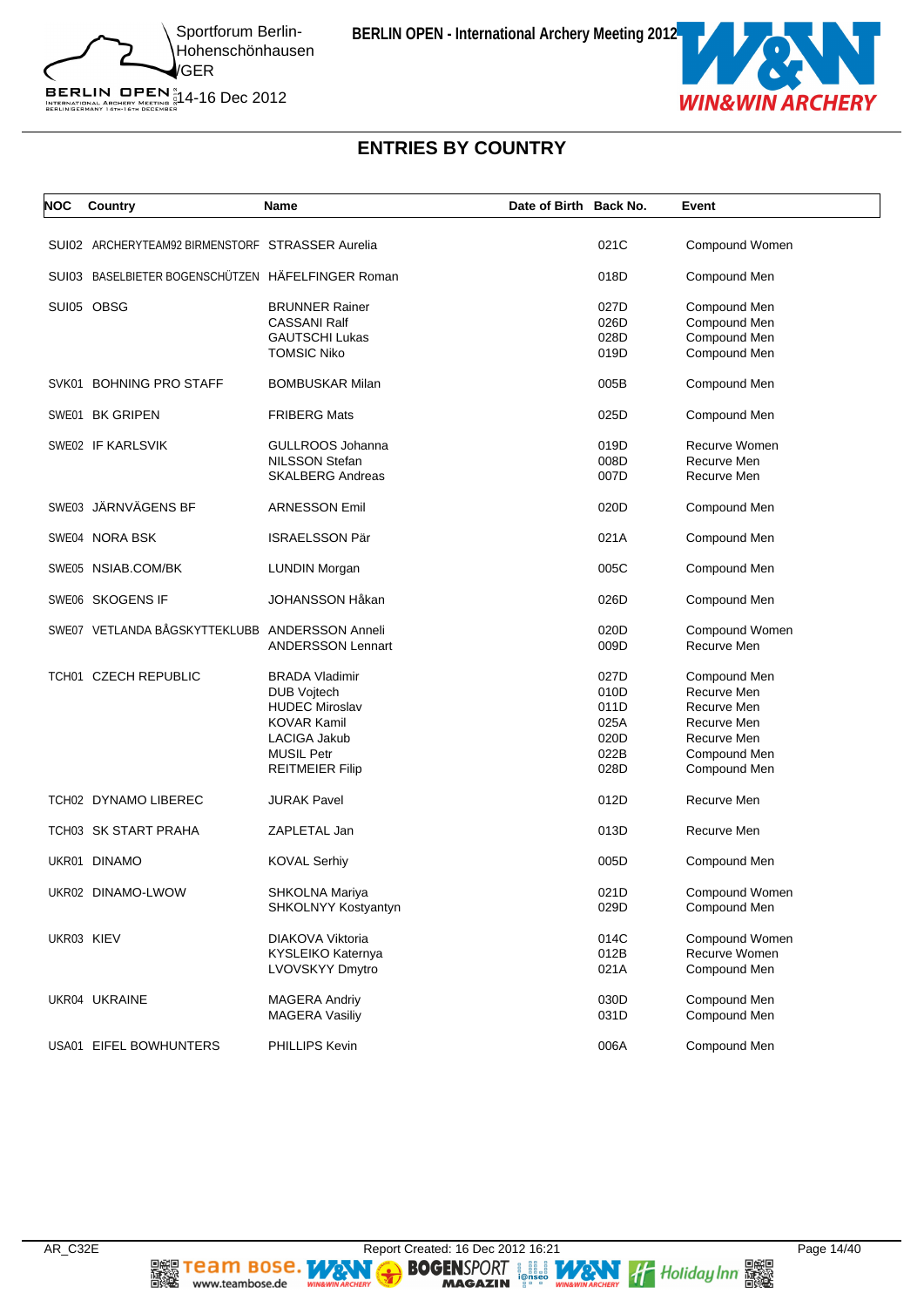## ENTRIES BY COUNTRY

| NOC | Country | Name | Date of Birth | Back No. | Event |
|---|---|---|---|---|---|
| SUI02 | ARCHERYTEAM92 BIRMENSTORF | STRASSER Aurelia | | 021C | Compound Women |
| SUI03 | BASELBIETER BOGENSCHÜTZEN | HÄFELFINGER Roman | | 018D | Compound Men |
| SUI05 | OBSG | BRUNNER Rainer | | 027D | Compound Men |
| | | CASSANI Ralf | | 026D | Compound Men |
| | | GAUTSCHI Lukas | | 028D | Compound Men |
| | | TOMSIC Niko | | 019D | Compound Men |
| SVK01 | BOHNING PRO STAFF | BOMBUSKAR Milan | | 005B | Compound Men |
| SWE01 | BK GRIPEN | FRIBERG Mats | | 025D | Compound Men |
| SWE02 | IF KARLSVIK | GULLROOS Johanna | | 019D | Recurve Women |
| | | NILSSON Stefan | | 008D | Recurve Men |
| | | SKALBERG Andreas | | 007D | Recurve Men |
| SWE03 | JÄRNVÄGENS BF | ARNESSON Emil | | 020D | Compound Men |
| SWE04 | NORA BSK | ISRAELSSON Pär | | 021A | Compound Men |
| SWE05 | NSIAB.COM/BK | LUNDIN Morgan | | 005C | Compound Men |
| SWE06 | SKOGENS IF | JOHANSSON Håkan | | 026D | Compound Men |
| SWE07 | VETLANDA BÅGSKYTTEKLUBB | ANDERSSON Anneli | | 020D | Compound Women |
| | | ANDERSSON Lennart | | 009D | Recurve Men |
| TCH01 | CZECH REPUBLIC | BRADA Vladimir | | 027D | Compound Men |
| | | DUB Vojtech | | 010D | Recurve Men |
| | | HUDEC Miroslav | | 011D | Recurve Men |
| | | KOVAR Kamil | | 025A | Recurve Men |
| | | LACIGA Jakub | | 020D | Recurve Men |
| | | MUSIL Petr | | 022B | Compound Men |
| | | REITMEIER Filip | | 028D | Compound Men |
| TCH02 | DYNAMO LIBEREC | JURAK Pavel | | 012D | Recurve Men |
| TCH03 | SK START PRAHA | ZAPLETAL Jan | | 013D | Recurve Men |
| UKR01 | DINAMO | KOVAL Serhiy | | 005D | Compound Men |
| UKR02 | DINAMO-LWOW | SHKOLNA Mariya | | 021D | Compound Women |
| | | SHKOLNYY Kostyantyn | | 029D | Compound Men |
| UKR03 | KIEV | DIAKOVA Viktoria | | 014C | Compound Women |
| | | KYSLEIKO Katernya | | 012B | Recurve Women |
| | | LVOVSKYY Dmytro | | 021A | Compound Men |
| UKR04 | UKRAINE | MAGERA Andriy | | 030D | Compound Men |
| | | MAGERA Vasiliy | | 031D | Compound Men |
| USA01 | EIFEL BOWHUNTERS | PHILLIPS Kevin | | 006A | Compound Men |

AR_C32E Report Created: 16 Dec 2012 16:21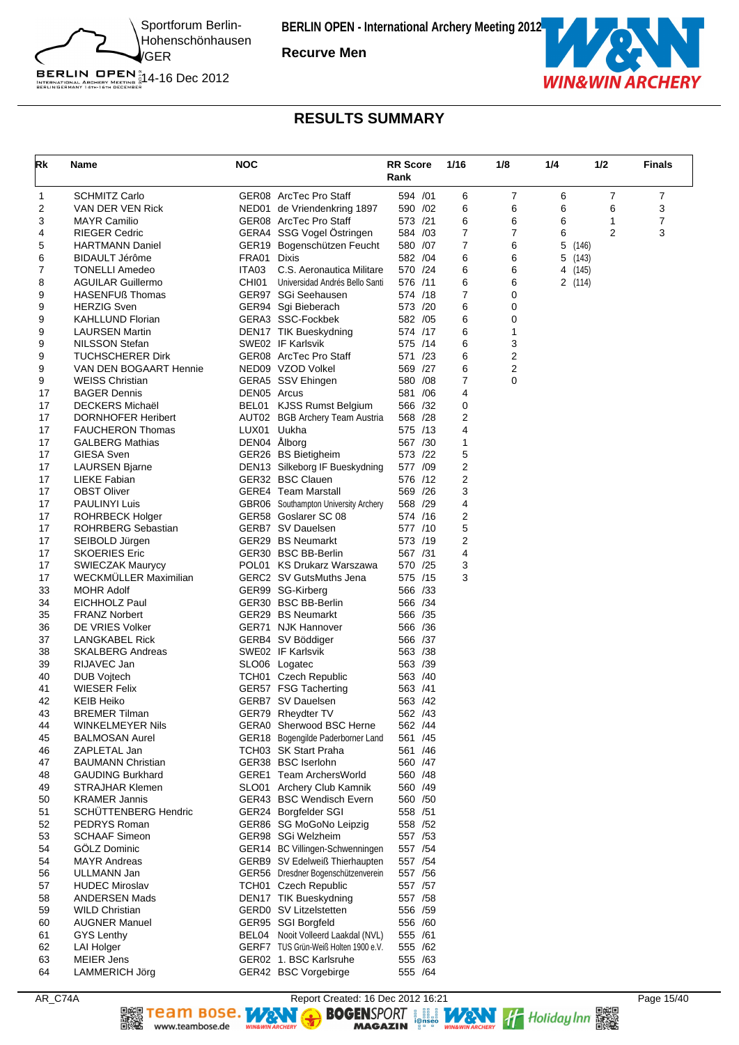BERLIN OPEN - International Archery Meeting 2012

Recurve Men

Sportforum Berlin-Hohenschönhausen /GER

14-16 Dec 2012

# RESULTS SUMMARY

| Rk | Name | NOC | | RR Score Rank | 1/16 | 1/8 | 1/4 | 1/2 | Finals |
|---|---|---|---|---|---|---|---|---|---|
| 1 | SCHMITZ Carlo | GER08 | ArcTec Pro Staff | 594 /01 | 6 | 7 | 6 | 7 | 7 |
| 2 | VAN DER VEN Rick | NED01 | de Vriendenkring 1897 | 590 /02 | 6 | 6 | 6 | 6 | 3 |
| 3 | MAYR Camilio | GER08 | ArcTec Pro Staff | 573 /21 | 6 | 6 | 6 | 1 | 7 |
| 4 | RIEGER Cedric | GERA4 | SSG Vogel Östringen | 584 /03 | 7 | 7 | 6 | 2 | 3 |
| 5 | HARTMANN Daniel | GER19 | Bogenschützen Feucht | 580 /07 | 7 | 6 | 5 (146) | | |
| 6 | BIDAULT Jérôme | FRA01 | Dixis | 582 /04 | 6 | 6 | 5 (143) | | |
| 7 | TONELLI Amedeo | ITA03 | C.S. Aeronautica Militare | 570 /24 | 6 | 6 | 4 (145) | | |
| 8 | AGUILAR Guillermo | CHI01 | Universidad Andrés Bello Santi | 576 /11 | 6 | 6 | 2 (114) | | |
| 9 | HASENFUß Thomas | GER97 | SGi Seehausen | 574 /18 | 7 | 0 | | | |
| 9 | HERZIG Sven | GER94 | Sgi Bieberach | 573 /20 | 6 | 0 | | | |
| 9 | KAHLLUND Florian | GERA3 | SSC-Fockbek | 582 /05 | 6 | 0 | | | |
| 9 | LAURSEN Martin | DEN17 | TIK Bueskydning | 574 /17 | 6 | 1 | | | |
| 9 | NILSSON Stefan | SWE02 | IF Karlsvik | 575 /14 | 6 | 3 | | | |
| 9 | TUCHSCHERER Dirk | GER08 | ArcTec Pro Staff | 571 /23 | 6 | 2 | | | |
| 9 | VAN DEN BOGAART Hennie | NED09 | VZOD Volkel | 569 /27 | 6 | 2 | | | |
| 9 | WEISS Christian | GERA5 | SSV Ehingen | 580 /08 | 7 | 0 | | | |
| 17 | BAGER Dennis | DEN05 | Arcus | 581 /06 | 4 | | | | |
| 17 | DECKERS Michaël | BEL01 | KJSS Rumst Belgium | 566 /32 | 0 | | | | |
| 17 | DORNHOFER Heribert | AUT02 | BGB Archery Team Austria | 568 /28 | 2 | | | | |
| 17 | FAUCHERON Thomas | LUX01 | Uukha | 575 /13 | 4 | | | | |
| 17 | GALBERG Mathias | DEN04 | Ålborg | 567 /30 | 1 | | | | |
| 17 | GIESA Sven | GER26 | BS Bietigheim | 573 /22 | 5 | | | | |
| 17 | LAURSEN Bjarne | DEN13 | Silkeborg IF Bueskydning | 577 /09 | 2 | | | | |
| 17 | LIEKE Fabian | GER32 | BSC Clauen | 576 /12 | 2 | | | | |
| 17 | OBST Oliver | GERE4 | Team Marstall | 569 /26 | 3 | | | | |
| 17 | PAULINYI Luis | GBR06 | Southampton University Archery | 568 /29 | 4 | | | | |
| 17 | ROHRBECK Holger | GER58 | Goslarer SC 08 | 574 /16 | 2 | | | | |
| 17 | ROHRBERG Sebastian | GERB7 | SV Dauelsen | 577 /10 | 5 | | | | |
| 17 | SEIBOLD Jürgen | GER29 | BS Neumarkt | 573 /19 | 2 | | | | |
| 17 | SKOERIES Eric | GER30 | BSC BB-Berlin | 567 /31 | 4 | | | | |
| 17 | SWIECZAK Maurycy | POL01 | KS Drukarz Warszawa | 570 /25 | 3 | | | | |
| 17 | WECKMÜLLER Maximilian | GERC2 | SV GutsMuths Jena | 575 /15 | 3 | | | | |
| 33 | MOHR Adolf | GER99 | SG-Kirberg | 566 /33 | | | | | |
| 34 | EICHHOLZ Paul | GER30 | BSC BB-Berlin | 566 /34 | | | | | |
| 35 | FRANZ Norbert | GER29 | BS Neumarkt | 566 /35 | | | | | |
| 36 | DE VRIES Volker | GER71 | NJK Hannover | 566 /36 | | | | | |
| 37 | LANGKABEL Rick | GERB4 | SV Böddiger | 566 /37 | | | | | |
| 38 | SKALBERG Andreas | SWE02 | IF Karlsvik | 563 /38 | | | | | |
| 39 | RIJAVEC Jan | SLO06 | Logatec | 563 /39 | | | | | |
| 40 | DUB Vojtech | TCH01 | Czech Republic | 563 /40 | | | | | |
| 41 | WIESER Felix | GER57 | FSG Tacherting | 563 /41 | | | | | |
| 42 | KEIB Heiko | GERB7 | SV Dauelsen | 563 /42 | | | | | |
| 43 | BREMER Tilman | GER79 | Rheydter TV | 562 /43 | | | | | |
| 44 | WINKELMEYER Nils | GERA0 | Sherwood BSC Herne | 562 /44 | | | | | |
| 45 | BALMOSAN Aurel | GER18 | Bogengilde Paderborner Land | 561 /45 | | | | | |
| 46 | ZAPLETAL Jan | TCH03 | SK Start Praha | 561 /46 | | | | | |
| 47 | BAUMANN Christian | GER38 | BSC Iserlohn | 560 /47 | | | | | |
| 48 | GAUDING Burkhard | GERE1 | Team ArchersWorld | 560 /48 | | | | | |
| 49 | STRAJHAR Klemen | SLO01 | Archery Club Kamnik | 560 /49 | | | | | |
| 50 | KRAMER Jannis | GER43 | BSC Wendisch Evern | 560 /50 | | | | | |
| 51 | SCHÜTTENBERG Hendric | GER24 | Borgfelder SGI | 558 /51 | | | | | |
| 52 | PEDRYS Roman | GER86 | SG MoGoNo Leipzig | 558 /52 | | | | | |
| 53 | SCHAAF Simeon | GER98 | SGi Welzheim | 557 /53 | | | | | |
| 54 | GÖLZ Dominic | GER14 | BC Villingen-Schwenningen | 557 /54 | | | | | |
| 54 | MAYR Andreas | GERB9 | SV Edelweiß Thierhaupten | 557 /54 | | | | | |
| 56 | ULLMANN Jan | GER56 | Dresdner Bogenschützenverein | 557 /56 | | | | | |
| 57 | HUDEC Miroslav | TCH01 | Czech Republic | 557 /57 | | | | | |
| 58 | ANDERSEN Mads | DEN17 | TIK Bueskydning | 557 /58 | | | | | |
| 59 | WILD Christian | GERD0 | SV Litzelstetten | 556 /59 | | | | | |
| 60 | AUGNER Manuel | GER95 | SGI Borgfeld | 556 /60 | | | | | |
| 61 | GYS Lenthy | BEL04 | Nooit Volleerd Laakdal (NVL) | 555 /61 | | | | | |
| 62 | LAI Holger | GERF7 | TUS Grün-Weiß Holten 1900 e.V. | 555 /62 | | | | | |
| 63 | MEIER Jens | GER02 | 1. BSC Karlsruhe | 555 /63 | | | | | |
| 64 | LAMMERICH Jörg | GER42 | BSC Vorgebirge | 555 /64 | | | | | |

AR_C74A Report Created: 16 Dec 2012 16:21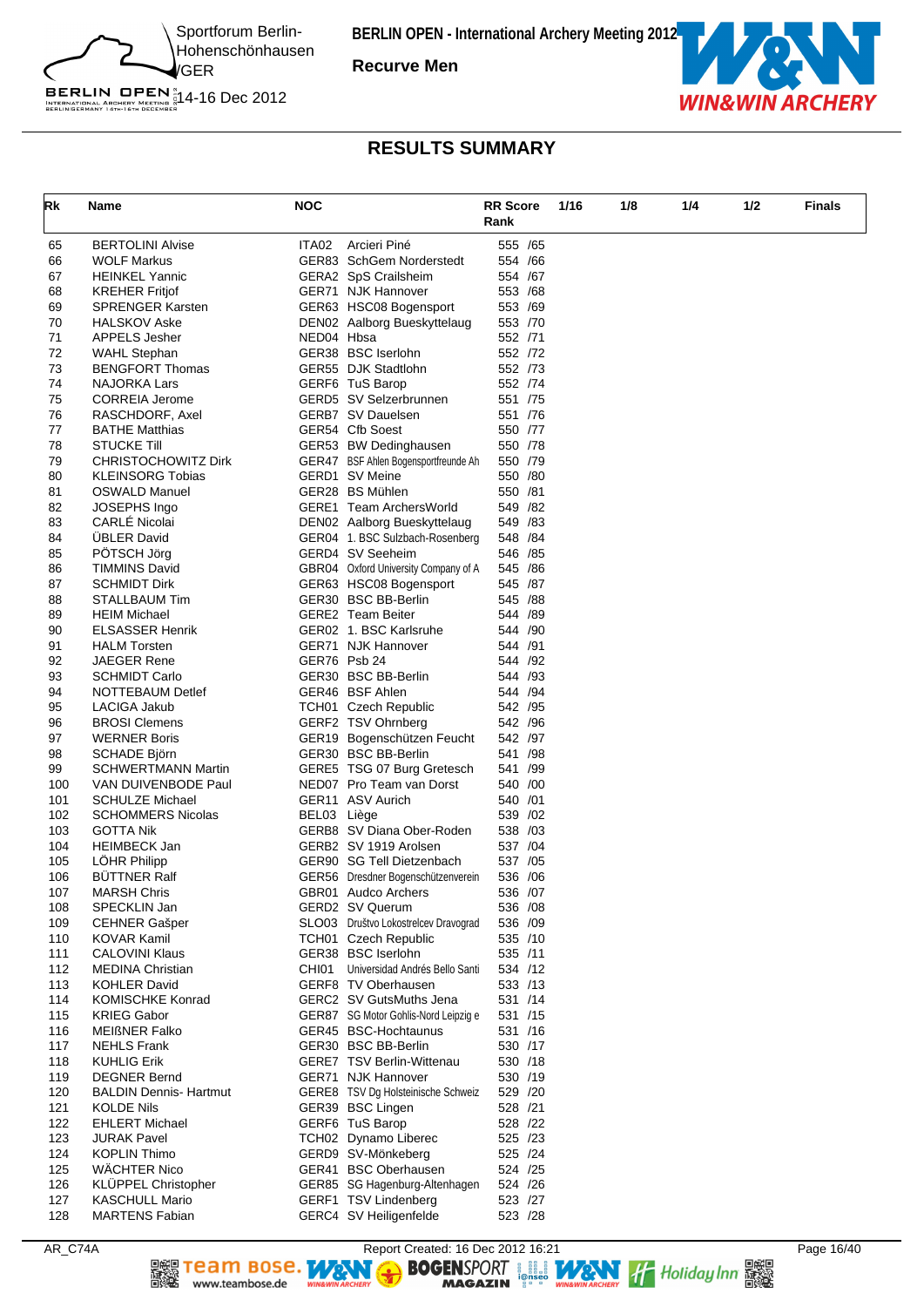BERLIN OPEN - International Archery Meeting 2012

Recurve Men

Sportforum Berlin-Hohenschönhausen /GER

14-16 Dec 2012

## RESULTS SUMMARY

| Rk | Name | NOC | | RR Score Rank | 1/16 | 1/8 | 1/4 | 1/2 | Finals |
|---|---|---|---|---|---|---|---|---|---|
| 65 | BERTOLINI Alvise | ITA02 | Arcieri Piné | 555 /65 | | | | | |
| 66 | WOLF Markus | GER83 | SchGem Norderstedt | 554 /66 | | | | | |
| 67 | HEINKEL Yannic | GERA2 | SpS Crailsheim | 554 /67 | | | | | |
| 68 | KREHER Fritjof | GER71 | NJK Hannover | 553 /68 | | | | | |
| 69 | SPRENGER Karsten | GER63 | HSC08 Bogensport | 553 /69 | | | | | |
| 70 | HALSKOV Aske | DEN02 | Aalborg Bueskyttelaug | 553 /70 | | | | | |
| 71 | APPELS Jesher | NED04 | Hbsa | 552 /71 | | | | | |
| 72 | WAHL Stephan | GER38 | BSC Iserlohn | 552 /72 | | | | | |
| 73 | BENGFORT Thomas | GER55 | DJK Stadtlohn | 552 /73 | | | | | |
| 74 | NAJORKA Lars | GERF6 | TuS Barop | 552 /74 | | | | | |
| 75 | CORREIA Jerome | GERD5 | SV Selzerbrunnen | 551 /75 | | | | | |
| 76 | RASCHDORF, Axel | GERB7 | SV Dauelsen | 551 /76 | | | | | |
| 77 | BATHE Matthias | GER54 | Cfb Soest | 550 /77 | | | | | |
| 78 | STUCKE Till | GER53 | BW Dedinghausen | 550 /78 | | | | | |
| 79 | CHRISTOCHOWITZ Dirk | GER47 | BSF Ahlen Bogensportfreunde Ah | 550 /79 | | | | | |
| 80 | KLEINSORG Tobias | GERD1 | SV Meine | 550 /80 | | | | | |
| 81 | OSWALD Manuel | GER28 | BS Mühlen | 550 /81 | | | | | |
| 82 | JOSEPHS Ingo | GERE1 | Team ArchersWorld | 549 /82 | | | | | |
| 83 | CARLÉ Nicolai | DEN02 | Aalborg Bueskyttelaug | 549 /83 | | | | | |
| 84 | ÜBLER David | GER04 | 1. BSC Sulzbach-Rosenberg | 548 /84 | | | | | |
| 85 | PÖTSCH Jörg | GERD4 | SV Seeheim | 546 /85 | | | | | |
| 86 | TIMMINS David | GBR04 | Oxford University Company of A | 545 /86 | | | | | |
| 87 | SCHMIDT Dirk | GER63 | HSC08 Bogensport | 545 /87 | | | | | |
| 88 | STALLBAUM Tim | GER30 | BSC BB-Berlin | 545 /88 | | | | | |
| 89 | HEIM Michael | GERE2 | Team Beiter | 544 /89 | | | | | |
| 90 | ELSASSER Henrik | GER02 | 1. BSC Karlsruhe | 544 /90 | | | | | |
| 91 | HALM Torsten | GER71 | NJK Hannover | 544 /91 | | | | | |
| 92 | JAEGER Rene | GER76 | Psb 24 | 544 /92 | | | | | |
| 93 | SCHMIDT Carlo | GER30 | BSC BB-Berlin | 544 /93 | | | | | |
| 94 | NOTTEBAUM Detlef | GER46 | BSF Ahlen | 544 /94 | | | | | |
| 95 | LACIGA Jakub | TCH01 | Czech Republic | 542 /95 | | | | | |
| 96 | BROSI Clemens | GERF2 | TSV Ohrnberg | 542 /96 | | | | | |
| 97 | WERNER Boris | GER19 | Bogenschützen Feucht | 542 /97 | | | | | |
| 98 | SCHADE Björn | GER30 | BSC BB-Berlin | 541 /98 | | | | | |
| 99 | SCHWERTMANN Martin | GERE5 | TSG 07 Burg Gretesch | 541 /99 | | | | | |
| 100 | VAN DUIVENBODE Paul | NED07 | Pro Team van Dorst | 540 /00 | | | | | |
| 101 | SCHULZE Michael | GER11 | ASV Aurich | 540 /01 | | | | | |
| 102 | SCHOMMERS Nicolas | BEL03 | Liège | 539 /02 | | | | | |
| 103 | GOTTA Nik | GERB8 | SV Diana Ober-Roden | 538 /03 | | | | | |
| 104 | HEIMBECK Jan | GERB2 | SV 1919 Arolsen | 537 /04 | | | | | |
| 105 | LÖHR Philipp | GER90 | SG Tell Dietzenbach | 537 /05 | | | | | |
| 106 | BÜTTNER Ralf | GER56 | Dresdner Bogenschützenverein | 536 /06 | | | | | |
| 107 | MARSH Chris | GBR01 | Audco Archers | 536 /07 | | | | | |
| 108 | SPECKLIN Jan | GERD2 | SV Querum | 536 /08 | | | | | |
| 109 | CEHNER Gašper | SLO03 | Društvo Lokostrelcev Dravograd | 536 /09 | | | | | |
| 110 | KOVAR Kamil | TCH01 | Czech Republic | 535 /10 | | | | | |
| 111 | CALOVINI Klaus | GER38 | BSC Iserlohn | 535 /11 | | | | | |
| 112 | MEDINA Christian | CHI01 | Universidad Andrés Bello Santi | 534 /12 | | | | | |
| 113 | KOHLER David | GERF8 | TV Oberhausen | 533 /13 | | | | | |
| 114 | KOMISCHKE Konrad | GERC2 | SV GutsMuths Jena | 531 /14 | | | | | |
| 115 | KRIEG Gabor | GER87 | SG Motor Gohlis-Nord Leipzig e | 531 /15 | | | | | |
| 116 | MEIßNER Falko | GER45 | BSC-Hochtaunus | 531 /16 | | | | | |
| 117 | NEHLS Frank | GER30 | BSC BB-Berlin | 530 /17 | | | | | |
| 118 | KUHLIG Erik | GERE7 | TSV Berlin-Wittenau | 530 /18 | | | | | |
| 119 | DEGNER Bernd | GER71 | NJK Hannover | 530 /19 | | | | | |
| 120 | BALDIN Dennis- Hartmut | GERE8 | TSV Dg Holsteinische Schweiz | 529 /20 | | | | | |
| 121 | KOLDE Nils | GER39 | BSC Lingen | 528 /21 | | | | | |
| 122 | EHLERT Michael | GERF6 | TuS Barop | 528 /22 | | | | | |
| 123 | JURAK Pavel | TCH02 | Dynamo Liberec | 525 /23 | | | | | |
| 124 | KOPLIN Thimo | GERD9 | SV-Mönkeberg | 525 /24 | | | | | |
| 125 | WÄCHTER Nico | GER41 | BSC Oberhausen | 524 /25 | | | | | |
| 126 | KLÜPPEL Christopher | GER85 | SG Hagenburg-Altenhagen | 524 /26 | | | | | |
| 127 | KASCHULL Mario | GERF1 | TSV Lindenberg | 523 /27 | | | | | |
| 128 | MARTENS Fabian | GERC4 | SV Heiligenfelde | 523 /28 | | | | | |

AR_C74A Report Created: 16 Dec 2012 16:21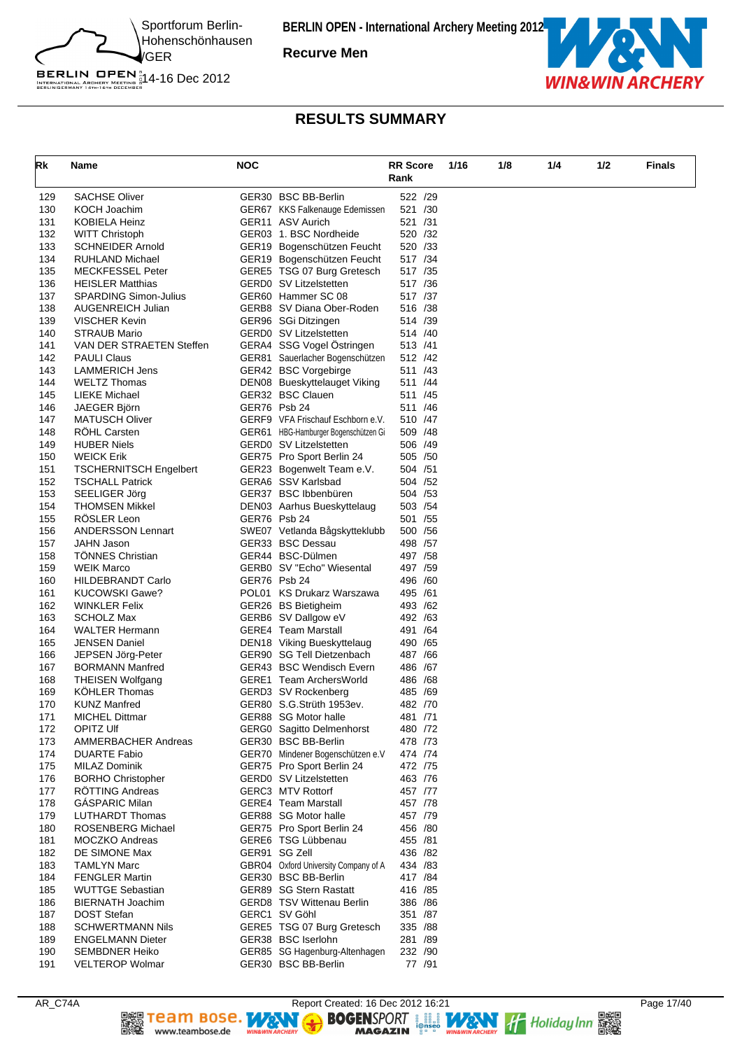# RESULTS SUMMARY

| Rk | Name | NOC | | RR Score Rank | 1/16 | 1/8 | 1/4 | 1/2 | Finals |
|---|---|---|---|---|---|---|---|---|---|
| 129 | SACHSE Oliver | GER30 | BSC BB-Berlin | 522 /29 | | | | | |
| 130 | KOCH Joachim | GER67 | KKS Falkenauge Edemissen | 521 /30 | | | | | |
| 131 | KOBIELA Heinz | GER11 | ASV Aurich | 521 /31 | | | | | |
| 132 | WITT Christoph | GER03 | 1. BSC Nordheide | 520 /32 | | | | | |
| 133 | SCHNEIDER Arnold | GER19 | Bogenschützen Feucht | 520 /33 | | | | | |
| 134 | RUHLAND Michael | GER19 | Bogenschützen Feucht | 517 /34 | | | | | |
| 135 | MECKFESSEL Peter | GERE5 | TSG 07 Burg Gretesch | 517 /35 | | | | | |
| 136 | HEISLER Matthias | GERD0 | SV Litzelstetten | 517 /36 | | | | | |
| 137 | SPARDING Simon-Julius | GER60 | Hammer SC 08 | 517 /37 | | | | | |
| 138 | AUGENREICH Julian | GERB8 | SV Diana Ober-Roden | 516 /38 | | | | | |
| 139 | VISCHER Kevin | GER96 | SGi Ditzingen | 514 /39 | | | | | |
| 140 | STRAUB Mario | GERD0 | SV Litzelstetten | 514 /40 | | | | | |
| 141 | VAN DER STRAETEN Steffen | GERA4 | SSG Vogel Östringen | 513 /41 | | | | | |
| 142 | PAULI Claus | GER81 | Sauerlacher Bogenschützen | 512 /42 | | | | | |
| 143 | LAMMERICH Jens | GER42 | BSC Vorgebirge | 511 /43 | | | | | |
| 144 | WELTZ Thomas | DEN08 | Bueskyttelauget Viking | 511 /44 | | | | | |
| 145 | LIEKE Michael | GER32 | BSC Clauen | 511 /45 | | | | | |
| 146 | JAEGER Björn | GER76 | Psb 24 | 511 /46 | | | | | |
| 147 | MATUSCH Oliver | GERF9 | VFA Frischauf Eschborn e.V. | 510 /47 | | | | | |
| 148 | RÖHL Carsten | GER61 | HBG-Hamburger Bogenschützen Gi | 509 /48 | | | | | |
| 149 | HUBER Niels | GERD0 | SV Litzelstetten | 506 /49 | | | | | |
| 150 | WEICK Erik | GER75 | Pro Sport Berlin 24 | 505 /50 | | | | | |
| 151 | TSCHERNITSCH Engelbert | GER23 | Bogenwelt Team e.V. | 504 /51 | | | | | |
| 152 | TSCHALL Patrick | GERA6 | SSV Karlsbad | 504 /52 | | | | | |
| 153 | SEELIGER Jörg | GER37 | BSC Ibbenbüren | 504 /53 | | | | | |
| 154 | THOMSEN Mikkel | DEN03 | Aarhus Bueskyttelaug | 503 /54 | | | | | |
| 155 | RÖSLER Leon | GER76 | Psb 24 | 501 /55 | | | | | |
| 156 | ANDERSSON Lennart | SWE07 | Vetlanda Bågskytteklubb | 500 /56 | | | | | |
| 157 | JAHN Jason | GER33 | BSC Dessau | 498 /57 | | | | | |
| 158 | TÖNNES Christian | GER44 | BSC-Dülmen | 497 /58 | | | | | |
| 159 | WEIK Marco | GERB0 | SV "Echo" Wiesental | 497 /59 | | | | | |
| 160 | HILDEBRANDT Carlo | GER76 | Psb 24 | 496 /60 | | | | | |
| 161 | KUCOWSKI Gawe? | POL01 | KS Drukarz Warszawa | 495 /61 | | | | | |
| 162 | WINKLER Felix | GER26 | BS Bietigheim | 493 /62 | | | | | |
| 163 | SCHOLZ Max | GERB6 | SV Dallgow eV | 492 /63 | | | | | |
| 164 | WALTER Hermann | GERE4 | Team Marstall | 491 /64 | | | | | |
| 165 | JENSEN Daniel | DEN18 | Viking Bueskyttelaug | 490 /65 | | | | | |
| 166 | JEPSEN Jörg-Peter | GER90 | SG Tell Dietzenbach | 487 /66 | | | | | |
| 167 | BORMANN Manfred | GER43 | BSC Wendisch Evern | 486 /67 | | | | | |
| 168 | THEISEN Wolfgang | GERE1 | Team ArchersWorld | 486 /68 | | | | | |
| 169 | KÖHLER Thomas | GERD3 | SV Rockenberg | 485 /69 | | | | | |
| 170 | KUNZ Manfred | GER80 | S.G.Strüth 1953ev. | 482 /70 | | | | | |
| 171 | MICHEL Dittmar | GER88 | SG Motor halle | 481 /71 | | | | | |
| 172 | OPITZ Ulf | GERG0 | Sagitto Delmenhorst | 480 /72 | | | | | |
| 173 | AMMERBACHER Andreas | GER30 | BSC BB-Berlin | 478 /73 | | | | | |
| 174 | DUARTE Fabio | GER70 | Mindener Bogenschützen e.V | 474 /74 | | | | | |
| 175 | MILAZ Dominik | GER75 | Pro Sport Berlin 24 | 472 /75 | | | | | |
| 176 | BORHO Christopher | GERD0 | SV Litzelstetten | 463 /76 | | | | | |
| 177 | RÖTTING Andreas | GERC3 | MTV Rottorf | 457 /77 | | | | | |
| 178 | GÁSPARIC Milan | GERE4 | Team Marstall | 457 /78 | | | | | |
| 179 | LUTHARDT Thomas | GER88 | SG Motor halle | 457 /79 | | | | | |
| 180 | ROSENBERG Michael | GER75 | Pro Sport Berlin 24 | 456 /80 | | | | | |
| 181 | MOCZKO Andreas | GERE6 | TSG Lübbenau | 455 /81 | | | | | |
| 182 | DE SIMONE Max | GER91 | SG Zell | 436 /82 | | | | | |
| 183 | TAMLYN Marc | GBR04 | Oxford University Company of A | 434 /83 | | | | | |
| 184 | FENGLER Martin | GER30 | BSC BB-Berlin | 417 /84 | | | | | |
| 185 | WUTTGE Sebastian | GER89 | SG Stern Rastatt | 416 /85 | | | | | |
| 186 | BIERNATH Joachim | GERD8 | TSV Wittenau Berlin | 386 /86 | | | | | |
| 187 | DOST Stefan | GERC1 | SV Göhl | 351 /87 | | | | | |
| 188 | SCHWERTMANN Nils | GERE5 | TSG 07 Burg Gretesch | 335 /88 | | | | | |
| 189 | ENGELMANN Dieter | GER38 | BSC Iserlohn | 281 /89 | | | | | |
| 190 | SEMBDNER Heiko | GER85 | SG Hagenburg-Altenhagen | 232 /90 | | | | | |
| 191 | VELTEROP Wolmar | GER30 | BSC BB-Berlin | 77 /91 | | | | | |

AR_C74A    Report Created: 16 Dec 2012 16:21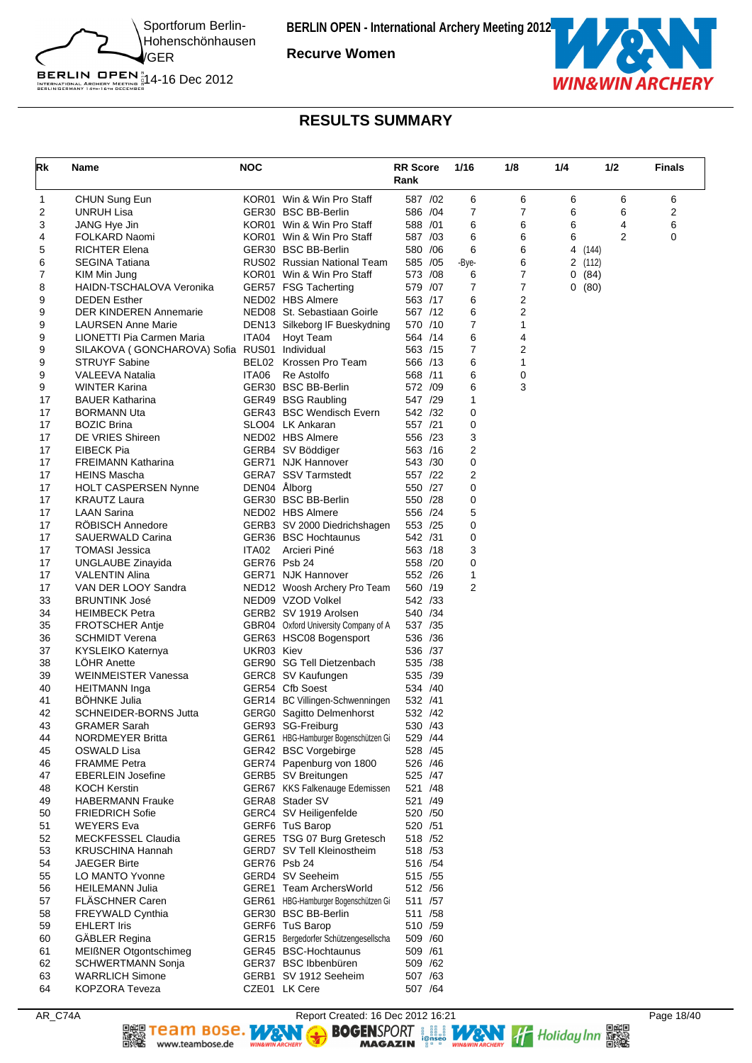BERLIN OPEN - International Archery Meeting 2012

Sportforum Berlin-Hohenschönhausen /GER

14-16 Dec 2012

**Recurve Women**

## RESULTS SUMMARY

| Rk | Name | NOC | | RR Score Rank | 1/16 | 1/8 | 1/4 | 1/2 | Finals |
|---|---|---|---|---|---|---|---|---|---|
| 1 | CHUN Sung Eun | KOR01 | Win & Win Pro Staff | 587 /02 | 6 | 6 | 6 | 6 | 6 |
| 2 | UNRUH Lisa | GER30 | BSC BB-Berlin | 586 /04 | 7 | 7 | 6 | 6 | 2 |
| 3 | JANG Hye Jin | KOR01 | Win & Win Pro Staff | 588 /01 | 6 | 6 | 6 | 4 | 6 |
| 4 | FOLKARD Naomi | KOR01 | Win & Win Pro Staff | 587 /03 | 6 | 6 | 6 | 2 | 0 |
| 5 | RICHTER Elena | GER30 | BSC BB-Berlin | 580 /06 | 6 | 6 | 4 (144) | | |
| 6 | SEGINA Tatiana | RUS02 | Russian National Team | 585 /05 | -Bye- | 6 | 2 (112) | | |
| 7 | KIM Min Jung | KOR01 | Win & Win Pro Staff | 573 /08 | 6 | 7 | 0 (84) | | |
| 8 | HAIDN-TSCHALOVA Veronika | GER57 | FSG Tacherting | 579 /07 | 7 | 7 | 0 (80) | | |
| 9 | DEDEN Esther | NED02 | HBS Almere | 563 /17 | 6 | 2 | | | |
| 9 | DER KINDEREN Annemarie | NED08 | St. Sebastiaan Goirle | 567 /12 | 6 | 2 | | | |
| 9 | LAURSEN Anne Marie | DEN13 | Silkeborg IF Bueskydning | 570 /10 | 7 | 1 | | | |
| 9 | LIONETTI Pia Carmen Maria | ITA04 | Hoyt Team | 564 /14 | 6 | 4 | | | |
| 9 | SILAKOVA ( GONCHAROVA) Sofia | RUS01 | Individual | 563 /15 | 7 | 2 | | | |
| 9 | STRUYF Sabine | BEL02 | Krossen Pro Team | 566 /13 | 6 | 1 | | | |
| 9 | VALEEVA Natalia | ITA06 | Re Astolfo | 568 /11 | 6 | 0 | | | |
| 9 | WINTER Karina | GER30 | BSC BB-Berlin | 572 /09 | 6 | 3 | | | |
| 17 | BAUER Katharina | GER49 | BSG Raubling | 547 /29 | 1 | | | | |
| 17 | BORMANN Uta | GER43 | BSC Wendisch Evern | 542 /32 | 0 | | | | |
| 17 | BOZIC Brina | SLO04 | LK Ankaran | 557 /21 | 0 | | | | |
| 17 | DE VRIES Shireen | NED02 | HBS Almere | 556 /23 | 3 | | | | |
| 17 | EIBECK Pia | GERB4 | SV Böddiger | 563 /16 | 2 | | | | |
| 17 | FREIMANN Katharina | GER71 | NJK Hannover | 543 /30 | 0 | | | | |
| 17 | HEINS Mascha | GERA7 | SSV Tarmstedt | 557 /22 | 2 | | | | |
| 17 | HOLT CASPERSEN Nynne | DEN04 | Ålborg | 550 /27 | 0 | | | | |
| 17 | KRAUTZ Laura | GER30 | BSC BB-Berlin | 550 /28 | 0 | | | | |
| 17 | LAAN Sarina | NED02 | HBS Almere | 556 /24 | 5 | | | | |
| 17 | RÖBISCH Annedore | GERB3 | SV 2000 Diedrichshagen | 553 /25 | 0 | | | | |
| 17 | SAUERWALD Carina | GER36 | BSC Hochtaunus | 542 /31 | 0 | | | | |
| 17 | TOMASI Jessica | ITA02 | Arcieri Piné | 563 /18 | 3 | | | | |
| 17 | UNGLAUBE Zinayida | GER76 | Psb 24 | 558 /20 | 0 | | | | |
| 17 | VALENTIN Alina | GER71 | NJK Hannover | 552 /26 | 1 | | | | |
| 17 | VAN DER LOOY Sandra | NED12 | Woosh Archery Pro Team | 560 /19 | 2 | | | | |
| 33 | BRUNTINK José | NED09 | VZOD Volkel | 542 /33 | | | | | |
| 34 | HEIMBECK Petra | GERB2 | SV 1919 Arolsen | 540 /34 | | | | | |
| 35 | FROTSCHER Antje | GBR04 | Oxford University Company of A | 537 /35 | | | | | |
| 36 | SCHMIDT Verena | GER63 | HSC08 Bogensport | 536 /36 | | | | | |
| 37 | KYSLEIKO Katernya | UKR03 | Kiev | 536 /37 | | | | | |
| 38 | LÖHR Anette | GER90 | SG Tell Dietzenbach | 535 /38 | | | | | |
| 39 | WEINMEISTER Vanessa | GERC8 | SV Kaufungen | 535 /39 | | | | | |
| 40 | HEITMANN Inga | GER54 | Cfb Soest | 534 /40 | | | | | |
| 41 | BÖHNKE Julia | GER14 | BC Villingen-Schwenningen | 532 /41 | | | | | |
| 42 | SCHNEIDER-BORNS Jutta | GERG0 | Sagitto Delmenhorst | 532 /42 | | | | | |
| 43 | GRAMER Sarah | GER93 | SG-Freiburg | 530 /43 | | | | | |
| 44 | NORDMEYER Britta | GER61 | HBG-Hamburger Bogenschützen Gi | 529 /44 | | | | | |
| 45 | OSWALD Lisa | GER42 | BSC Vorgebirge | 528 /45 | | | | | |
| 46 | FRAMME Petra | GER74 | Papenburg von 1800 | 526 /46 | | | | | |
| 47 | EBERLEIN Josefine | GERB5 | SV Breitungen | 525 /47 | | | | | |
| 48 | KOCH Kerstin | GER67 | KKS Falkenauge Edemissen | 521 /48 | | | | | |
| 49 | HABERMANN Frauke | GERA8 | Stader SV | 521 /49 | | | | | |
| 50 | FRIEDRICH Sofie | GERC4 | SV Heiligenfelde | 520 /50 | | | | | |
| 51 | WEYERS Eva | GERF6 | TuS Barop | 520 /51 | | | | | |
| 52 | MECKFESSEL Claudia | GERE5 | TSG 07 Burg Gretesch | 518 /52 | | | | | |
| 53 | KRUSCHINA Hannah | GERD7 | SV Tell Kleinostheim | 518 /53 | | | | | |
| 54 | JAEGER Birte | GER76 | Psb 24 | 516 /54 | | | | | |
| 55 | LO MANTO Yvonne | GERD4 | SV Seeheim | 515 /55 | | | | | |
| 56 | HEILEMANN Julia | GERE1 | Team ArchersWorld | 512 /56 | | | | | |
| 57 | FLÄSCHNER Caren | GER61 | HBG-Hamburger Bogenschützen Gi | 511 /57 | | | | | |
| 58 | FREYWALD Cynthia | GER30 | BSC BB-Berlin | 511 /58 | | | | | |
| 59 | EHLERT Iris | GERF6 | TuS Barop | 510 /59 | | | | | |
| 60 | GÄBLER Regina | GER15 | Bergedorfer Schützengesellscha | 509 /60 | | | | | |
| 61 | MEIßNER Otgontschimeg | GER45 | BSC-Hochtaunus | 509 /61 | | | | | |
| 62 | SCHWERTMANN Sonja | GER37 | BSC Ibbenbüren | 509 /62 | | | | | |
| 63 | WARRLICH Simone | GERB1 | SV 1912 Seeheim | 507 /63 | | | | | |
| 64 | KOPZORA Teveza | CZE01 | LK Cere | 507 /64 | | | | | |

AR_C74A Report Created: 16 Dec 2012 16:21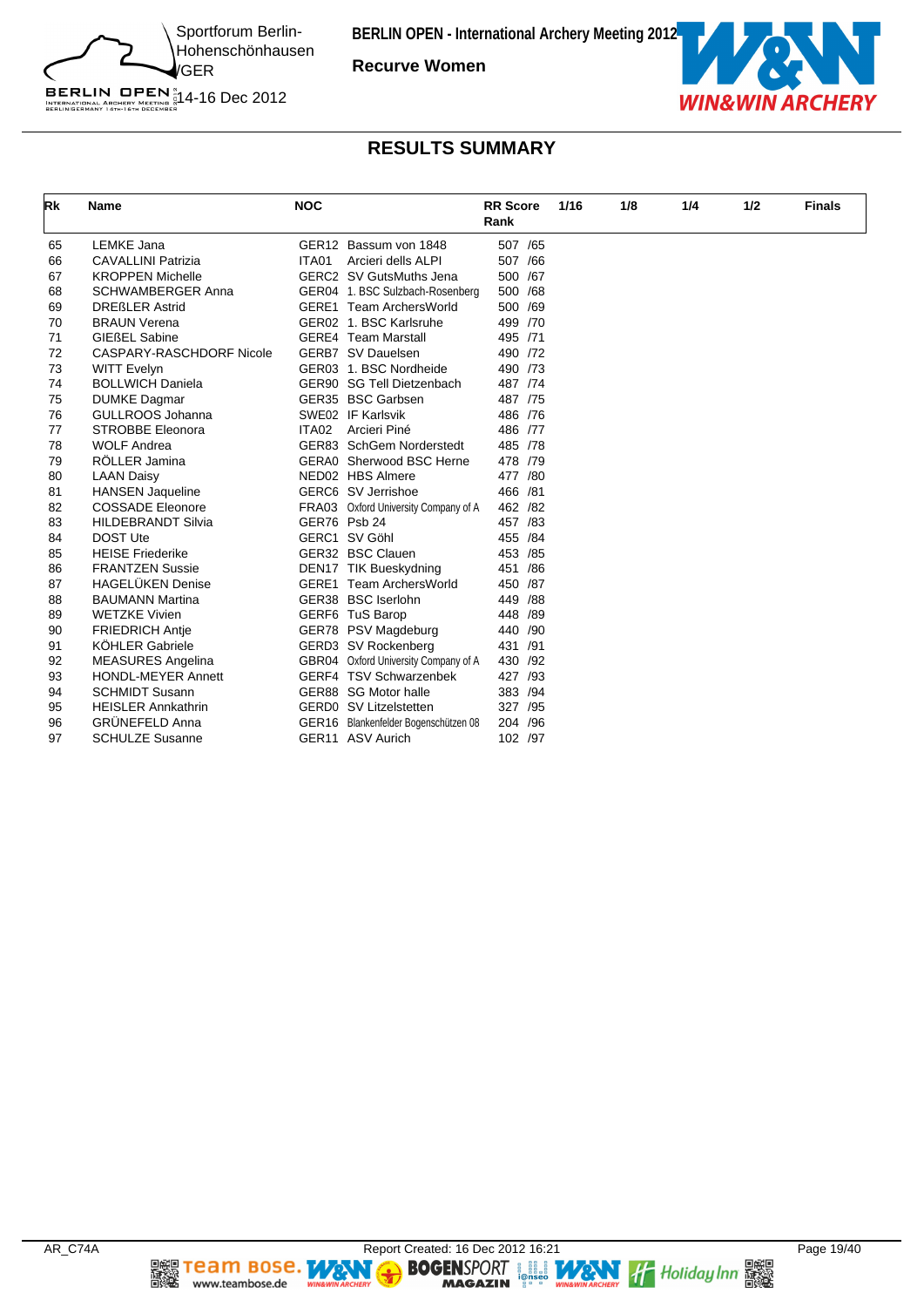**BERLIN OPEN - International Archery Meeting 2012**

**Recurve Women**

Sportforum Berlin-Hohenschönhausen /GER

14-16 Dec 2012

## RESULTS SUMMARY

| Rk | Name | NOC | | RR Score Rank | 1/16 | 1/8 | 1/4 | 1/2 | Finals |
|---|---|---|---|---|---|---|---|---|---|
| 65 | LEMKE Jana | GER12 | Bassum von 1848 | 507 /65 | | | | | |
| 66 | CAVALLINI Patrizia | ITA01 | Arcieri dells ALPI | 507 /66 | | | | | |
| 67 | KROPPEN Michelle | GERC2 | SV GutsMuths Jena | 500 /67 | | | | | |
| 68 | SCHWAMBERGER Anna | GER04 | 1. BSC Sulzbach-Rosenberg | 500 /68 | | | | | |
| 69 | DREßLER Astrid | GERE1 | Team ArchersWorld | 500 /69 | | | | | |
| 70 | BRAUN Verena | GER02 | 1. BSC Karlsruhe | 499 /70 | | | | | |
| 71 | GIEßEL Sabine | GERE4 | Team Marstall | 495 /71 | | | | | |
| 72 | CASPARY-RASCHDORF Nicole | GERB7 | SV Dauelsen | 490 /72 | | | | | |
| 73 | WITT Evelyn | GER03 | 1. BSC Nordheide | 490 /73 | | | | | |
| 74 | BOLLWICH Daniela | GER90 | SG Tell Dietzenbach | 487 /74 | | | | | |
| 75 | DUMKE Dagmar | GER35 | BSC Garbsen | 487 /75 | | | | | |
| 76 | GULLROOS Johanna | SWE02 | IF Karlsvik | 486 /76 | | | | | |
| 77 | STROBBE Eleonora | ITA02 | Arcieri Piné | 486 /77 | | | | | |
| 78 | WOLF Andrea | GER83 | SchGem Norderstedt | 485 /78 | | | | | |
| 79 | RÖLLER Jamina | GERA0 | Sherwood BSC Herne | 478 /79 | | | | | |
| 80 | LAAN Daisy | NED02 | HBS Almere | 477 /80 | | | | | |
| 81 | HANSEN Jaqueline | GERC6 | SV Jerrishoe | 466 /81 | | | | | |
| 82 | COSSADE Eleonore | FRA03 | Oxford University Company of A | 462 /82 | | | | | |
| 83 | HILDEBRANDT Silvia | GER76 | Psb 24 | 457 /83 | | | | | |
| 84 | DOST Ute | GERC1 | SV Göhl | 455 /84 | | | | | |
| 85 | HEISE Friederike | GER32 | BSC Clauen | 453 /85 | | | | | |
| 86 | FRANTZEN Sussie | DEN17 | TIK Bueskydning | 451 /86 | | | | | |
| 87 | HAGELÜKEN Denise | GERE1 | Team ArchersWorld | 450 /87 | | | | | |
| 88 | BAUMANN Martina | GER38 | BSC Iserlohn | 449 /88 | | | | | |
| 89 | WETZKE Vivien | GERF6 | TuS Barop | 448 /89 | | | | | |
| 90 | FRIEDRICH Antje | GER78 | PSV Magdeburg | 440 /90 | | | | | |
| 91 | KÖHLER Gabriele | GERD3 | SV Rockenberg | 431 /91 | | | | | |
| 92 | MEASURES Angelina | GBR04 | Oxford University Company of A | 430 /92 | | | | | |
| 93 | HONDL-MEYER Annett | GERF4 | TSV Schwarzenbek | 427 /93 | | | | | |
| 94 | SCHMIDT Susann | GER88 | SG Motor halle | 383 /94 | | | | | |
| 95 | HEISLER Annkathrin | GERD0 | SV Litzelstetten | 327 /95 | | | | | |
| 96 | GRÜNEFELD Anna | GER16 | Blankenfelder Bogenschützen 08 | 204 /96 | | | | | |
| 97 | SCHULZE Susanne | GER11 | ASV Aurich | 102 /97 | | | | | |

AR_C74A — Report Created: 16 Dec 2012 16:21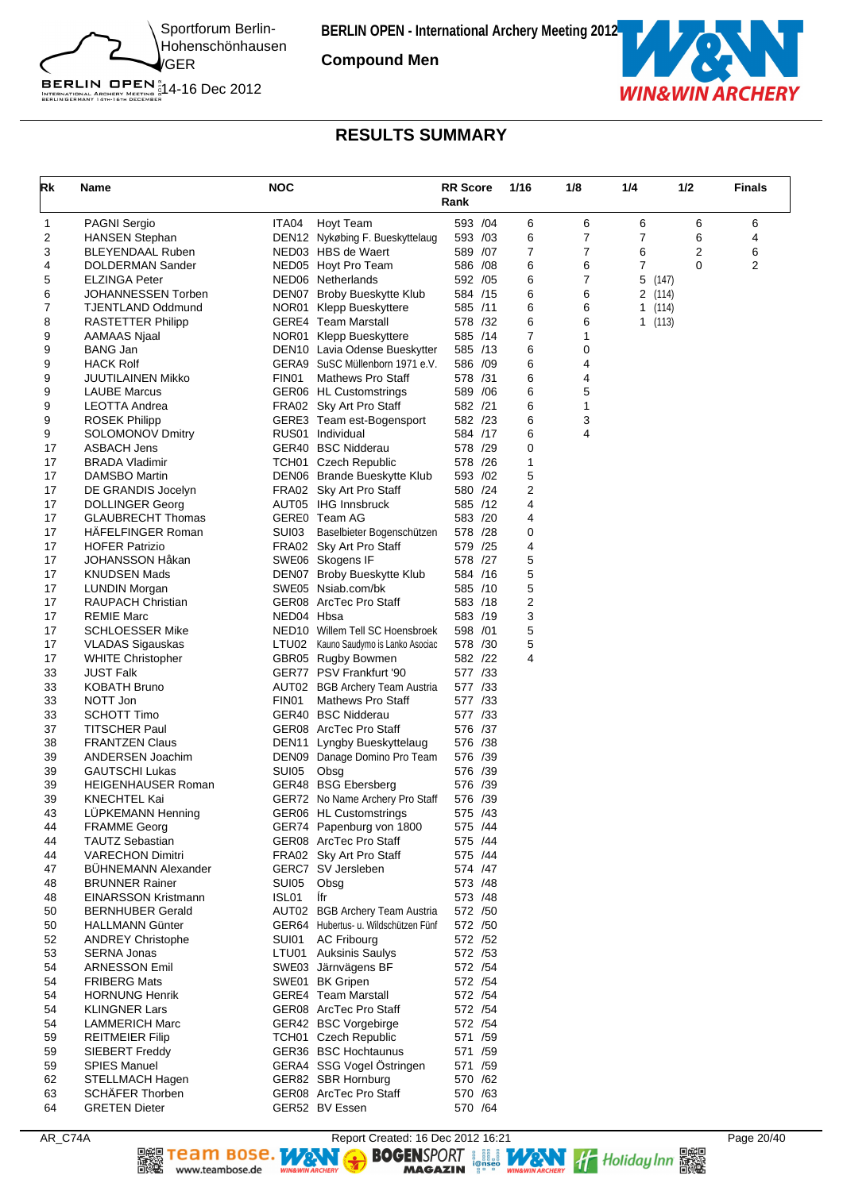BERLIN OPEN - International Archery Meeting 2012

**Compound Men**

Sportforum Berlin-Hohenschönhausen /GER

14-16 Dec 2012

## RESULTS SUMMARY

| Rk | Name | NOC | | RR Score Rank | 1/16 | 1/8 | 1/4 | 1/2 | Finals |
|---|---|---|---|---|---|---|---|---|---|
| 1 | PAGNI Sergio | ITA04 | Hoyt Team | 593 /04 | 6 | 6 | 6 | 6 | 6 |
| 2 | HANSEN Stephan | DEN12 | Nykøbing F. Bueskyttelaug | 593 /03 | 6 | 7 | 7 | 6 | 4 |
| 3 | BLEYENDAAL Ruben | NED03 | HBS de Waert | 589 /07 | 7 | 7 | 6 | 2 | 6 |
| 4 | DOLDERMAN Sander | NED05 | Hoyt Pro Team | 586 /08 | 6 | 6 | 7 | 0 | 2 |
| 5 | ELZINGA Peter | NED06 | Netherlands | 592 /05 | 6 | 7 | 5 (147) | | |
| 6 | JOHANNESSEN Torben | DEN07 | Broby Bueskytte Klub | 584 /15 | 6 | 6 | 2 (114) | | |
| 7 | TJENTLAND Oddmund | NOR01 | Klepp Bueskyttere | 585 /11 | 6 | 6 | 1 (114) | | |
| 8 | RASTETTER Philipp | GERE4 | Team Marstall | 578 /32 | 6 | 6 | 1 (113) | | |
| 9 | AAMAAS Njaal | NOR01 | Klepp Bueskyttere | 585 /14 | 7 | 1 | | | |
| 9 | BANG Jan | DEN10 | Lavia Odense Bueskytter | 585 /13 | 6 | 0 | | | |
| 9 | HACK Rolf | GERA9 | SuSC Müllenborn 1971 e.V. | 586 /09 | 6 | 4 | | | |
| 9 | JUUTILAINEN Mikko | FIN01 | Mathews Pro Staff | 578 /31 | 6 | 4 | | | |
| 9 | LAUBE Marcus | GER06 | HL Customstrings | 589 /06 | 6 | 5 | | | |
| 9 | LEOTTA Andrea | FRA02 | Sky Art Pro Staff | 582 /21 | 6 | 1 | | | |
| 9 | ROSEK Philipp | GERE3 | Team est-Bogensport | 582 /23 | 6 | 3 | | | |
| 9 | SOLOMONOV Dmitry | RUS01 | Individual | 584 /17 | 6 | 4 | | | |
| 17 | ASBACH Jens | GER40 | BSC Nidderau | 578 /29 | 0 | | | | |
| 17 | BRADA Vladimir | TCH01 | Czech Republic | 578 /26 | 1 | | | | |
| 17 | DAMSBO Martin | DEN06 | Brande Bueskytte Klub | 593 /02 | 5 | | | | |
| 17 | DE GRANDIS Jocelyn | FRA02 | Sky Art Pro Staff | 580 /24 | 2 | | | | |
| 17 | DOLLINGER Georg | AUT05 | IHG Innsbruck | 585 /12 | 4 | | | | |
| 17 | GLAUBRECHT Thomas | GERE0 | Team AG | 583 /20 | 4 | | | | |
| 17 | HÄFELFINGER Roman | SUI03 | Baselbieter Bogenschützen | 578 /28 | 0 | | | | |
| 17 | HOFER Patrizio | FRA02 | Sky Art Pro Staff | 579 /25 | 4 | | | | |
| 17 | JOHANSSON Håkan | SWE06 | Skogens IF | 578 /27 | 5 | | | | |
| 17 | KNUDSEN Mads | DEN07 | Broby Bueskytte Klub | 584 /16 | 5 | | | | |
| 17 | LUNDIN Morgan | SWE05 | Nsiab.com/bk | 585 /10 | 5 | | | | |
| 17 | RAUPACH Christian | GER08 | ArcTec Pro Staff | 583 /18 | 2 | | | | |
| 17 | REMIE Marc | NED04 | Hbsa | 583 /19 | 3 | | | | |
| 17 | SCHLOESSER Mike | NED10 | Willem Tell SC Hoensbroek | 598 /01 | 5 | | | | |
| 17 | VLADAS Sigauskas | LTU02 | Kauno Saudymo is Lanko Asociac | 578 /30 | 5 | | | | |
| 17 | WHITE Christopher | GBR05 | Rugby Bowmen | 582 /22 | 4 | | | | |
| 33 | JUST Falk | GER77 | PSV Frankfurt '90 | 577 /33 | | | | | |
| 33 | KOBATH Bruno | AUT02 | BGB Archery Team Austria | 577 /33 | | | | | |
| 33 | NOTT Jon | FIN01 | Mathews Pro Staff | 577 /33 | | | | | |
| 33 | SCHOTT Timo | GER40 | BSC Nidderau | 577 /33 | | | | | |
| 37 | TITSCHER Paul | GER08 | ArcTec Pro Staff | 576 /37 | | | | | |
| 38 | FRANTZEN Claus | DEN11 | Lyngby Bueskyttelaug | 576 /38 | | | | | |
| 39 | ANDERSEN Joachim | DEN09 | Danage Domino Pro Team | 576 /39 | | | | | |
| 39 | GAUTSCHI Lukas | SUI05 | Obsg | 576 /39 | | | | | |
| 39 | HEIGENHAUSER Roman | GER48 | BSG Ebersberg | 576 /39 | | | | | |
| 39 | KNECHTEL Kai | GER72 | No Name Archery Pro Staff | 576 /39 | | | | | |
| 43 | LÜPKEMANN Henning | GER06 | HL Customstrings | 575 /43 | | | | | |
| 44 | FRAMME Georg | GER74 | Papenburg von 1800 | 575 /44 | | | | | |
| 44 | TAUTZ Sebastian | GER08 | ArcTec Pro Staff | 575 /44 | | | | | |
| 44 | VARECHON Dimitri | FRA02 | Sky Art Pro Staff | 575 /44 | | | | | |
| 47 | BÜHNEMANN Alexander | GERC7 | SV Jersleben | 574 /47 | | | | | |
| 48 | BRUNNER Rainer | SUI05 | Obsg | 573 /48 | | | | | |
| 48 | EINARSSON Kristmann | ISL01 | Ífr | 573 /48 | | | | | |
| 50 | BERNHUBER Gerald | AUT02 | BGB Archery Team Austria | 572 /50 | | | | | |
| 50 | HALLMANN Günter | GER64 | Hubertus- u. Wildschützen Fünf | 572 /50 | | | | | |
| 52 | ANDREY Christophe | SUI01 | AC Fribourg | 572 /52 | | | | | |
| 53 | SERNA Jonas | LTU01 | Auksinis Saulys | 572 /53 | | | | | |
| 54 | ARNESSON Emil | SWE03 | Järnvägens BF | 572 /54 | | | | | |
| 54 | FRIBERG Mats | SWE01 | BK Gripen | 572 /54 | | | | | |
| 54 | HORNUNG Henrik | GERE4 | Team Marstall | 572 /54 | | | | | |
| 54 | KLINGNER Lars | GER08 | ArcTec Pro Staff | 572 /54 | | | | | |
| 54 | LAMMERICH Marc | GER42 | BSC Vorgebirge | 572 /54 | | | | | |
| 59 | REITMEIER Filip | TCH01 | Czech Republic | 571 /59 | | | | | |
| 59 | SIEBERT Freddy | GER36 | BSC Hochtaunus | 571 /59 | | | | | |
| 59 | SPIES Manuel | GERA4 | SSG Vogel Östringen | 571 /59 | | | | | |
| 62 | STELLMACH Hagen | GER82 | SBR Hornburg | 570 /62 | | | | | |
| 63 | SCHÄFER Thorben | GER08 | ArcTec Pro Staff | 570 /63 | | | | | |
| 64 | GRETEN Dieter | GER52 | BV Essen | 570 /64 | | | | | |

AR_C74A Report Created: 16 Dec 2012 16:21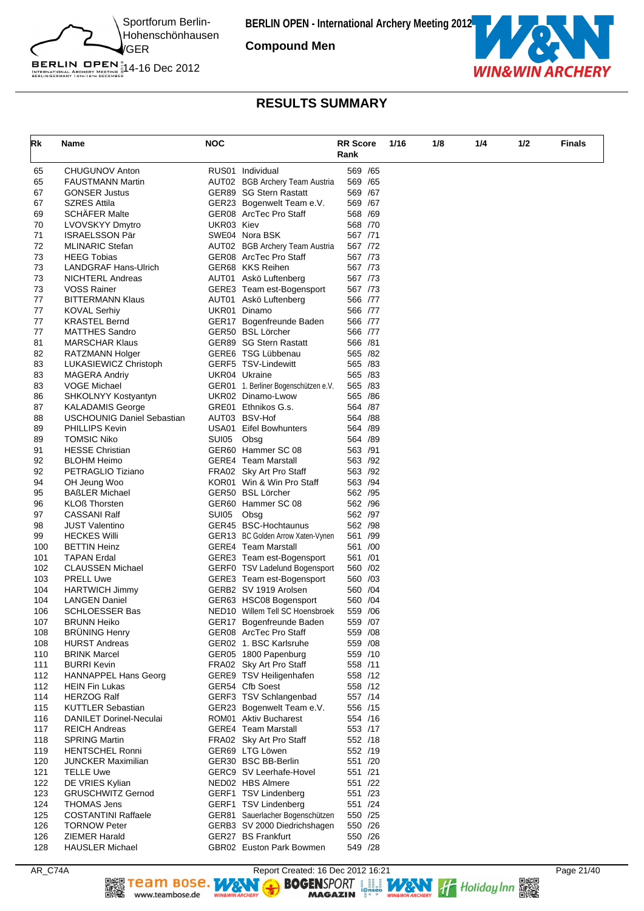BERLIN OPEN - International Archery Meeting 2012

**Compound Men**

Sportforum Berlin-Hohenschönhausen /GER

14-16 Dec 2012

## RESULTS SUMMARY

| Rk | Name | NOC | | RR Score Rank | 1/16 | 1/8 | 1/4 | 1/2 | Finals |
|---|---|---|---|---|---|---|---|---|---|
| 65 | CHUGUNOV Anton | RUS01 | Individual | 569 /65 | | | | | |
| 65 | FAUSTMANN Martin | AUT02 | BGB Archery Team Austria | 569 /65 | | | | | |
| 67 | GONSER Justus | GER89 | SG Stern Rastatt | 569 /67 | | | | | |
| 67 | SZRES Attila | GER23 | Bogenwelt Team e.V. | 569 /67 | | | | | |
| 69 | SCHÄFER Malte | GER08 | ArcTec Pro Staff | 568 /69 | | | | | |
| 70 | LVOVSKYY Dmytro | UKR03 | Kiev | 568 /70 | | | | | |
| 71 | ISRAELSSON Pär | SWE04 | Nora BSK | 567 /71 | | | | | |
| 72 | MLINARIC Stefan | AUT02 | BGB Archery Team Austria | 567 /72 | | | | | |
| 73 | HEEG Tobias | GER08 | ArcTec Pro Staff | 567 /73 | | | | | |
| 73 | LANDGRAF Hans-Ulrich | GER68 | KKS Reihen | 567 /73 | | | | | |
| 73 | NICHTERL Andreas | AUT01 | Askö Luftenberg | 567 /73 | | | | | |
| 73 | VOSS Rainer | GERE3 | Team est-Bogensport | 567 /73 | | | | | |
| 77 | BITTERMANN Klaus | AUT01 | Askö Luftenberg | 566 /77 | | | | | |
| 77 | KOVAL Serhiy | UKR01 | Dinamo | 566 /77 | | | | | |
| 77 | KRASTEL Bernd | GER17 | Bogenfreunde Baden | 566 /77 | | | | | |
| 77 | MATTHES Sandro | GER50 | BSL Lörcher | 566 /77 | | | | | |
| 81 | MARSCHAR Klaus | GER89 | SG Stern Rastatt | 566 /81 | | | | | |
| 82 | RATZMANN Holger | GERE6 | TSG Lübbenau | 565 /82 | | | | | |
| 83 | LUKASIEWICZ Christoph | GERF5 | TSV-Lindewitt | 565 /83 | | | | | |
| 83 | MAGERA Andriy | UKR04 | Ukraine | 565 /83 | | | | | |
| 83 | VOGE Michael | GER01 | 1. Berliner Bogenschützen e.V. | 565 /83 | | | | | |
| 86 | SHKOLNYY Kostyantyn | UKR02 | Dinamo-Lwow | 565 /86 | | | | | |
| 87 | KALADAMIS George | GRE01 | Ethnikos G.s. | 564 /87 | | | | | |
| 88 | USCHOUNIG Daniel Sebastian | AUT03 | BSV-Hof | 564 /88 | | | | | |
| 89 | PHILLIPS Kevin | USA01 | Eifel Bowhunters | 564 /89 | | | | | |
| 89 | TOMSIC Niko | SUI05 | Obsg | 564 /89 | | | | | |
| 91 | HESSE Christian | GER60 | Hammer SC 08 | 563 /91 | | | | | |
| 92 | BLOHM Heimo | GERE4 | Team Marstall | 563 /92 | | | | | |
| 92 | PETRAGLIO Tiziano | FRA02 | Sky Art Pro Staff | 563 /92 | | | | | |
| 94 | OH Jeung Woo | KOR01 | Win & Win Pro Staff | 563 /94 | | | | | |
| 95 | BAßLER Michael | GER50 | BSL Lörcher | 562 /95 | | | | | |
| 96 | KLOß Thorsten | GER60 | Hammer SC 08 | 562 /96 | | | | | |
| 97 | CASSANI Ralf | SUI05 | Obsg | 562 /97 | | | | | |
| 98 | JUST Valentino | GER45 | BSC-Hochtaunus | 562 /98 | | | | | |
| 99 | HECKES Willi | GER13 | BC Golden Arrow Xaten-Vynen | 561 /99 | | | | | |
| 100 | BETTIN Heinz | GERE4 | Team Marstall | 561 /00 | | | | | |
| 101 | TAPAN Erdal | GERE3 | Team est-Bogensport | 561 /01 | | | | | |
| 102 | CLAUSSEN Michael | GERF0 | TSV Ladelund Bogensport | 560 /02 | | | | | |
| 103 | PRELL Uwe | GERE3 | Team est-Bogensport | 560 /03 | | | | | |
| 104 | HARTWICH Jimmy | GERB2 | SV 1919 Arolsen | 560 /04 | | | | | |
| 104 | LANGEN Daniel | GER63 | HSC08 Bogensport | 560 /04 | | | | | |
| 106 | SCHLOESSER Bas | NED10 | Willem Tell SC Hoensbroek | 559 /06 | | | | | |
| 107 | BRUNN Heiko | GER17 | Bogenfreunde Baden | 559 /07 | | | | | |
| 108 | BRÜNING Henry | GER08 | ArcTec Pro Staff | 559 /08 | | | | | |
| 108 | HURST Andreas | GER02 | 1. BSC Karlsruhe | 559 /08 | | | | | |
| 110 | BRINK Marcel | GER05 | 1800 Papenburg | 559 /10 | | | | | |
| 111 | BURRI Kevin | FRA02 | Sky Art Pro Staff | 558 /11 | | | | | |
| 112 | HANNAPPEL Hans Georg | GERE9 | TSV Heiligenhafen | 558 /12 | | | | | |
| 112 | HEIN Fin Lukas | GER54 | Cfb Soest | 558 /12 | | | | | |
| 114 | HERZOG Ralf | GERF3 | TSV Schlangenbad | 557 /14 | | | | | |
| 115 | KUTTLER Sebastian | GER23 | Bogenwelt Team e.V. | 556 /15 | | | | | |
| 116 | DANILET Dorinel-Neculai | ROM01 | Aktiv Bucharest | 554 /16 | | | | | |
| 117 | REICH Andreas | GERE4 | Team Marstall | 553 /17 | | | | | |
| 118 | SPRING Martin | FRA02 | Sky Art Pro Staff | 552 /18 | | | | | |
| 119 | HENTSCHEL Ronni | GER69 | LTG Löwen | 552 /19 | | | | | |
| 120 | JUNCKER Maximilian | GER30 | BSC BB-Berlin | 551 /20 | | | | | |
| 121 | TELLE Uwe | GERC9 | SV Leerhafe-Hovel | 551 /21 | | | | | |
| 122 | DE VRIES Kylian | NED02 | HBS Almere | 551 /22 | | | | | |
| 123 | GRUSCHWITZ Gernod | GERF1 | TSV Lindenberg | 551 /23 | | | | | |
| 124 | THOMAS Jens | GERF1 | TSV Lindenberg | 551 /24 | | | | | |
| 125 | COSTANTINI Raffaele | GER81 | Sauerlacher Bogenschützen | 550 /25 | | | | | |
| 126 | TORNOW Peter | GERB3 | SV 2000 Diedrichshagen | 550 /26 | | | | | |
| 126 | ZIEMER Harald | GER27 | BS Frankfurt | 550 /26 | | | | | |
| 128 | HAUSLER Michael | GBR02 | Euston Park Bowmen | 549 /28 | | | | | |

AR_C74A — Report Created: 16 Dec 2012 16:21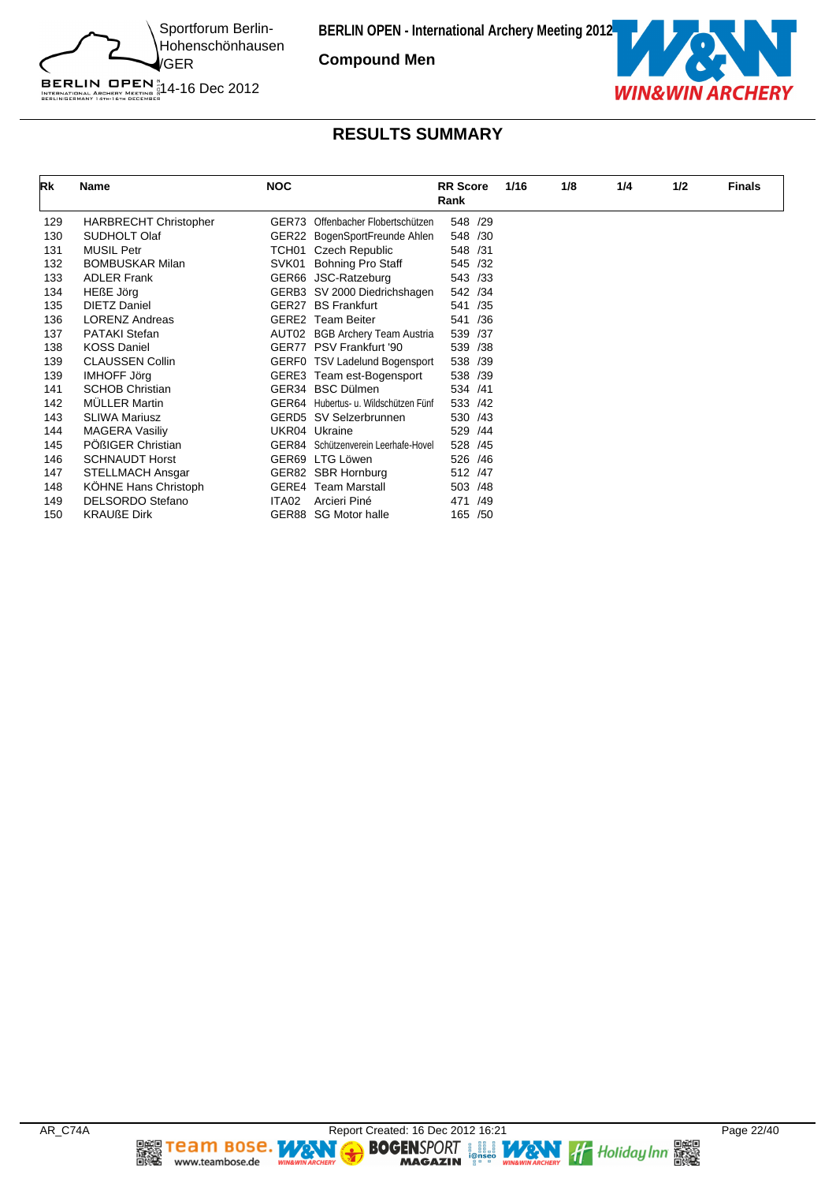## Compound Men

## RESULTS SUMMARY

| Rk | Name | NOC | | RR Score Rank | 1/16 | 1/8 | 1/4 | 1/2 | Finals |
|---|---|---|---|---|---|---|---|---|---|
| 129 | HARBRECHT Christopher | GER73 | Offenbacher Flobertschützen | 548 /29 | | | | | |
| 130 | SUDHOLT Olaf | GER22 | BogenSportFreunde Ahlen | 548 /30 | | | | | |
| 131 | MUSIL Petr | TCH01 | Czech Republic | 548 /31 | | | | | |
| 132 | BOMBUSKAR Milan | SVK01 | Bohning Pro Staff | 545 /32 | | | | | |
| 133 | ADLER Frank | GER66 | JSC-Ratzeburg | 543 /33 | | | | | |
| 134 | HEßE Jörg | GERB3 | SV 2000 Diedrichshagen | 542 /34 | | | | | |
| 135 | DIETZ Daniel | GER27 | BS Frankfurt | 541 /35 | | | | | |
| 136 | LORENZ Andreas | GERE2 | Team Beiter | 541 /36 | | | | | |
| 137 | PATAKI Stefan | AUT02 | BGB Archery Team Austria | 539 /37 | | | | | |
| 138 | KOSS Daniel | GER77 | PSV Frankfurt '90 | 539 /38 | | | | | |
| 139 | CLAUSSEN Collin | GERF0 | TSV Ladelund Bogensport | 538 /39 | | | | | |
| 139 | IMHOFF Jörg | GERE3 | Team est-Bogensport | 538 /39 | | | | | |
| 141 | SCHOB Christian | GER34 | BSC Dülmen | 534 /41 | | | | | |
| 142 | MÜLLER Martin | GER64 | Hubertus- u. Wildschützen Fünf | 533 /42 | | | | | |
| 143 | SLIWA Mariusz | GERD5 | SV Selzerbrunnen | 530 /43 | | | | | |
| 144 | MAGERA Vasiliy | UKR04 | Ukraine | 529 /44 | | | | | |
| 145 | PÖßIGER Christian | GER84 | Schützenverein Leerhafe-Hovel | 528 /45 | | | | | |
| 146 | SCHNAUDT Horst | GER69 | LTG Löwen | 526 /46 | | | | | |
| 147 | STELLMACH Ansgar | GER82 | SBR Hornburg | 512 /47 | | | | | |
| 148 | KÖHNE Hans Christoph | GERE4 | Team Marstall | 503 /48 | | | | | |
| 149 | DELSORDO Stefano | ITA02 | Arcieri Piné | 471 /49 | | | | | |
| 150 | KRAUßE Dirk | GER88 | SG Motor halle | 165 /50 | | | | | |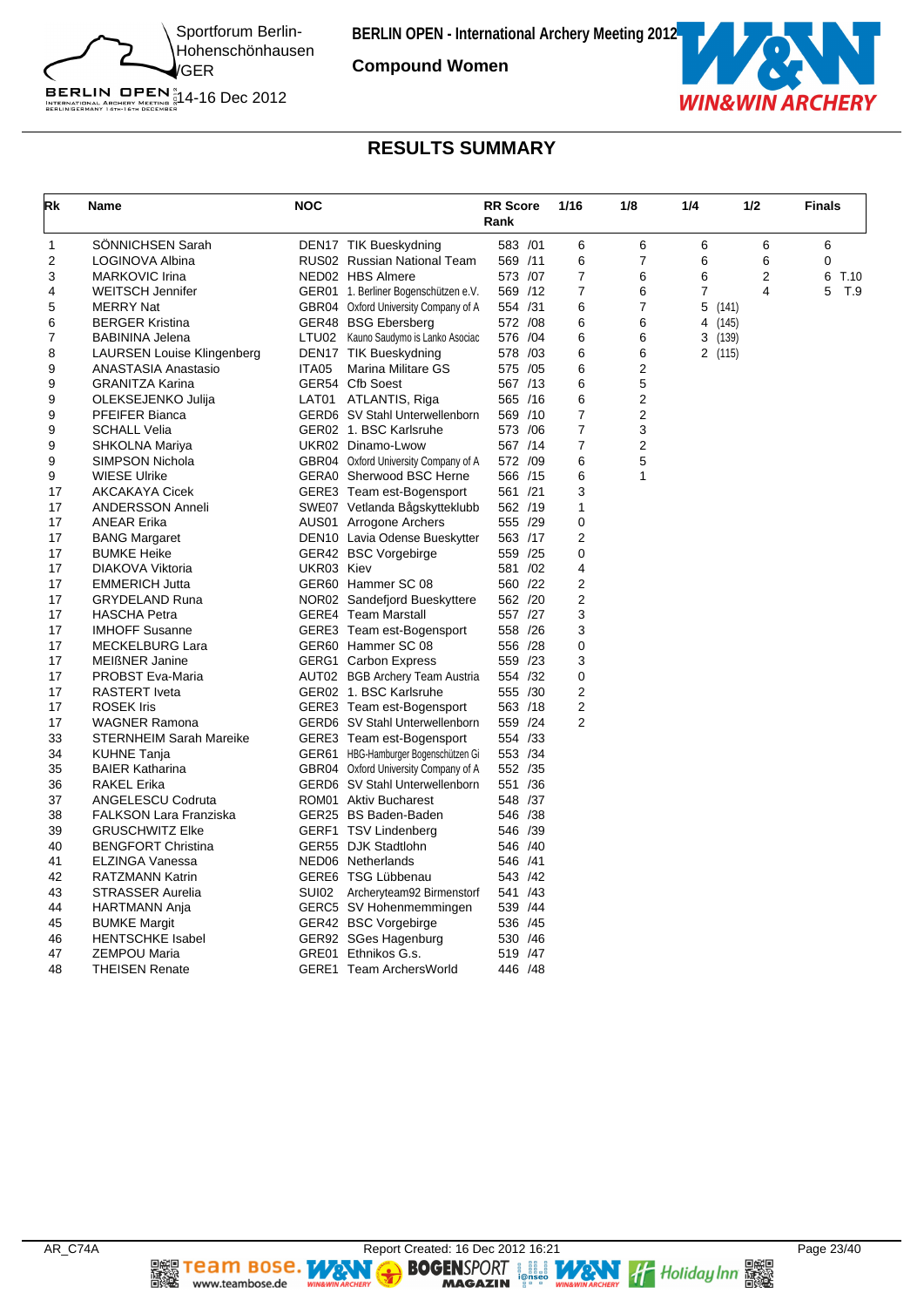BERLIN OPEN - International Archery Meeting 2012

Sportforum Berlin-Hohenschönhausen /GER

14-16 Dec 2012

**Compound Women**

## RESULTS SUMMARY

| Rk | Name | NOC | | RR Score Rank | 1/16 | 1/8 | 1/4 | 1/2 | Finals |
|---|---|---|---|---|---|---|---|---|---|
| 1 | SÖNNICHSEN Sarah | DEN17 | TIK Bueskydning | 583 /01 | 6 | 6 | 6 | 6 | 6 |
| 2 | LOGINOVA Albina | RUS02 | Russian National Team | 569 /11 | 6 | 7 | 6 | 6 | 0 |
| 3 | MARKOVIC Irina | NED02 | HBS Almere | 573 /07 | 7 | 6 | 6 | 2 | 6 T.10 |
| 4 | WEITSCH Jennifer | GER01 | 1. Berliner Bogenschützen e.V. | 569 /12 | 7 | 6 | 7 | 4 | 5 T.9 |
| 5 | MERRY Nat | GBR04 | Oxford University Company of A | 554 /31 | 6 | 7 | 5 (141) | | |
| 6 | BERGER Kristina | GER48 | BSG Ebersberg | 572 /08 | 6 | 6 | 4 (145) | | |
| 7 | BABININA Jelena | LTU02 | Kauno Saudymo is Lanko Asociac | 576 /04 | 6 | 6 | 3 (139) | | |
| 8 | LAURSEN Louise Klingenberg | DEN17 | TIK Bueskydning | 578 /03 | 6 | 6 | 2 (115) | | |
| 9 | ANASTASIA Anastasio | ITA05 | Marina Militare GS | 575 /05 | 6 | 2 | | | |
| 9 | GRANITZA Karina | GER54 | Cfb Soest | 567 /13 | 6 | 5 | | | |
| 9 | OLEKSEJENKO Julija | LAT01 | ATLANTIS, Riga | 565 /16 | 6 | 2 | | | |
| 9 | PFEIFER Bianca | GERD6 | SV Stahl Unterwellenborn | 569 /10 | 7 | 2 | | | |
| 9 | SCHALL Velia | GER02 | 1. BSC Karlsruhe | 573 /06 | 7 | 3 | | | |
| 9 | SHKOLNA Mariya | UKR02 | Dinamo-Lwow | 567 /14 | 7 | 2 | | | |
| 9 | SIMPSON Nichola | GBR04 | Oxford University Company of A | 572 /09 | 6 | 5 | | | |
| 9 | WIESE Ulrike | GERA0 | Sherwood BSC Herne | 566 /15 | 6 | 1 | | | |
| 17 | AKCAKAYA Cicek | GERE3 | Team est-Bogensport | 561 /21 | 3 | | | | |
| 17 | ANDERSSON Anneli | SWE07 | Vetlanda Bågskytteklubb | 562 /19 | 1 | | | | |
| 17 | ANEAR Erika | AUS01 | Arrogone Archers | 555 /29 | 0 | | | | |
| 17 | BANG Margaret | DEN10 | Lavia Odense Bueskytter | 563 /17 | 2 | | | | |
| 17 | BUMKE Heike | GER42 | BSC Vorgebirge | 559 /25 | 0 | | | | |
| 17 | DIAKOVA Viktoria | UKR03 | Kiev | 581 /02 | 4 | | | | |
| 17 | EMMERICH Jutta | GER60 | Hammer SC 08 | 560 /22 | 2 | | | | |
| 17 | GRYDELAND Runa | NOR02 | Sandefjord Bueskyttere | 562 /20 | 2 | | | | |
| 17 | HASCHA Petra | GERE4 | Team Marstall | 557 /27 | 3 | | | | |
| 17 | IMHOFF Susanne | GERE3 | Team est-Bogensport | 558 /26 | 3 | | | | |
| 17 | MECKELBURG Lara | GER60 | Hammer SC 08 | 556 /28 | 0 | | | | |
| 17 | MEIßNER Janine | GERG1 | Carbon Express | 559 /23 | 3 | | | | |
| 17 | PROBST Eva-Maria | AUT02 | BGB Archery Team Austria | 554 /32 | 0 | | | | |
| 17 | RASTERT Iveta | GER02 | 1. BSC Karlsruhe | 555 /30 | 2 | | | | |
| 17 | ROSEK Iris | GERE3 | Team est-Bogensport | 563 /18 | 2 | | | | |
| 17 | WAGNER Ramona | GERD6 | SV Stahl Unterwellenborn | 559 /24 | 2 | | | | |
| 33 | STERNHEIM Sarah Mareike | GERE3 | Team est-Bogensport | 554 /33 | | | | | |
| 34 | KUHNE Tanja | GER61 | HBG-Hamburger Bogenschützen Gi | 553 /34 | | | | | |
| 35 | BAIER Katharina | GBR04 | Oxford University Company of A | 552 /35 | | | | | |
| 36 | RAKEL Erika | GERD6 | SV Stahl Unterwellenborn | 551 /36 | | | | | |
| 37 | ANGELESCU Codruta | ROM01 | Aktiv Bucharest | 548 /37 | | | | | |
| 38 | FALKSON Lara Franziska | GER25 | BS Baden-Baden | 546 /38 | | | | | |
| 39 | GRUSCHWITZ Elke | GERF1 | TSV Lindenberg | 546 /39 | | | | | |
| 40 | BENGFORT Christina | GER55 | DJK Stadtlohn | 546 /40 | | | | | |
| 41 | ELZINGA Vanessa | NED06 | Netherlands | 546 /41 | | | | | |
| 42 | RATZMANN Katrin | GERE6 | TSG Lübbenau | 543 /42 | | | | | |
| 43 | STRASSER Aurelia | SUI02 | Archeryteam92 Birmenstorf | 541 /43 | | | | | |
| 44 | HARTMANN Anja | GERC5 | SV Hohenmemmingen | 539 /44 | | | | | |
| 45 | BUMKE Margit | GER42 | BSC Vorgebirge | 536 /45 | | | | | |
| 46 | HENTSCHKE Isabel | GER92 | SGes Hagenburg | 530 /46 | | | | | |
| 47 | ZEMPOU Maria | GRE01 | Ethnikos G.s. | 519 /47 | | | | | |
| 48 | THEISEN Renate | GERE1 | Team ArchersWorld | 446 /48 | | | | | |

AR_C74A Report Created: 16 Dec 2012 16:21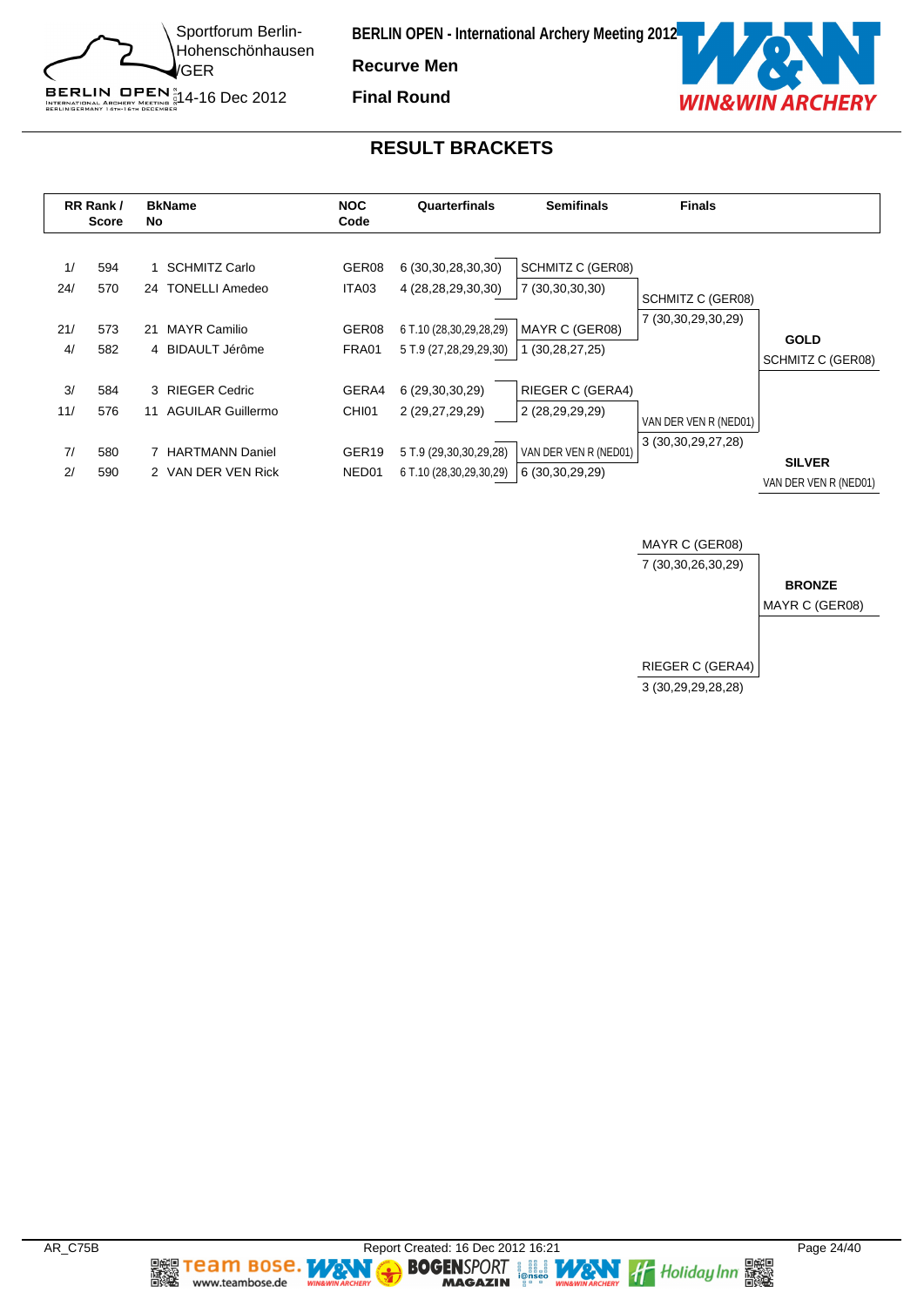# BERLIN OPEN - International Archery Meeting 2012

Sportforum Berlin-Hohenschönhausen /GER
14-16 Dec 2012

**Recurve Men**

**Final Round**

## RESULT BRACKETS

| RR Rank / Score | | BkName No | | NOC Code | Quarterfinals | Semifinals | Finals | |
|---|---|---|---|---|---|---|---|---|
| 1/ | 594 | 1 | SCHMITZ Carlo | GER08 | 6 (30,30,28,30,30) | SCHMITZ C (GER08) | | |
| 24/ | 570 | 24 | TONELLI Amedeo | ITA03 | 4 (28,28,29,30,30) | 7 (30,30,30,30) | SCHMITZ C (GER08) | |
| 21/ | 573 | 21 | MAYR Camilio | GER08 | 6 T.10 (28,30,29,28,29) | MAYR C (GER08) | 7 (30,30,29,30,29) | **GOLD** |
| 4/ | 582 | 4 | BIDAULT Jérôme | FRA01 | 5 T.9 (27,28,29,29,30) | 1 (30,28,27,25) | | SCHMITZ C (GER08) |
| 3/ | 584 | 3 | RIEGER Cedric | GERA4 | 6 (29,30,30,29) | RIEGER C (GERA4) | | |
| 11/ | 576 | 11 | AGUILAR Guillermo | CHI01 | 2 (29,27,29,29) | 2 (28,29,29,29) | VAN DER VEN R (NED01) | |
| 7/ | 580 | 7 | HARTMANN Daniel | GER19 | 5 T.9 (29,30,30,29,28) | VAN DER VEN R (NED01) | 3 (30,30,29,27,28) | **SILVER** |
| 2/ | 590 | 2 | VAN DER VEN Rick | NED01 | 6 T.10 (28,30,29,30,29) | 6 (30,30,29,29) | | VAN DER VEN R (NED01) |

**Bronze Match**

| Finals | |
|---|---|
| MAYR C (GER08) | |
| 7 (30,30,26,30,29) | **BRONZE** |
| | MAYR C (GER08) |
| RIEGER C (GERA4) | |
| 3 (30,29,29,28,28) | |

AR_C75B — Report Created: 16 Dec 2012 16:21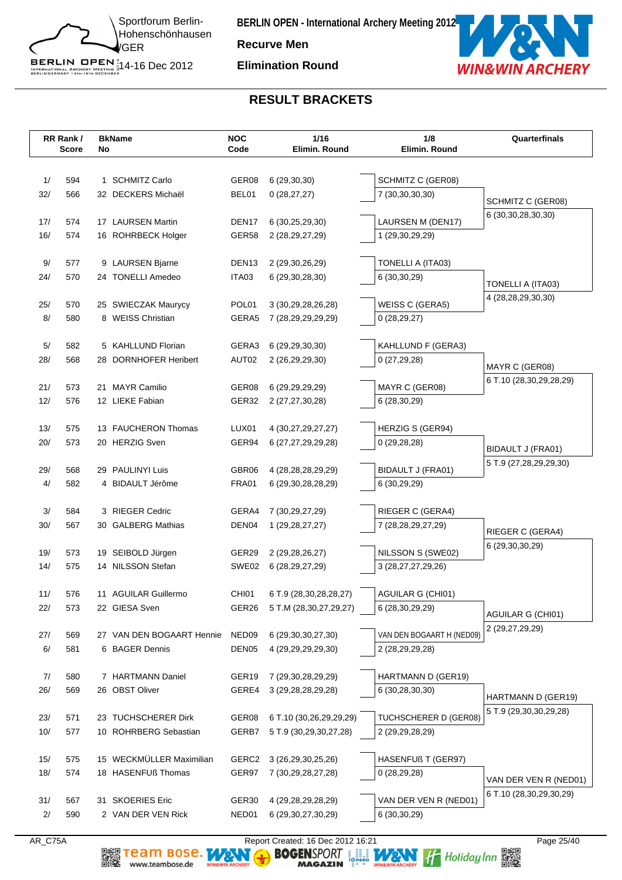Sportforum Berlin-Hohenschönhausen /GER

14-16 Dec 2012

**BERLIN OPEN - International Archery Meeting 2012**

**Recurve Men**

**Elimination Round**

## RESULT BRACKETS

| RR Rank / Score | BkName No | NOC Code | 1/16 Elimin. Round | 1/8 Elimin. Round | Quarterfinals |
|---|---|---|---|---|---|
| 1/ 594 | 1 SCHMITZ Carlo | GER08 | 6 (29,30,30) | SCHMITZ C (GER08) | |
| 32/ 566 | 32 DECKERS Michaël | BEL01 | 0 (28,27,27) | 7 (30,30,30,30) | SCHMITZ C (GER08) |
| | | | | | 6 (30,30,28,30,30) |
| 17/ 574 | 17 LAURSEN Martin | DEN17 | 6 (30,25,29,30) | LAURSEN M (DEN17) | |
| 16/ 574 | 16 ROHRBECK Holger | GER58 | 2 (28,29,27,29) | 1 (29,30,29,29) | |
| 9/ 577 | 9 LAURSEN Bjarne | DEN13 | 2 (29,30,26,29) | TONELLI A (ITA03) | |
| 24/ 570 | 24 TONELLI Amedeo | ITA03 | 6 (29,30,28,30) | 6 (30,30,29) | TONELLI A (ITA03) |
| | | | | | 4 (28,28,29,30,30) |
| 25/ 570 | 25 SWIECZAK Maurycy | POL01 | 3 (30,29,28,26,28) | WEISS C (GERA5) | |
| 8/ 580 | 8 WEISS Christian | GERA5 | 7 (28,29,29,29,29) | 0 (28,29,27) | |
| 5/ 582 | 5 KAHLLUND Florian | GERA3 | 6 (29,29,30,30) | KAHLLUND F (GERA3) | |
| 28/ 568 | 28 DORNHOFER Heribert | AUT02 | 2 (26,29,29,30) | 0 (27,29,28) | MAYR C (GER08) |
| | | | | | 6 T.10 (28,30,29,28,29) |
| 21/ 573 | 21 MAYR Camilio | GER08 | 6 (29,29,29,29) | MAYR C (GER08) | |
| 12/ 576 | 12 LIEKE Fabian | GER32 | 2 (27,27,30,28) | 6 (28,30,29) | |
| 13/ 575 | 13 FAUCHERON Thomas | LUX01 | 4 (30,27,29,27,27) | HERZIG S (GER94) | |
| 20/ 573 | 20 HERZIG Sven | GER94 | 6 (27,27,29,29,28) | 0 (29,28,28) | BIDAULT J (FRA01) |
| | | | | | 5 T.9 (27,28,29,29,30) |
| 29/ 568 | 29 PAULINYI Luis | GBR06 | 4 (28,28,28,29,29) | BIDAULT J (FRA01) | |
| 4/ 582 | 4 BIDAULT Jérôme | FRA01 | 6 (29,30,28,28,29) | 6 (30,29,29) | |
| 3/ 584 | 3 RIEGER Cedric | GERA4 | 7 (30,29,27,29) | RIEGER C (GERA4) | |
| 30/ 567 | 30 GALBERG Mathias | DEN04 | 1 (29,28,27,27) | 7 (28,28,29,27,29) | RIEGER C (GERA4) |
| | | | | | 6 (29,30,30,29) |
| 19/ 573 | 19 SEIBOLD Jürgen | GER29 | 2 (29,28,26,27) | NILSSON S (SWE02) | |
| 14/ 575 | 14 NILSSON Stefan | SWE02 | 6 (28,29,27,29) | 3 (28,27,27,29,26) | |
| 11/ 576 | 11 AGUILAR Guillermo | CHI01 | 6 T.9 (28,30,28,28,27) | AGUILAR G (CHI01) | |
| 22/ 573 | 22 GIESA Sven | GER26 | 5 T.M (28,30,27,29,27) | 6 (28,30,29,29) | AGUILAR G (CHI01) |
| | | | | | 2 (29,27,29,29) |
| 27/ 569 | 27 VAN DEN BOGAART Hennie | NED09 | 6 (29,30,30,27,30) | VAN DEN BOGAART H (NED09) | |
| 6/ 581 | 6 BAGER Dennis | DEN05 | 4 (29,29,29,29,30) | 2 (28,29,29,28) | |
| 7/ 580 | 7 HARTMANN Daniel | GER19 | 7 (29,30,28,29,29) | HARTMANN D (GER19) | |
| 26/ 569 | 26 OBST Oliver | GERE4 | 3 (29,28,28,29,28) | 6 (30,28,30,30) | HARTMANN D (GER19) |
| | | | | | 5 T.9 (29,30,30,29,28) |
| 23/ 571 | 23 TUCHSCHERER Dirk | GER08 | 6 T.10 (30,26,29,29,29) | TUCHSCHERER D (GER08) | |
| 10/ 577 | 10 ROHRBERG Sebastian | GERB7 | 5 T.9 (30,29,30,27,28) | 2 (29,29,28,29) | |
| 15/ 575 | 15 WECKMÜLLER Maximilian | GERC2 | 3 (26,29,30,25,26) | HASENFUß T (GER97) | |
| 18/ 574 | 18 HASENFUß Thomas | GER97 | 7 (30,29,28,27,28) | 0 (28,29,28) | VAN DER VEN R (NED01) |
| | | | | | 6 T.10 (28,30,29,30,29) |
| 31/ 567 | 31 SKOERIES Eric | GER30 | 4 (29,28,29,28,29) | VAN DER VEN R (NED01) | |
| 2/ 590 | 2 VAN DER VEN Rick | NED01 | 6 (29,30,27,30,29) | 6 (30,30,29) | |

AR_C75A  Report Created: 16 Dec 2012 16:21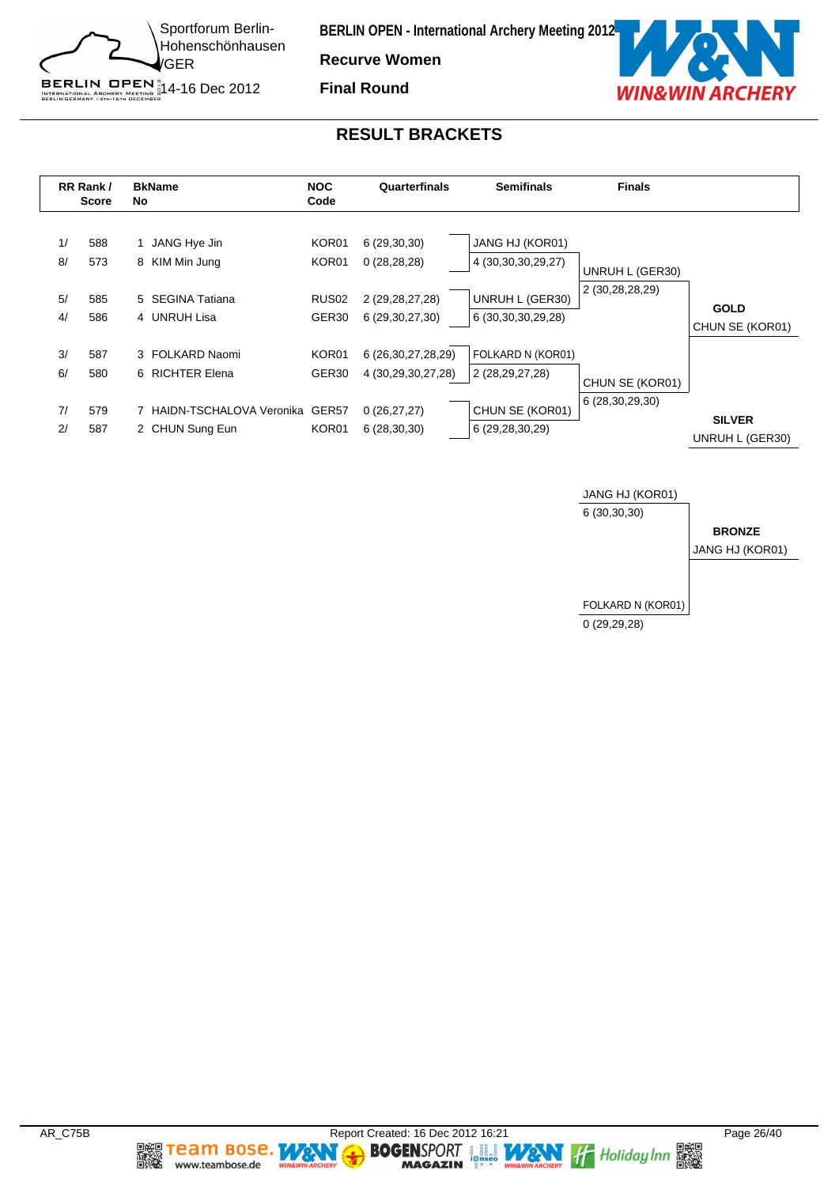**BERLIN OPEN - International Archery Meeting 2012**

**Recurve Women**

**Final Round**

Sportforum Berlin-Hohenschönhausen /GER

14-16 Dec 2012

## RESULT BRACKETS

| RR Rank / | Score | BkName No | NOC Code | Quarterfinals | Semifinals | Finals | |
|---|---|---|---|---|---|---|---|
| 1/ | 588 | 1 JANG Hye Jin | KOR01 | 6 (29,30,30) | JANG HJ (KOR01) | | |
| 8/ | 573 | 8 KIM Min Jung | KOR01 | 0 (28,28,28) | 4 (30,30,30,29,27) | UNRUH L (GER30) | |
| | | | | | | 2 (30,28,28,29) | |
| 5/ | 585 | 5 SEGINA Tatiana | RUS02 | 2 (29,28,27,28) | UNRUH L (GER30) | | **GOLD** |
| 4/ | 586 | 4 UNRUH Lisa | GER30 | 6 (29,30,27,30) | 6 (30,30,30,29,28) | | CHUN SE (KOR01) |
| 3/ | 587 | 3 FOLKARD Naomi | KOR01 | 6 (26,30,27,28,29) | FOLKARD N (KOR01) | | |
| 6/ | 580 | 6 RICHTER Elena | GER30 | 4 (30,29,30,27,28) | 2 (28,29,27,28) | CHUN SE (KOR01) | |
| | | | | | | 6 (28,30,29,30) | |
| 7/ | 579 | 7 HAIDN-TSCHALOVA Veronika | GER57 | 0 (26,27,27) | CHUN SE (KOR01) | | **SILVER** |
| 2/ | 587 | 2 CHUN Sung Eun | KOR01 | 6 (28,30,30) | 6 (29,28,30,29) | | UNRUH L (GER30) |

| Bronze Match | | |
|---|---|---|
| JANG HJ (KOR01) | 6 (30,30,30) | **BRONZE** |
| FOLKARD N (KOR01) | 0 (29,29,28) | JANG HJ (KOR01) |

AR_C75B Report Created: 16 Dec 2012 16:21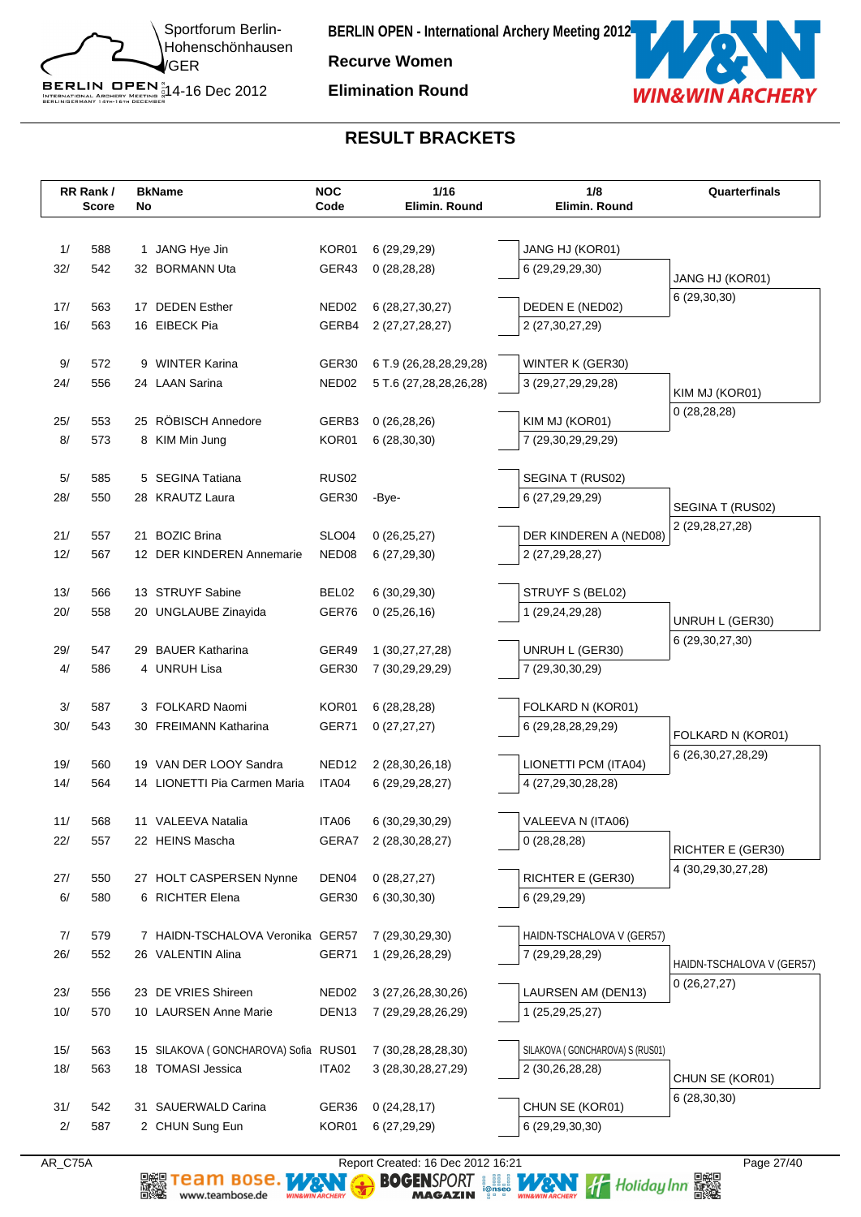BERLIN OPEN - International Archery Meeting 2012

Sportforum Berlin-Hohenschönhausen /GER

14-16 Dec 2012

**Recurve Women**

**Elimination Round**

## RESULT BRACKETS

| RR Rank / Score | | BkName No | | NOC Code | 1/16 Elimin. Round | 1/8 Elimin. Round | Quarterfinals |
|---|---|---|---|---|---|---|---|
| 1/ | 588 | 1 | JANG Hye Jin | KOR01 | 6 (29,29,29) | JANG HJ (KOR01) | |
| 32/ | 542 | 32 | BORMANN Uta | GER43 | 0 (28,28,28) | 6 (29,29,29,30) | JANG HJ (KOR01) |
| | | | | | | | 6 (29,30,30) |
| 17/ | 563 | 17 | DEDEN Esther | NED02 | 6 (28,27,30,27) | DEDEN E (NED02) | |
| 16/ | 563 | 16 | EIBECK Pia | GERB4 | 2 (27,27,28,27) | 2 (27,30,27,29) | |
| 9/ | 572 | 9 | WINTER Karina | GER30 | 6 T.9 (26,28,28,29,28) | WINTER K (GER30) | |
| 24/ | 556 | 24 | LAAN Sarina | NED02 | 5 T.6 (27,28,28,26,28) | 3 (29,27,29,29,28) | KIM MJ (KOR01) |
| | | | | | | | 0 (28,28,28) |
| 25/ | 553 | 25 | RÖBISCH Annedore | GERB3 | 0 (26,28,26) | KIM MJ (KOR01) | |
| 8/ | 573 | 8 | KIM Min Jung | KOR01 | 6 (28,30,30) | 7 (29,30,29,29,29) | |
| 5/ | 585 | 5 | SEGINA Tatiana | RUS02 | | SEGINA T (RUS02) | |
| 28/ | 550 | 28 | KRAUTZ Laura | GER30 | -Bye- | 6 (27,29,29,29) | SEGINA T (RUS02) |
| | | | | | | | 2 (29,28,27,28) |
| 21/ | 557 | 21 | BOZIC Brina | SLO04 | 0 (26,25,27) | DER KINDEREN A (NED08) | |
| 12/ | 567 | 12 | DER KINDEREN Annemarie | NED08 | 6 (27,29,30) | 2 (27,29,28,27) | |
| 13/ | 566 | 13 | STRUYF Sabine | BEL02 | 6 (30,29,30) | STRUYF S (BEL02) | |
| 20/ | 558 | 20 | UNGLAUBE Zinayida | GER76 | 0 (25,26,16) | 1 (29,24,29,28) | UNRUH L (GER30) |
| | | | | | | | 6 (29,30,27,30) |
| 29/ | 547 | 29 | BAUER Katharina | GER49 | 1 (30,27,27,28) | UNRUH L (GER30) | |
| 4/ | 586 | 4 | UNRUH Lisa | GER30 | 7 (30,29,29,29) | 7 (29,30,30,29) | |
| 3/ | 587 | 3 | FOLKARD Naomi | KOR01 | 6 (28,28,28) | FOLKARD N (KOR01) | |
| 30/ | 543 | 30 | FREIMANN Katharina | GER71 | 0 (27,27,27) | 6 (29,28,28,29,29) | FOLKARD N (KOR01) |
| | | | | | | | 6 (26,30,27,28,29) |
| 19/ | 560 | 19 | VAN DER LOOY Sandra | NED12 | 2 (28,30,26,18) | LIONETTI PCM (ITA04) | |
| 14/ | 564 | 14 | LIONETTI Pia Carmen Maria | ITA04 | 6 (29,29,28,27) | 4 (27,29,30,28,28) | |
| 11/ | 568 | 11 | VALEEVA Natalia | ITA06 | 6 (30,29,30,29) | VALEEVA N (ITA06) | |
| 22/ | 557 | 22 | HEINS Mascha | GERA7 | 2 (28,30,28,27) | 0 (28,28,28) | RICHTER E (GER30) |
| | | | | | | | 4 (30,29,30,27,28) |
| 27/ | 550 | 27 | HOLT CASPERSEN Nynne | DEN04 | 0 (28,27,27) | RICHTER E (GER30) | |
| 6/ | 580 | 6 | RICHTER Elena | GER30 | 6 (30,30,30) | 6 (29,29,29) | |
| 7/ | 579 | 7 | HAIDN-TSCHALOVA Veronika | GER57 | 7 (29,30,29,30) | HAIDN-TSCHALOVA V (GER57) | |
| 26/ | 552 | 26 | VALENTIN Alina | GER71 | 1 (29,26,28,29) | 7 (29,29,28,29) | HAIDN-TSCHALOVA V (GER57) |
| | | | | | | | 0 (26,27,27) |
| 23/ | 556 | 23 | DE VRIES Shireen | NED02 | 3 (27,26,28,30,26) | LAURSEN AM (DEN13) | |
| 10/ | 570 | 10 | LAURSEN Anne Marie | DEN13 | 7 (29,29,28,26,29) | 1 (25,29,25,27) | |
| 15/ | 563 | 15 | SILAKOVA ( GONCHAROVA) Sofia | RUS01 | 7 (30,28,28,28,30) | SILAKOVA ( GONCHAROVA) S (RUS01) | |
| 18/ | 563 | 18 | TOMASI Jessica | ITA02 | 3 (28,30,28,27,29) | 2 (30,26,28,28) | CHUN SE (KOR01) |
| | | | | | | | 6 (28,30,30) |
| 31/ | 542 | 31 | SAUERWALD Carina | GER36 | 0 (24,28,17) | CHUN SE (KOR01) | |
| 2/ | 587 | 2 | CHUN Sung Eun | KOR01 | 6 (27,29,29) | 6 (29,29,30,30) | |

AR_C75A

Report Created: 16 Dec 2012 16:21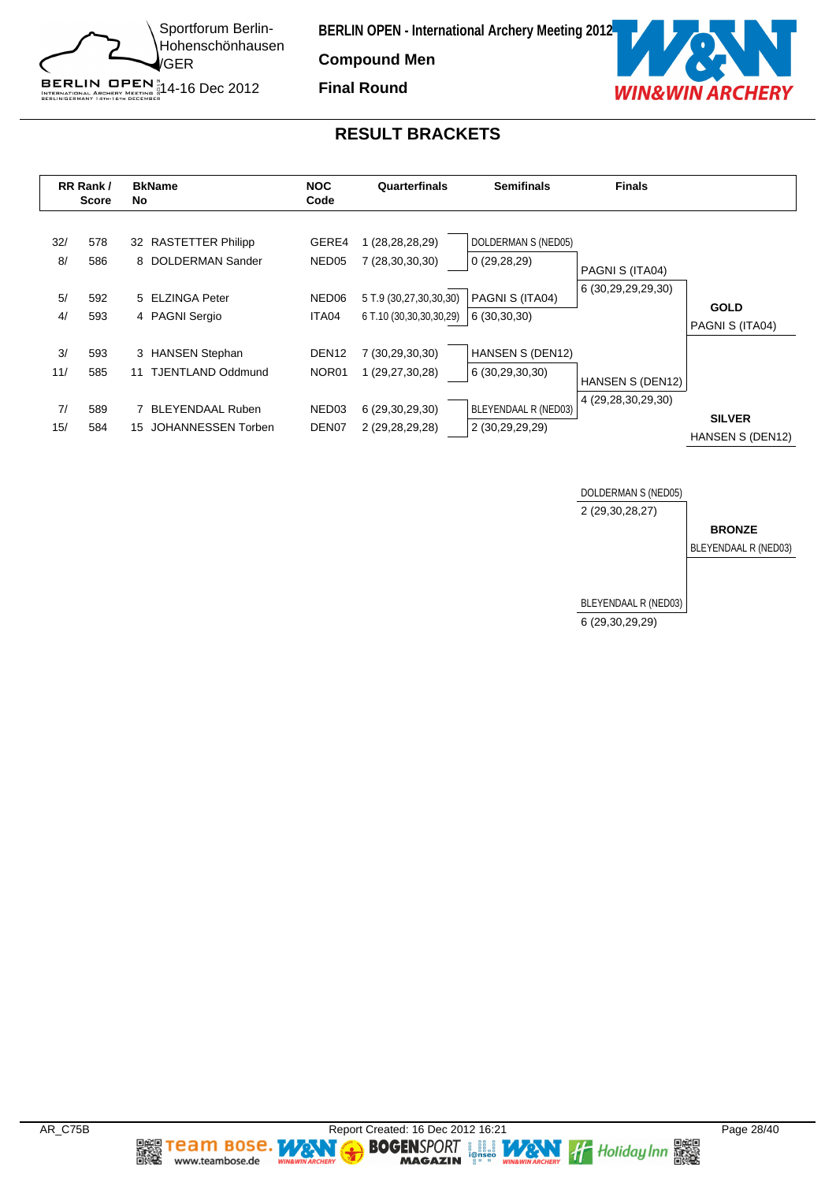**BERLIN OPEN - International Archery Meeting 2012**

**Compound Men**

**Final Round**

Sportforum Berlin-Hohenschönhausen /GER

14-16 Dec 2012

## RESULT BRACKETS

| RR Rank / | Score | BkNo | Name | NOC Code | Quarterfinals | Semifinals | Finals | |
|---|---|---|---|---|---|---|---|---|
| 32/ | 578 | 32 | RASTETTER Philipp | GERE4 | 1 (28,28,28,29) | DOLDERMAN S (NED05) | | |
| 8/ | 586 | 8 | DOLDERMAN Sander | NED05 | 7 (28,30,30,30) | 0 (29,28,29) | PAGNI S (ITA04) | |
| 5/ | 592 | 5 | ELZINGA Peter | NED06 | 5 T.9 (30,27,30,30,30) | PAGNI S (ITA04) | 6 (30,29,29,29,30) | **GOLD** |
| 4/ | 593 | 4 | PAGNI Sergio | ITA04 | 6 T.10 (30,30,30,30,29) | 6 (30,30,30) | | PAGNI S (ITA04) |
| 3/ | 593 | 3 | HANSEN Stephan | DEN12 | 7 (30,29,30,30) | HANSEN S (DEN12) | | |
| 11/ | 585 | 11 | TJENTLAND Oddmund | NOR01 | 1 (29,27,30,28) | 6 (30,29,30,30) | HANSEN S (DEN12) | |
| 7/ | 589 | 7 | BLEYENDAAL Ruben | NED03 | 6 (29,30,29,30) | BLEYENDAAL R (NED03) | 4 (29,28,30,29,30) | **SILVER** |
| 15/ | 584 | 15 | JOHANNESSEN Torben | DEN07 | 2 (29,28,29,28) | 2 (30,29,29,29) | | HANSEN S (DEN12) |

**Bronze match**

| Bronze Final | |
|---|---|
| DOLDERMAN S (NED05) | |
| 2 (29,30,28,27) | **BRONZE** |
| | BLEYENDAAL R (NED03) |
| BLEYENDAAL R (NED03) | |
| 6 (29,30,29,29) | |

AR_C75B Report Created: 16 Dec 2012 16:21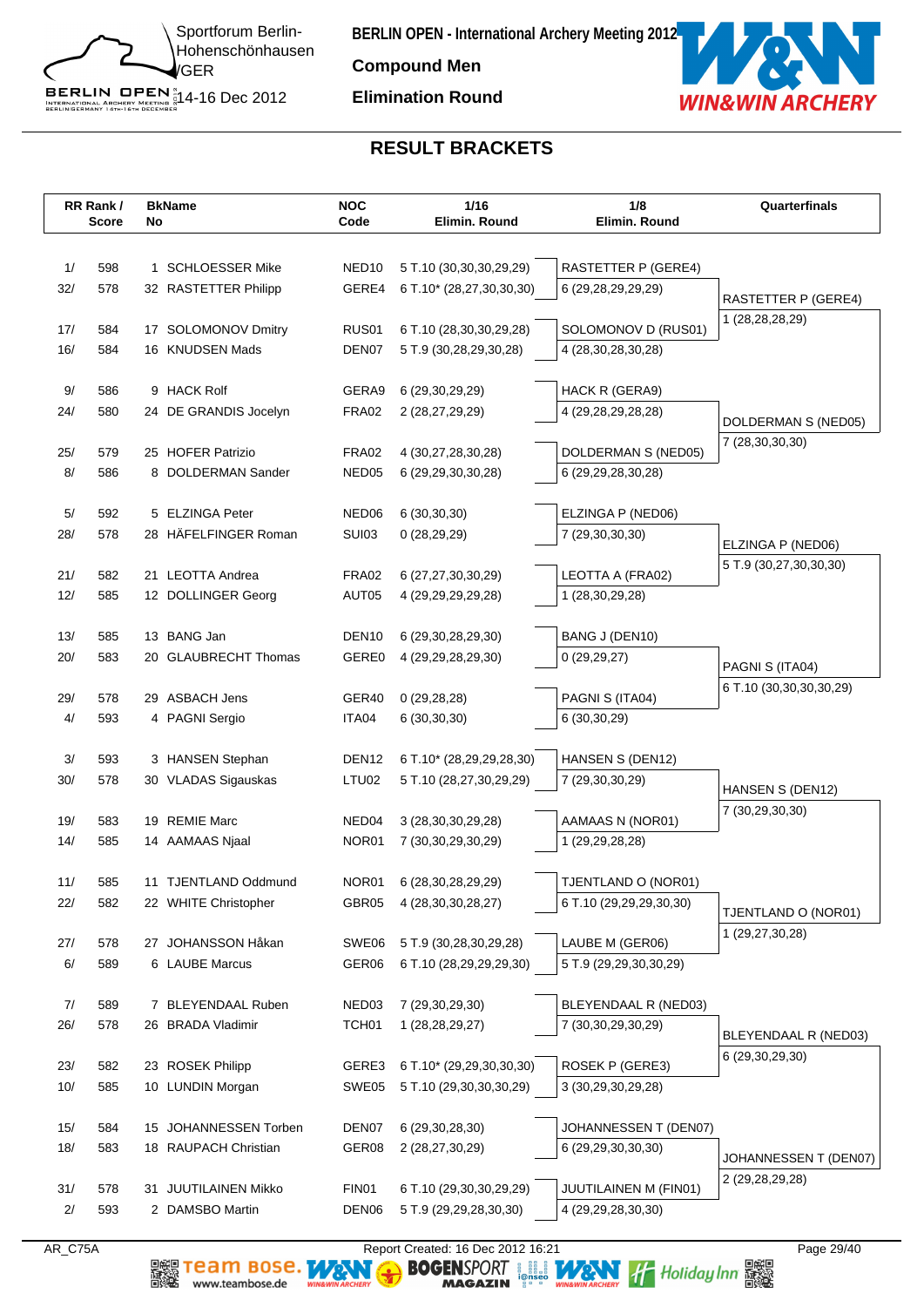Sportforum Berlin-Hohenschönhausen /GER

14-16 Dec 2012

**BERLIN OPEN - International Archery Meeting 2012**

**Compound Men**

**Elimination Round**

## RESULT BRACKETS

| RR Rank / Score | | BkName No | | NOC Code | 1/16 Elimin. Round | 1/8 Elimin. Round | Quarterfinals |
|---|---|---|---|---|---|---|---|
| 1/ | 598 | 1 | SCHLOESSER Mike | NED10 | 5 T.10 (30,30,30,29,29) | RASTETTER P (GERE4) | |
| 32/ | 578 | 32 | RASTETTER Philipp | GERE4 | 6 T.10* (28,27,30,30,30) | 6 (29,28,29,29,29) | RASTETTER P (GERE4) |
| 17/ | 584 | 17 | SOLOMONOV Dmitry | RUS01 | 6 T.10 (28,30,30,29,28) | SOLOMONOV D (RUS01) | 1 (28,28,28,29) |
| 16/ | 584 | 16 | KNUDSEN Mads | DEN07 | 5 T.9 (30,28,29,30,28) | 4 (28,30,28,30,28) | |
| 9/ | 586 | 9 | HACK Rolf | GERA9 | 6 (29,30,29,29) | HACK R (GERA9) | |
| 24/ | 580 | 24 | DE GRANDIS Jocelyn | FRA02 | 2 (28,27,29,29) | 4 (29,28,29,28,28) | DOLDERMAN S (NED05) |
| 25/ | 579 | 25 | HOFER Patrizio | FRA02 | 4 (30,27,28,30,28) | DOLDERMAN S (NED05) | 7 (28,30,30,30) |
| 8/ | 586 | 8 | DOLDERMAN Sander | NED05 | 6 (29,29,30,30,28) | 6 (29,29,28,30,28) | |
| 5/ | 592 | 5 | ELZINGA Peter | NED06 | 6 (30,30,30) | ELZINGA P (NED06) | |
| 28/ | 578 | 28 | HÄFELFINGER Roman | SUI03 | 0 (28,29,29) | 7 (29,30,30,30) | ELZINGA P (NED06) |
| 21/ | 582 | 21 | LEOTTA Andrea | FRA02 | 6 (27,27,30,30,29) | LEOTTA A (FRA02) | 5 T.9 (30,27,30,30,30) |
| 12/ | 585 | 12 | DOLLINGER Georg | AUT05 | 4 (29,29,29,29,28) | 1 (28,30,29,28) | |
| 13/ | 585 | 13 | BANG Jan | DEN10 | 6 (29,30,28,29,30) | BANG J (DEN10) | |
| 20/ | 583 | 20 | GLAUBRECHT Thomas | GERE0 | 4 (29,29,28,29,30) | 0 (29,29,27) | PAGNI S (ITA04) |
| 29/ | 578 | 29 | ASBACH Jens | GER40 | 0 (29,28,28) | PAGNI S (ITA04) | 6 T.10 (30,30,30,30,29) |
| 4/ | 593 | 4 | PAGNI Sergio | ITA04 | 6 (30,30,30) | 6 (30,30,29) | |
| 3/ | 593 | 3 | HANSEN Stephan | DEN12 | 6 T.10* (28,29,29,28,30) | HANSEN S (DEN12) | |
| 30/ | 578 | 30 | VLADAS Sigauskas | LTU02 | 5 T.10 (28,27,30,29,29) | 7 (29,30,30,29) | HANSEN S (DEN12) |
| 19/ | 583 | 19 | REMIE Marc | NED04 | 3 (28,30,30,29,28) | AAMAAS N (NOR01) | 7 (30,29,30,30) |
| 14/ | 585 | 14 | AAMAAS Njaal | NOR01 | 7 (30,30,29,30,29) | 1 (29,29,28,28) | |
| 11/ | 585 | 11 | TJENTLAND Oddmund | NOR01 | 6 (28,30,28,29,29) | TJENTLAND O (NOR01) | |
| 22/ | 582 | 22 | WHITE Christopher | GBR05 | 4 (28,30,30,28,27) | 6 T.10 (29,29,29,30,30) | TJENTLAND O (NOR01) |
| 27/ | 578 | 27 | JOHANSSON Håkan | SWE06 | 5 T.9 (30,28,30,29,28) | LAUBE M (GER06) | 1 (29,27,30,28) |
| 6/ | 589 | 6 | LAUBE Marcus | GER06 | 6 T.10 (28,29,29,29,30) | 5 T.9 (29,29,30,30,29) | |
| 7/ | 589 | 7 | BLEYENDAAL Ruben | NED03 | 7 (29,30,29,30) | BLEYENDAAL R (NED03) | |
| 26/ | 578 | 26 | BRADA Vladimir | TCH01 | 1 (28,28,29,27) | 7 (30,30,29,30,29) | BLEYENDAAL R (NED03) |
| 23/ | 582 | 23 | ROSEK Philipp | GERE3 | 6 T.10* (29,29,30,30,30) | ROSEK P (GERE3) | 6 (29,30,29,30) |
| 10/ | 585 | 10 | LUNDIN Morgan | SWE05 | 5 T.10 (29,30,30,30,29) | 3 (30,29,30,29,28) | |
| 15/ | 584 | 15 | JOHANNESSEN Torben | DEN07 | 6 (29,30,28,30) | JOHANNESSEN T (DEN07) | |
| 18/ | 583 | 18 | RAUPACH Christian | GER08 | 2 (28,27,30,29) | 6 (29,29,30,30,30) | JOHANNESSEN T (DEN07) |
| 31/ | 578 | 31 | JUUTILAINEN Mikko | FIN01 | 6 T.10 (29,30,30,29,29) | JUUTILAINEN M (FIN01) | 2 (29,28,29,28) |
| 2/ | 593 | 2 | DAMSBO Martin | DEN06 | 5 T.9 (29,29,28,30,30) | 4 (29,29,28,30,30) | |

AR_C75A Report Created: 16 Dec 2012 16:21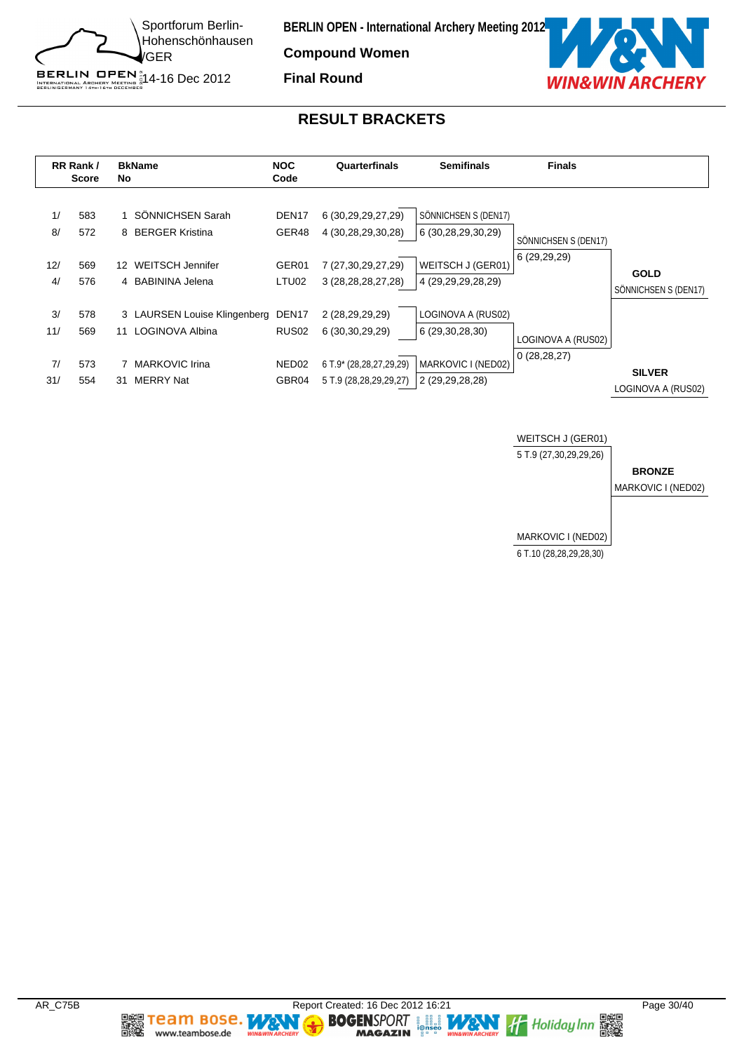BERLIN OPEN - International Archery Meeting 2012

Sportforum Berlin-Hohenschönhausen /GER

14-16 Dec 2012

**Compound Women**

**Final Round**

## RESULT BRACKETS

| RR Rank / | Score | BkNo | Name | NOC Code | Quarterfinals | Semifinals | Finals |
|---|---|---|---|---|---|---|---|
| 1/ | 583 | 1 | SÖNNICHSEN Sarah | DEN17 | 6 (30,29,29,27,29) | SÖNNICHSEN S (DEN17) | |
| 8/ | 572 | 8 | BERGER Kristina | GER48 | 4 (30,28,29,30,28) | 6 (30,28,29,30,29) | SÖNNICHSEN S (DEN17) |
| 12/ | 569 | 12 | WEITSCH Jennifer | GER01 | 7 (27,30,29,27,29) | WEITSCH J (GER01) | 6 (29,29,29) |
| 4/ | 576 | 4 | BABININA Jelena | LTU02 | 3 (28,28,28,27,28) | 4 (29,29,29,28,29) | |
| 3/ | 578 | 3 | LAURSEN Louise Klingenberg | DEN17 | 2 (28,29,29,29) | LOGINOVA A (RUS02) | |
| 11/ | 569 | 11 | LOGINOVA Albina | RUS02 | 6 (30,30,29,29) | 6 (29,30,28,30) | LOGINOVA A (RUS02) |
| 7/ | 573 | 7 | MARKOVIC Irina | NED02 | 6 T.9* (28,28,27,29,29) | MARKOVIC I (NED02) | 0 (28,28,27) |
| 31/ | 554 | 31 | MERRY Nat | GBR04 | 5 T.9 (28,28,29,29,27) | 2 (29,29,28,28) | |

**GOLD**: SÖNNICHSEN S (DEN17)

**SILVER**: LOGINOVA A (RUS02)

Bronze match:

- WEITSCH J (GER01) — 5 T.9 (27,30,29,29,26)
- MARKOVIC I (NED02) — 6 T.10 (28,28,29,28,30)

**BRONZE**: MARKOVIC I (NED02)

AR_C75B    Report Created: 16 Dec 2012 16:21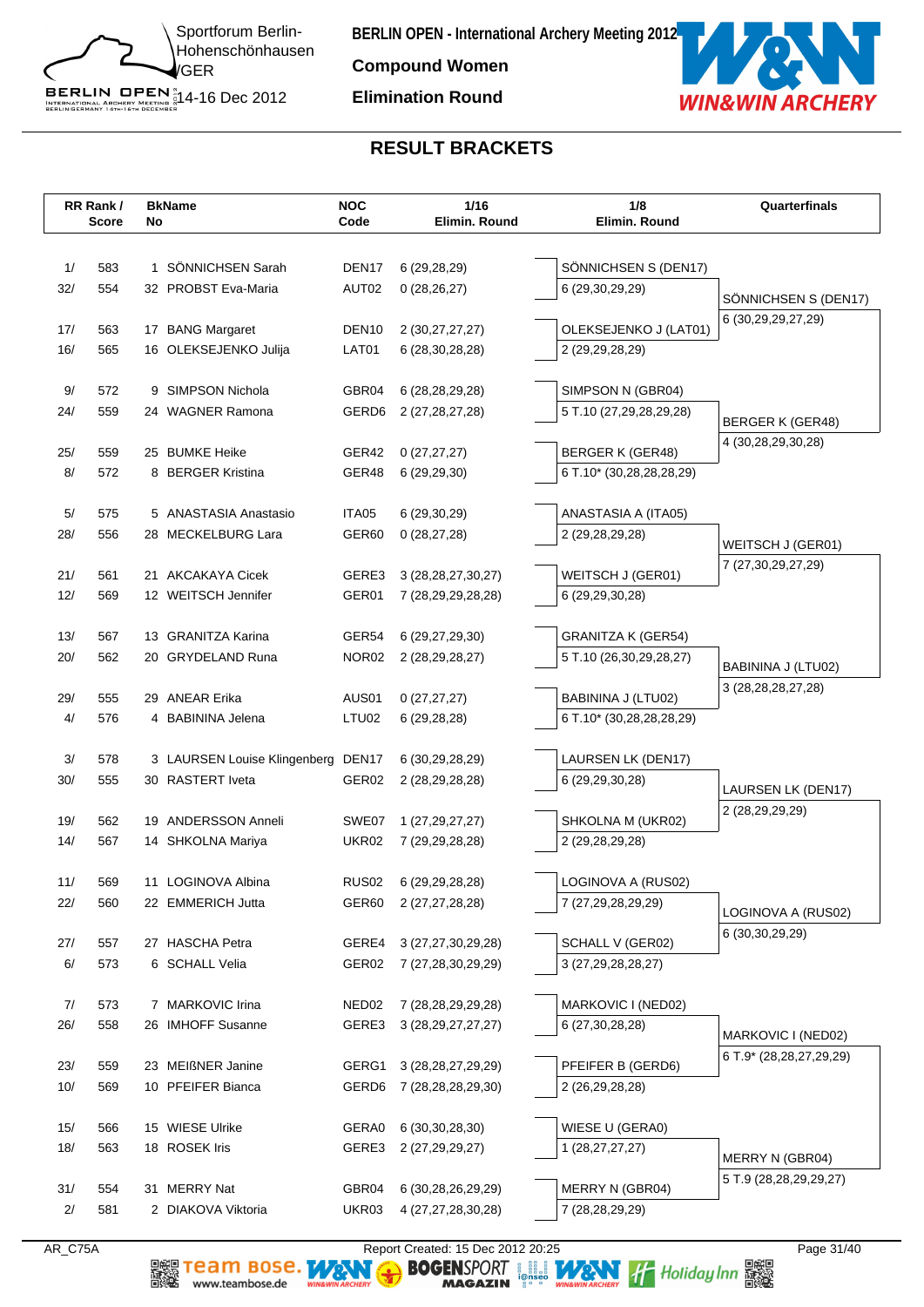**BERLIN OPEN - International Archery Meeting 2012**

**Compound Women**

**Elimination Round**

Sportforum Berlin-Hohenschönhausen /GER

14-16 Dec 2012

## RESULT BRACKETS

| RR Rank / Score | | BkName No | | NOC Code | 1/16 Elimin. Round | 1/8 Elimin. Round | Quarterfinals |
|---|---|---|---|---|---|---|---|
| 1/ | 583 | 1 | SÖNNICHSEN Sarah | DEN17 | 6 (29,28,29) | SÖNNICHSEN S (DEN17) | |
| 32/ | 554 | 32 | PROBST Eva-Maria | AUT02 | 0 (28,26,27) | 6 (29,30,29,29) | SÖNNICHSEN S (DEN17) |
| | | | | | | | 6 (30,29,29,27,29) |
| 17/ | 563 | 17 | BANG Margaret | DEN10 | 2 (30,27,27,27) | OLEKSEJENKO J (LAT01) | |
| 16/ | 565 | 16 | OLEKSEJENKO Julija | LAT01 | 6 (28,30,28,28) | 2 (29,29,28,29) | |
| 9/ | 572 | 9 | SIMPSON Nichola | GBR04 | 6 (28,28,29,28) | SIMPSON N (GBR04) | |
| 24/ | 559 | 24 | WAGNER Ramona | GERD6 | 2 (27,28,27,28) | 5 T.10 (27,29,28,29,28) | BERGER K (GER48) |
| | | | | | | | 4 (30,28,29,30,28) |
| 25/ | 559 | 25 | BUMKE Heike | GER42 | 0 (27,27,27) | BERGER K (GER48) | |
| 8/ | 572 | 8 | BERGER Kristina | GER48 | 6 (29,29,30) | 6 T.10* (30,28,28,28,29) | |
| 5/ | 575 | 5 | ANASTASIA Anastasio | ITA05 | 6 (29,30,29) | ANASTASIA A (ITA05) | |
| 28/ | 556 | 28 | MECKELBURG Lara | GER60 | 0 (28,27,28) | 2 (29,28,29,28) | WEITSCH J (GER01) |
| | | | | | | | 7 (27,30,29,27,29) |
| 21/ | 561 | 21 | AKCAKAYA Cicek | GERE3 | 3 (28,28,27,30,27) | WEITSCH J (GER01) | |
| 12/ | 569 | 12 | WEITSCH Jennifer | GER01 | 7 (28,29,29,28,28) | 6 (29,29,30,28) | |
| 13/ | 567 | 13 | GRANITZA Karina | GER54 | 6 (29,27,29,30) | GRANITZA K (GER54) | |
| 20/ | 562 | 20 | GRYDELAND Runa | NOR02 | 2 (28,29,28,27) | 5 T.10 (26,30,29,28,27) | BABININA J (LTU02) |
| | | | | | | | 3 (28,28,28,27,28) |
| 29/ | 555 | 29 | ANEAR Erika | AUS01 | 0 (27,27,27) | BABININA J (LTU02) | |
| 4/ | 576 | 4 | BABININA Jelena | LTU02 | 6 (29,28,28) | 6 T.10* (30,28,28,28,29) | |
| 3/ | 578 | 3 | LAURSEN Louise Klingenberg | DEN17 | 6 (30,29,28,29) | LAURSEN LK (DEN17) | |
| 30/ | 555 | 30 | RASTERT Iveta | GER02 | 2 (28,29,28,28) | 6 (29,29,30,28) | LAURSEN LK (DEN17) |
| | | | | | | | 2 (28,29,29,29) |
| 19/ | 562 | 19 | ANDERSSON Anneli | SWE07 | 1 (27,29,27,27) | SHKOLNA M (UKR02) | |
| 14/ | 567 | 14 | SHKOLNA Mariya | UKR02 | 7 (29,29,28,28) | 2 (29,28,29,28) | |
| 11/ | 569 | 11 | LOGINOVA Albina | RUS02 | 6 (29,29,28,28) | LOGINOVA A (RUS02) | |
| 22/ | 560 | 22 | EMMERICH Jutta | GER60 | 2 (27,27,28,28) | 7 (27,29,28,29,29) | LOGINOVA A (RUS02) |
| | | | | | | | 6 (30,30,29,29) |
| 27/ | 557 | 27 | HASCHA Petra | GERE4 | 3 (27,27,30,29,28) | SCHALL V (GER02) | |
| 6/ | 573 | 6 | SCHALL Velia | GER02 | 7 (27,28,30,29,29) | 3 (27,29,28,28,27) | |
| 7/ | 573 | 7 | MARKOVIC Irina | NED02 | 7 (28,28,29,29,28) | MARKOVIC I (NED02) | |
| 26/ | 558 | 26 | IMHOFF Susanne | GERE3 | 3 (28,29,27,27,27) | 6 (27,30,28,28) | MARKOVIC I (NED02) |
| | | | | | | | 6 T.9* (28,28,27,29,29) |
| 23/ | 559 | 23 | MEIßNER Janine | GERG1 | 3 (28,28,27,29,29) | PFEIFER B (GERD6) | |
| 10/ | 569 | 10 | PFEIFER Bianca | GERD6 | 7 (28,28,28,29,30) | 2 (26,29,28,28) | |
| 15/ | 566 | 15 | WIESE Ulrike | GERA0 | 6 (30,30,28,30) | WIESE U (GERA0) | |
| 18/ | 563 | 18 | ROSEK Iris | GERE3 | 2 (27,29,29,27) | 1 (28,27,27,27) | MERRY N (GBR04) |
| | | | | | | | 5 T.9 (28,28,29,29,27) |
| 31/ | 554 | 31 | MERRY Nat | GBR04 | 6 (30,28,26,29,29) | MERRY N (GBR04) | |
| 2/ | 581 | 2 | DIAKOVA Viktoria | UKR03 | 4 (27,27,28,30,28) | 7 (28,28,29,29) | |

AR_C75A Report Created: 15 Dec 2012 20:25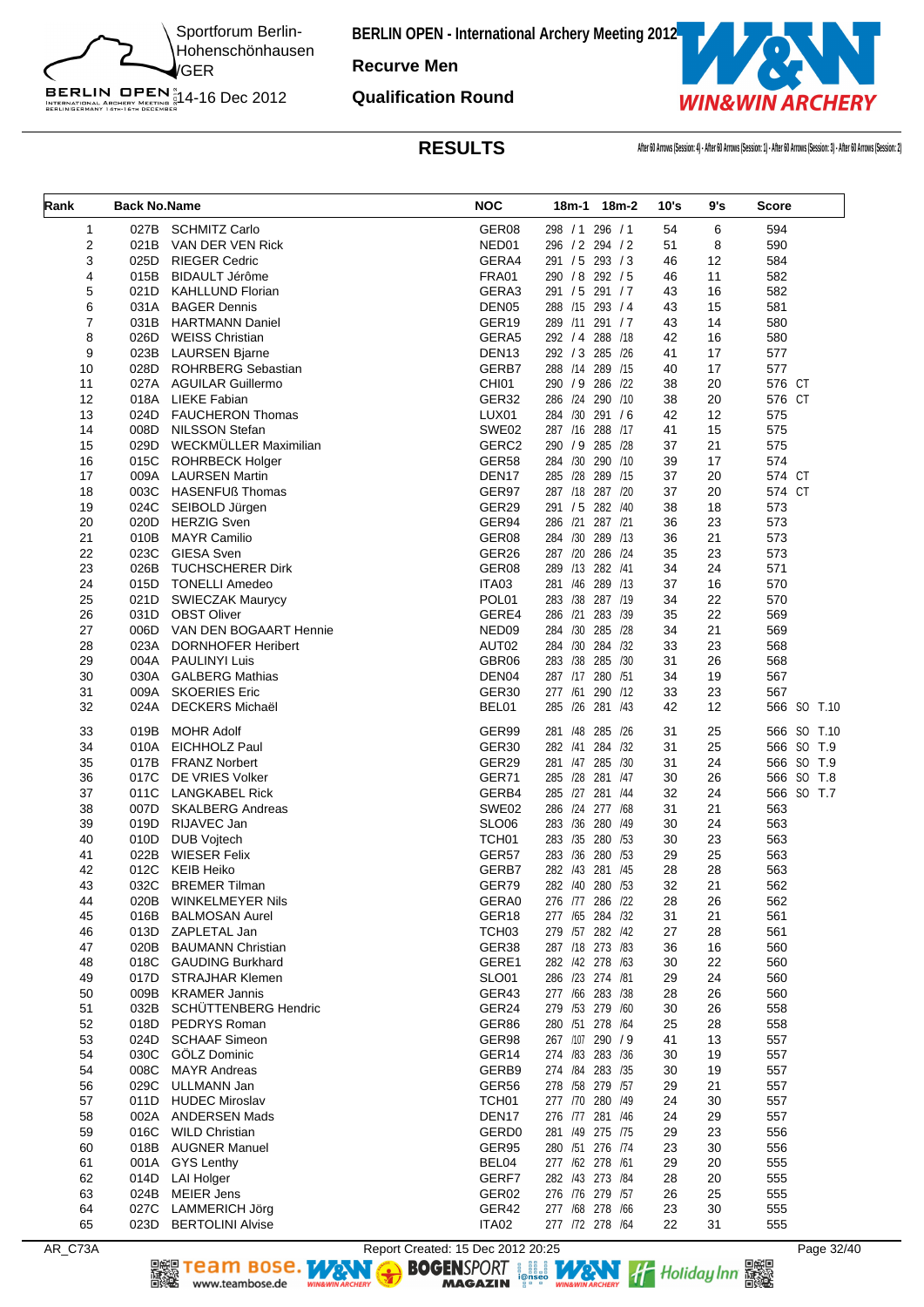Sportforum Berlin-Hohenschönhausen
/GER
14-16 Dec 2012

**BERLIN OPEN - International Archery Meeting 2012**

**Recurve Men**

**Qualification Round**

## RESULTS

After 60 Arrows (Session: 4) - After 60 Arrows (Session: 1) - After 60 Arrows (Session: 3) - After 60 Arrows (Session: 2)

| Rank | Back No. | Name | NOC | 18m-1 | 18m-2 | 10's | 9's | Score |
|---|---|---|---|---|---|---|---|---|
| 1 | 027B | SCHMITZ Carlo | GER08 | 298 / 1 | 296 / 1 | 54 | 6 | 594 |
| 2 | 021B | VAN DER VEN Rick | NED01 | 296 / 2 | 294 / 2 | 51 | 8 | 590 |
| 3 | 025D | RIEGER Cedric | GERA4 | 291 / 5 | 293 / 3 | 46 | 12 | 584 |
| 4 | 015B | BIDAULT Jérôme | FRA01 | 290 / 8 | 292 / 5 | 46 | 11 | 582 |
| 5 | 021D | KAHLLUND Florian | GERA3 | 291 / 5 | 291 / 7 | 43 | 16 | 582 |
| 6 | 031A | BAGER Dennis | DEN05 | 288 /15 | 293 / 4 | 43 | 15 | 581 |
| 7 | 031B | HARTMANN Daniel | GER19 | 289 /11 | 291 / 7 | 43 | 14 | 580 |
| 8 | 026D | WEISS Christian | GERA5 | 292 / 4 | 288 /18 | 42 | 16 | 580 |
| 9 | 023B | LAURSEN Bjarne | DEN13 | 292 / 3 | 285 /26 | 41 | 17 | 577 |
| 10 | 028D | ROHRBERG Sebastian | GERB7 | 288 /14 | 289 /15 | 40 | 17 | 577 |
| 11 | 027A | AGUILAR Guillermo | CHI01 | 290 / 9 | 286 /22 | 38 | 20 | 576 CT |
| 12 | 018A | LIEKE Fabian | GER32 | 286 /24 | 290 /10 | 38 | 20 | 576 CT |
| 13 | 024D | FAUCHERON Thomas | LUX01 | 284 /30 | 291 / 6 | 42 | 12 | 575 |
| 14 | 008D | NILSSON Stefan | SWE02 | 287 /16 | 288 /17 | 41 | 15 | 575 |
| 15 | 029D | WECKMÜLLER Maximilian | GERC2 | 290 / 9 | 285 /28 | 37 | 21 | 575 |
| 16 | 015C | ROHRBECK Holger | GER58 | 284 /30 | 290 /10 | 39 | 17 | 574 |
| 17 | 009A | LAURSEN Martin | DEN17 | 285 /28 | 289 /15 | 37 | 20 | 574 CT |
| 18 | 003C | HASENFUß Thomas | GER97 | 287 /18 | 287 /20 | 37 | 20 | 574 CT |
| 19 | 024C | SEIBOLD Jürgen | GER29 | 291 / 5 | 282 /40 | 38 | 18 | 573 |
| 20 | 020D | HERZIG Sven | GER94 | 286 /21 | 287 /21 | 36 | 23 | 573 |
| 21 | 010B | MAYR Camilio | GER08 | 284 /30 | 289 /13 | 36 | 21 | 573 |
| 22 | 023C | GIESA Sven | GER26 | 287 /20 | 286 /24 | 35 | 23 | 573 |
| 23 | 026B | TUCHSCHERER Dirk | GER08 | 289 /13 | 282 /41 | 34 | 24 | 571 |
| 24 | 015D | TONELLI Amedeo | ITA03 | 281 /46 | 289 /13 | 37 | 16 | 570 |
| 25 | 021D | SWIECZAK Maurycy | POL01 | 283 /38 | 287 /19 | 34 | 22 | 570 |
| 26 | 031D | OBST Oliver | GERE4 | 286 /21 | 283 /39 | 35 | 22 | 569 |
| 27 | 006D | VAN DEN BOGAART Hennie | NED09 | 284 /30 | 285 /28 | 34 | 21 | 569 |
| 28 | 023A | DORNHOFER Heribert | AUT02 | 284 /30 | 284 /32 | 33 | 23 | 568 |
| 29 | 004A | PAULINYI Luis | GBR06 | 283 /38 | 285 /30 | 31 | 26 | 568 |
| 30 | 030A | GALBERG Mathias | DEN04 | 287 /17 | 280 /51 | 34 | 19 | 567 |
| 31 | 009A | SKOERIES Eric | GER30 | 277 /61 | 290 /12 | 33 | 23 | 567 |
| 32 | 024A | DECKERS Michaël | BEL01 | 285 /26 | 281 /43 | 42 | 12 | 566 SO T.10 |
| 33 | 019B | MOHR Adolf | GER99 | 281 /48 | 285 /26 | 31 | 25 | 566 SO T.10 |
| 34 | 010A | EICHHOLZ Paul | GER30 | 282 /41 | 284 /32 | 31 | 25 | 566 SO T.9 |
| 35 | 017B | FRANZ Norbert | GER29 | 281 /47 | 285 /30 | 31 | 24 | 566 SO T.9 |
| 36 | 017C | DE VRIES Volker | GER71 | 285 /28 | 281 /47 | 30 | 26 | 566 SO T.8 |
| 37 | 011C | LANGKABEL Rick | GERB4 | 285 /27 | 281 /44 | 32 | 24 | 566 SO T.7 |
| 38 | 007D | SKALBERG Andreas | SWE02 | 286 /24 | 277 /68 | 31 | 21 | 563 |
| 39 | 019D | RIJAVEC Jan | SLO06 | 283 /36 | 280 /49 | 30 | 24 | 563 |
| 40 | 010D | DUB Vojtech | TCH01 | 283 /35 | 280 /53 | 30 | 23 | 563 |
| 41 | 022B | WIESER Felix | GER57 | 283 /36 | 280 /53 | 29 | 25 | 563 |
| 42 | 012C | KEIB Heiko | GERB7 | 282 /43 | 281 /45 | 28 | 28 | 563 |
| 43 | 032C | BREMER Tilman | GER79 | 282 /40 | 280 /53 | 32 | 21 | 562 |
| 44 | 020B | WINKELMEYER Nils | GERA0 | 276 /77 | 286 /22 | 28 | 26 | 562 |
| 45 | 016B | BALMOSAN Aurel | GER18 | 277 /65 | 284 /32 | 31 | 21 | 561 |
| 46 | 013D | ZAPLETAL Jan | TCH03 | 279 /57 | 282 /42 | 27 | 28 | 561 |
| 47 | 020B | BAUMANN Christian | GER38 | 287 /18 | 273 /83 | 36 | 16 | 560 |
| 48 | 018C | GAUDING Burkhard | GERE1 | 282 /42 | 278 /63 | 30 | 22 | 560 |
| 49 | 017D | STRAJHAR Klemen | SLO01 | 286 /23 | 274 /81 | 29 | 24 | 560 |
| 50 | 009B | KRAMER Jannis | GER43 | 277 /66 | 283 /38 | 28 | 26 | 560 |
| 51 | 032B | SCHÜTTENBERG Hendric | GER24 | 279 /53 | 279 /60 | 30 | 26 | 558 |
| 52 | 018D | PEDRYS Roman | GER86 | 280 /51 | 278 /64 | 25 | 28 | 558 |
| 53 | 024D | SCHAAF Simeon | GER98 | 267 /107 | 290 / 9 | 41 | 13 | 557 |
| 54 | 030C | GÖLZ Dominic | GER14 | 274 /83 | 283 /36 | 30 | 19 | 557 |
| 54 | 008C | MAYR Andreas | GERB9 | 274 /84 | 283 /35 | 30 | 19 | 557 |
| 56 | 029C | ULLMANN Jan | GER56 | 278 /58 | 279 /57 | 29 | 21 | 557 |
| 57 | 011D | HUDEC Miroslav | TCH01 | 277 /70 | 280 /49 | 24 | 30 | 557 |
| 58 | 002A | ANDERSEN Mads | DEN17 | 276 /77 | 281 /46 | 24 | 29 | 557 |
| 59 | 016C | WILD Christian | GERD0 | 281 /49 | 275 /75 | 29 | 23 | 556 |
| 60 | 018B | AUGNER Manuel | GER95 | 280 /51 | 276 /74 | 23 | 30 | 556 |
| 61 | 001A | GYS Lenthy | BEL04 | 277 /62 | 278 /61 | 29 | 20 | 555 |
| 62 | 014D | LAI Holger | GERF7 | 282 /43 | 273 /84 | 28 | 20 | 555 |
| 63 | 024B | MEIER Jens | GER02 | 276 /76 | 279 /57 | 26 | 25 | 555 |
| 64 | 027C | LAMMERICH Jörg | GER42 | 277 /68 | 278 /66 | 23 | 30 | 555 |
| 65 | 023D | BERTOLINI Alvise | ITA02 | 277 /72 | 278 /64 | 22 | 31 | 555 |

AR_C73A Report Created: 15 Dec 2012 20:25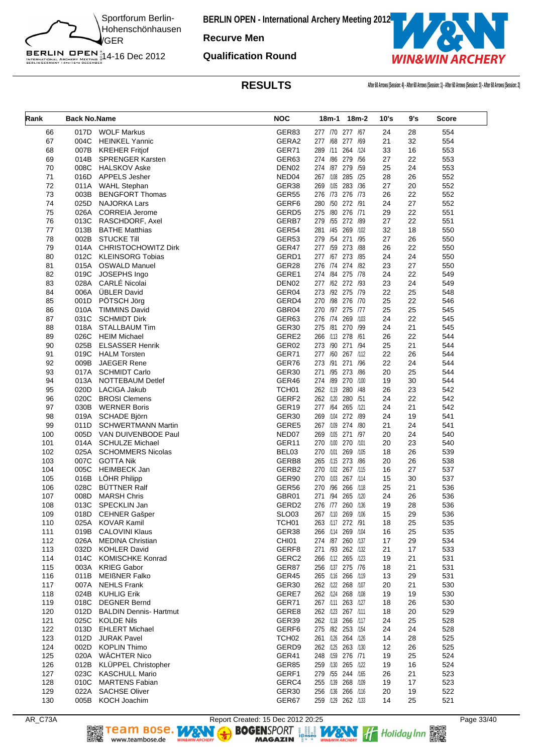# BERLIN OPEN - International Archery Meeting 2012

Sportforum Berlin-Hohenschönhausen /GER
14-16 Dec 2012

**Recurve Men**

**Qualification Round**

## RESULTS

After 60 Arrows (Session: 4) - After 60 Arrows (Session: 1) - After 60 Arrows (Session: 3) - After 60 Arrows (Session: 2)

| Rank | Back No. | Name | NOC | 18m-1 | 18m-2 | 10's | 9's | Score |
|---|---|---|---|---|---|---|---|---|
| 66 | 017D | WOLF Markus | GER83 | 277 /70 | 277 /67 | 24 | 28 | 554 |
| 67 | 004C | HEINKEL Yannic | GERA2 | 277 /68 | 277 /69 | 21 | 32 | 554 |
| 68 | 007B | KREHER Fritjof | GER71 | 289 /11 | 264 /124 | 33 | 16 | 553 |
| 69 | 014B | SPRENGER Karsten | GER63 | 274 /86 | 279 /56 | 27 | 22 | 553 |
| 70 | 008C | HALSKOV Aske | DEN02 | 274 /87 | 279 /59 | 25 | 24 | 553 |
| 71 | 016D | APPELS Jesher | NED04 | 267 /108 | 285 /25 | 28 | 26 | 552 |
| 72 | 011A | WAHL Stephan | GER38 | 269 /105 | 283 /36 | 27 | 20 | 552 |
| 73 | 003B | BENGFORT Thomas | GER55 | 276 /73 | 276 /73 | 26 | 22 | 552 |
| 74 | 025D | NAJORKA Lars | GERF6 | 280 /50 | 272 /91 | 24 | 27 | 552 |
| 75 | 026A | CORREIA Jerome | GERD5 | 275 /80 | 276 /71 | 29 | 22 | 551 |
| 76 | 013C | RASCHDORF, Axel | GERB7 | 279 /55 | 272 /89 | 27 | 22 | 551 |
| 77 | 013B | BATHE Matthias | GER54 | 281 /45 | 269 /102 | 32 | 18 | 550 |
| 78 | 002B | STUCKE Till | GER53 | 279 /54 | 271 /95 | 27 | 26 | 550 |
| 79 | 014A | CHRISTOCHOWITZ Dirk | GER47 | 277 /59 | 273 /88 | 26 | 22 | 550 |
| 80 | 012C | KLEINSORG Tobias | GERD1 | 277 /67 | 273 /85 | 24 | 24 | 550 |
| 81 | 015A | OSWALD Manuel | GER28 | 276 /74 | 274 /82 | 23 | 27 | 550 |
| 82 | 019C | JOSEPHS Ingo | GERE1 | 274 /84 | 275 /78 | 24 | 22 | 549 |
| 83 | 028A | CARLÉ Nicolai | DEN02 | 277 /62 | 272 /93 | 23 | 24 | 549 |
| 84 | 006A | ÜBLER David | GER04 | 273 /92 | 275 /79 | 22 | 25 | 548 |
| 85 | 001D | PÖTSCH Jörg | GERD4 | 270 /98 | 276 /70 | 25 | 22 | 546 |
| 86 | 010A | TIMMINS David | GBR04 | 270 /97 | 275 /77 | 25 | 25 | 545 |
| 87 | 031C | SCHMIDT Dirk | GER63 | 276 /74 | 269 /103 | 24 | 22 | 545 |
| 88 | 018A | STALLBAUM Tim | GER30 | 275 /81 | 270 /99 | 24 | 21 | 545 |
| 89 | 026C | HEIM Michael | GERE2 | 266 /113 | 278 /61 | 26 | 22 | 544 |
| 90 | 025B | ELSASSER Henrik | GER02 | 273 /90 | 271 /94 | 25 | 21 | 544 |
| 91 | 019C | HALM Torsten | GER71 | 277 /60 | 267 /112 | 22 | 26 | 544 |
| 92 | 009B | JAEGER Rene | GER76 | 273 /91 | 271 /96 | 22 | 24 | 544 |
| 93 | 017A | SCHMIDT Carlo | GER30 | 271 /95 | 273 /86 | 20 | 25 | 544 |
| 94 | 013A | NOTTEBAUM Detlef | GER46 | 274 /89 | 270 /100 | 19 | 30 | 544 |
| 95 | 020D | LACIGA Jakub | TCH01 | 262 /119 | 280 /48 | 26 | 23 | 542 |
| 96 | 020C | BROSI Clemens | GERF2 | 262 /120 | 280 /51 | 24 | 22 | 542 |
| 97 | 030B | WERNER Boris | GER19 | 277 /64 | 265 /121 | 24 | 21 | 542 |
| 98 | 019A | SCHADE Björn | GER30 | 269 /104 | 272 /89 | 24 | 19 | 541 |
| 99 | 011D | SCHWERTMANN Martin | GERE5 | 267 /109 | 274 /80 | 21 | 24 | 541 |
| 100 | 005D | VAN DUIVENBODE Paul | NED07 | 269 /105 | 271 /97 | 20 | 24 | 540 |
| 101 | 014A | SCHULZE Michael | GER11 | 270 /100 | 270 /101 | 20 | 23 | 540 |
| 102 | 025A | SCHOMMERS Nicolas | BEL03 | 270 /101 | 269 /105 | 18 | 26 | 539 |
| 103 | 007C | GOTTA Nik | GERB8 | 265 /115 | 273 /86 | 20 | 26 | 538 |
| 104 | 005C | HEIMBECK Jan | GERB2 | 270 /102 | 267 /115 | 16 | 27 | 537 |
| 105 | 016B | LÖHR Philipp | GER90 | 270 /103 | 267 /114 | 15 | 30 | 537 |
| 106 | 028C | BÜTTNER Ralf | GER56 | 270 /96 | 266 /118 | 25 | 21 | 536 |
| 107 | 008D | MARSH Chris | GBR01 | 271 /94 | 265 /120 | 24 | 26 | 536 |
| 108 | 013C | SPECKLIN Jan | GERD2 | 276 /77 | 260 /136 | 19 | 28 | 536 |
| 109 | 018D | CEHNER Gašper | SLO03 | 267 /110 | 269 /106 | 15 | 29 | 536 |
| 110 | 025A | KOVAR Kamil | TCH01 | 263 /117 | 272 /91 | 18 | 25 | 535 |
| 111 | 019B | CALOVINI Klaus | GER38 | 266 /114 | 269 /104 | 16 | 25 | 535 |
| 112 | 026A | MEDINA Christian | CHI01 | 274 /87 | 260 /137 | 17 | 29 | 534 |
| 113 | 032D | KOHLER David | GERF8 | 271 /93 | 262 /132 | 21 | 17 | 533 |
| 114 | 014C | KOMISCHKE Konrad | GERC2 | 266 /112 | 265 /123 | 19 | 21 | 531 |
| 115 | 003A | KRIEG Gabor | GER87 | 256 /137 | 275 /76 | 18 | 21 | 531 |
| 116 | 011B | MEIßNER Falko | GER45 | 265 /116 | 266 /119 | 13 | 29 | 531 |
| 117 | 007A | NEHLS Frank | GER30 | 262 /122 | 268 /107 | 20 | 21 | 530 |
| 118 | 024B | KUHLIG Erik | GERE7 | 262 /124 | 268 /108 | 19 | 19 | 530 |
| 119 | 018C | DEGNER Bernd | GER71 | 267 /111 | 263 /127 | 18 | 26 | 530 |
| 120 | 012D | BALDIN Dennis- Hartmut | GERE8 | 262 /123 | 267 /111 | 18 | 20 | 529 |
| 121 | 025C | KOLDE Nils | GER39 | 262 /118 | 266 /117 | 24 | 25 | 528 |
| 122 | 013D | EHLERT Michael | GERF6 | 275 /82 | 253 /154 | 24 | 24 | 528 |
| 123 | 012D | JURAK Pavel | TCH02 | 261 /126 | 264 /126 | 14 | 28 | 525 |
| 124 | 002D | KOPLIN Thimo | GERD9 | 262 /125 | 263 /130 | 12 | 26 | 525 |
| 125 | 020A | WÄCHTER Nico | GER41 | 248 /159 | 276 /71 | 19 | 25 | 524 |
| 126 | 012B | KLÜPPEL Christopher | GER85 | 259 /130 | 265 /122 | 19 | 16 | 524 |
| 127 | 023C | KASCHULL Mario | GERF1 | 279 /55 | 244 /165 | 26 | 21 | 523 |
| 128 | 010C | MARTENS Fabian | GERC4 | 255 /139 | 268 /109 | 19 | 17 | 523 |
| 129 | 022A | SACHSE Oliver | GER30 | 256 /136 | 266 /116 | 20 | 19 | 522 |
| 130 | 005B | KOCH Joachim | GER67 | 259 /129 | 262 /133 | 14 | 25 | 521 |

AR_C73A — Report Created: 15 Dec 2012 20:25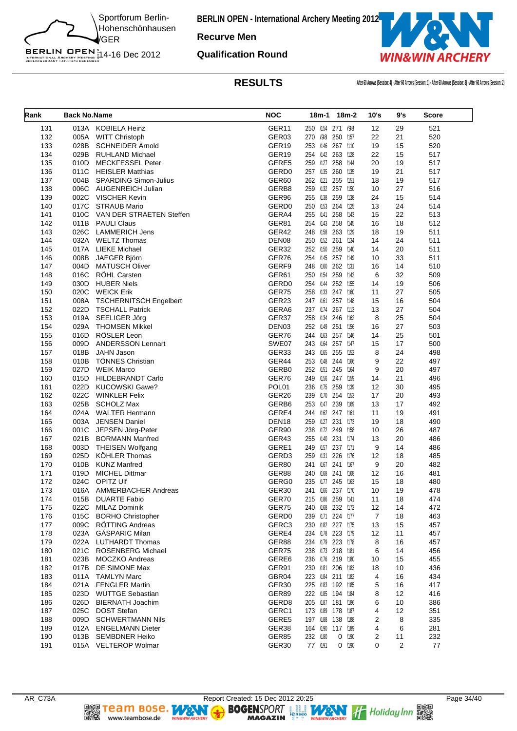# BERLIN OPEN - International Archery Meeting 2012

Sportforum Berlin-Hohenschönhausen /GER
14-16 Dec 2012

## Recurve Men
## Qualification Round

## RESULTS

After 60 Arrows (Session: 4) - After 60 Arrows (Session: 1) - After 60 Arrows (Session: 3) - After 60 Arrows (Session: 2)

| Rank | Back No. | Name | NOC | 18m-1 | 18m-2 | 10's | 9's | Score |
|---|---|---|---|---|---|---|---|---|
| 131 | 013A | KOBIELA Heinz | GER11 | 250 /154 | 271 /98 | 12 | 29 | 521 |
| 132 | 005A | WITT Christoph | GER03 | 270 /98 | 250 /157 | 22 | 21 | 520 |
| 133 | 028B | SCHNEIDER Arnold | GER19 | 253 /146 | 267 /110 | 19 | 15 | 520 |
| 134 | 029B | RUHLAND Michael | GER19 | 254 /142 | 263 /128 | 22 | 15 | 517 |
| 135 | 010D | MECKFESSEL Peter | GERE5 | 259 /127 | 258 /144 | 20 | 19 | 517 |
| 136 | 011C | HEISLER Matthias | GERD0 | 257 /135 | 260 /135 | 19 | 21 | 517 |
| 137 | 004B | SPARDING Simon-Julius | GER60 | 262 /121 | 255 /151 | 18 | 19 | 517 |
| 138 | 006C | AUGENREICH Julian | GERB8 | 259 /132 | 257 /150 | 10 | 27 | 516 |
| 139 | 002C | VISCHER Kevin | GER96 | 255 /138 | 259 /138 | 24 | 15 | 514 |
| 140 | 017C | STRAUB Mario | GERD0 | 250 /153 | 264 /125 | 13 | 24 | 514 |
| 141 | 010C | VAN DER STRAETEN Steffen | GERA4 | 255 /141 | 258 /143 | 15 | 22 | 513 |
| 142 | 011B | PAULI Claus | GER81 | 254 /143 | 258 /145 | 16 | 18 | 512 |
| 143 | 026C | LAMMERICH Jens | GER42 | 248 /158 | 263 /129 | 18 | 19 | 511 |
| 144 | 032A | WELTZ Thomas | DEN08 | 250 /152 | 261 /134 | 14 | 24 | 511 |
| 145 | 017A | LIEKE Michael | GER32 | 252 /150 | 259 /140 | 14 | 20 | 511 |
| 146 | 008B | JAEGER Björn | GER76 | 254 /145 | 257 /149 | 10 | 33 | 511 |
| 147 | 004D | MATUSCH Oliver | GERF9 | 248 /160 | 262 /131 | 16 | 14 | 510 |
| 148 | 016C | RÖHL Carsten | GER61 | 250 /154 | 259 /142 | 6 | 32 | 509 |
| 149 | 030D | HUBER Niels | GERD0 | 254 /144 | 252 /155 | 14 | 19 | 506 |
| 150 | 020C | WEICK Erik | GER75 | 258 /133 | 247 /160 | 11 | 27 | 505 |
| 151 | 008A | TSCHERNITSCH Engelbert | GER23 | 247 /161 | 257 /148 | 15 | 16 | 504 |
| 152 | 022D | TSCHALL Patrick | GERA6 | 237 /174 | 267 /113 | 13 | 27 | 504 |
| 153 | 019A | SEELIGER Jörg | GER37 | 258 /134 | 246 /162 | 8 | 25 | 504 |
| 154 | 029A | THOMSEN Mikkel | DEN03 | 252 /149 | 251 /156 | 16 | 27 | 503 |
| 155 | 016D | RÖSLER Leon | GER76 | 244 /163 | 257 /146 | 14 | 25 | 501 |
| 156 | 009D | ANDERSSON Lennart | SWE07 | 243 /164 | 257 /147 | 15 | 17 | 500 |
| 157 | 018B | JAHN Jason | GER33 | 243 /165 | 255 /152 | 8 | 24 | 498 |
| 158 | 010B | TÖNNES Christian | GER44 | 253 /148 | 244 /166 | 9 | 22 | 497 |
| 159 | 027D | WEIK Marco | GERB0 | 252 /151 | 245 /164 | 9 | 20 | 497 |
| 160 | 015D | HILDEBRANDT Carlo | GER76 | 249 /156 | 247 /159 | 14 | 21 | 496 |
| 161 | 022D | KUCOWSKI Gawe? | POL01 | 236 /175 | 259 /139 | 12 | 30 | 495 |
| 162 | 022C | WINKLER Felix | GER26 | 239 /170 | 254 /153 | 17 | 20 | 493 |
| 163 | 025B | SCHOLZ Max | GERB6 | 253 /147 | 239 /169 | 13 | 17 | 492 |
| 164 | 024A | WALTER Hermann | GERE4 | 244 /162 | 247 /161 | 11 | 19 | 491 |
| 165 | 003A | JENSEN Daniel | DEN18 | 259 /127 | 231 /173 | 19 | 18 | 490 |
| 166 | 001C | JEPSEN Jörg-Peter | GER90 | 238 /172 | 249 /158 | 10 | 26 | 487 |
| 167 | 021B | BORMANN Manfred | GER43 | 255 /140 | 231 /174 | 13 | 20 | 486 |
| 168 | 003D | THEISEN Wolfgang | GERE1 | 249 /157 | 237 /171 | 9 | 14 | 486 |
| 169 | 025D | KÖHLER Thomas | GERD3 | 259 /131 | 226 /176 | 12 | 18 | 485 |
| 170 | 010B | KUNZ Manfred | GER80 | 241 /167 | 241 /167 | 9 | 20 | 482 |
| 171 | 019D | MICHEL Dittmar | GER88 | 240 /168 | 241 /168 | 12 | 16 | 481 |
| 172 | 024C | OPITZ Ulf | GERG0 | 235 /177 | 245 /163 | 15 | 18 | 480 |
| 173 | 016A | AMMERBACHER Andreas | GER30 | 241 /166 | 237 /170 | 10 | 19 | 478 |
| 174 | 015B | DUARTE Fabio | GER70 | 215 /186 | 259 /141 | 11 | 18 | 474 |
| 175 | 022C | MILAZ Dominik | GER75 | 240 /168 | 232 /172 | 12 | 14 | 472 |
| 176 | 015C | BORHO Christopher | GERD0 | 239 /171 | 224 /177 | 7 | 18 | 463 |
| 177 | 009C | RÖTTING Andreas | GERC3 | 230 /182 | 227 /175 | 13 | 15 | 457 |
| 178 | 023A | GÁSPARIC Milan | GERE4 | 234 /178 | 223 /179 | 12 | 11 | 457 |
| 179 | 022A | LUTHARDT Thomas | GER88 | 234 /179 | 223 /178 | 8 | 16 | 457 |
| 180 | 021C | ROSENBERG Michael | GER75 | 238 /173 | 218 /181 | 6 | 14 | 456 |
| 181 | 023B | MOCZKO Andreas | GERE6 | 236 /176 | 219 /180 | 10 | 15 | 455 |
| 182 | 017B | DE SIMONE Max | GER91 | 230 /181 | 206 /183 | 18 | 10 | 436 |
| 183 | 011A | TAMLYN Marc | GBR04 | 223 /184 | 211 /182 | 4 | 16 | 434 |
| 184 | 021A | FENGLER Martin | GER30 | 225 /183 | 192 /185 | 5 | 16 | 417 |
| 185 | 023D | WUTTGE Sebastian | GER89 | 222 /185 | 194 /184 | 8 | 12 | 416 |
| 186 | 026D | BIERNATH Joachim | GERD8 | 205 /187 | 181 /186 | 6 | 10 | 386 |
| 187 | 025C | DOST Stefan | GERC1 | 173 /189 | 178 /187 | 4 | 12 | 351 |
| 188 | 009D | SCHWERTMANN Nils | GERE5 | 197 /188 | 138 /188 | 2 | 8 | 335 |
| 189 | 012A | ENGELMANN Dieter | GER38 | 164 /190 | 117 /189 | 4 | 6 | 281 |
| 190 | 013B | SEMBDNER Heiko | GER85 | 232 /180 | 0 /190 | 2 | 11 | 232 |
| 191 | 015A | VELTEROP Wolmar | GER30 | 77 /191 | 0 /190 | 0 | 2 | 77 |

AR_C73A Report Created: 15 Dec 2012 20:25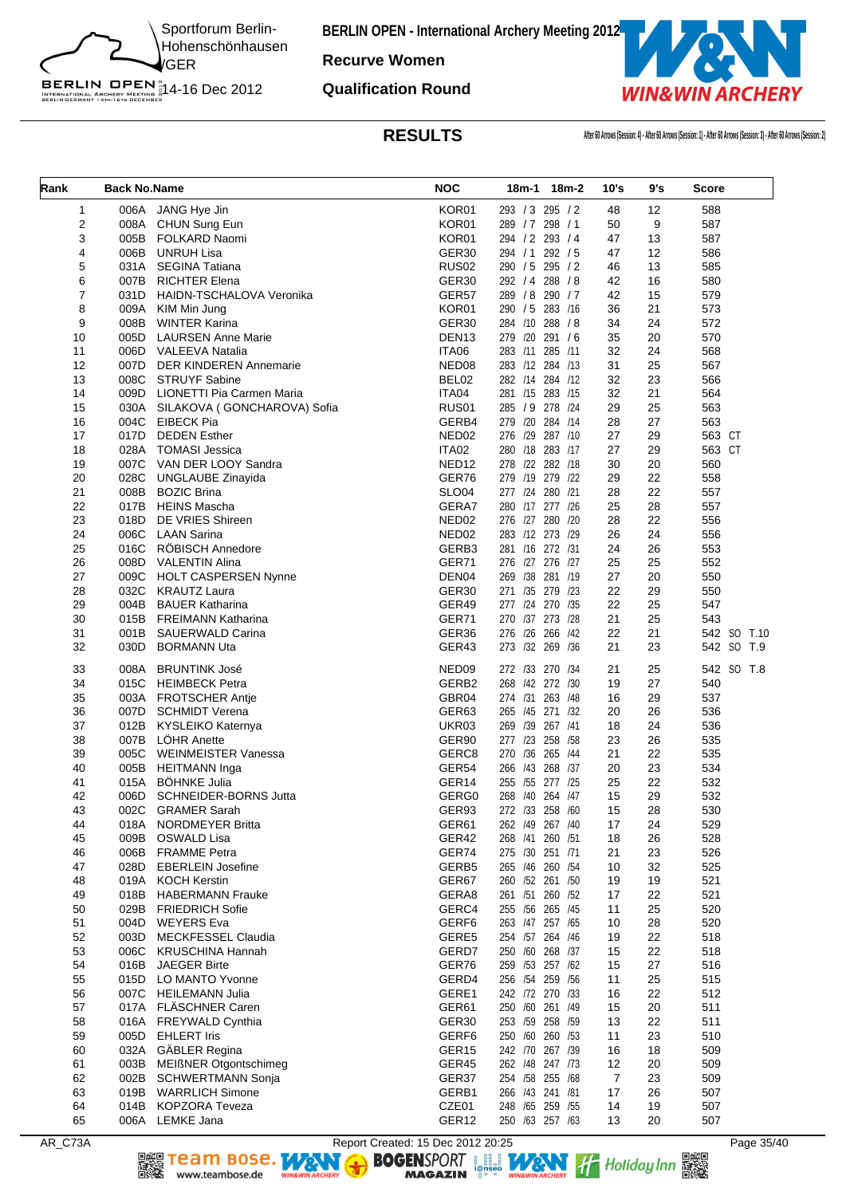Sportforum Berlin-Hohenschönhausen /GER

14-16 Dec 2012

# BERLIN OPEN - International Archery Meeting 2012

## Recurve Women

## Qualification Round

## RESULTS

After 60 Arrows (Session: 4) - After 60 Arrows (Session: 1) - After 60 Arrows (Session: 3) - After 60 Arrows (Session: 2)

| Rank | Back No. | Name | NOC | 18m-1 | 18m-2 | 10's | 9's | Score |
|---|---|---|---|---|---|---|---|---|
| 1 | 006A | JANG Hye Jin | KOR01 | 293 / 3 | 295 / 2 | 48 | 12 | 588 |
| 2 | 008A | CHUN Sung Eun | KOR01 | 289 / 7 | 298 / 1 | 50 | 9 | 587 |
| 3 | 005B | FOLKARD Naomi | KOR01 | 294 / 2 | 293 / 4 | 47 | 13 | 587 |
| 4 | 006B | UNRUH Lisa | GER30 | 294 / 1 | 292 / 5 | 47 | 12 | 586 |
| 5 | 031A | SEGINA Tatiana | RUS02 | 290 / 5 | 295 / 2 | 46 | 13 | 585 |
| 6 | 007B | RICHTER Elena | GER30 | 292 / 4 | 288 / 8 | 42 | 16 | 580 |
| 7 | 031D | HAIDN-TSCHALOVA Veronika | GER57 | 289 / 8 | 290 / 7 | 42 | 15 | 579 |
| 8 | 009A | KIM Min Jung | KOR01 | 290 / 5 | 283 /16 | 36 | 21 | 573 |
| 9 | 008B | WINTER Karina | GER30 | 284 /10 | 288 / 8 | 34 | 24 | 572 |
| 10 | 005D | LAURSEN Anne Marie | DEN13 | 279 /20 | 291 / 6 | 35 | 20 | 570 |
| 11 | 006D | VALEEVA Natalia | ITA06 | 283 /11 | 285 /11 | 32 | 24 | 568 |
| 12 | 007D | DER KINDEREN Annemarie | NED08 | 283 /12 | 284 /13 | 31 | 25 | 567 |
| 13 | 008C | STRUYF Sabine | BEL02 | 282 /14 | 284 /12 | 32 | 23 | 566 |
| 14 | 009D | LIONETTI Pia Carmen Maria | ITA04 | 281 /15 | 283 /15 | 32 | 21 | 564 |
| 15 | 030A | SILAKOVA ( GONCHAROVA) Sofia | RUS01 | 285 / 9 | 278 /24 | 29 | 25 | 563 |
| 16 | 004C | EIBECK Pia | GERB4 | 279 /20 | 284 /14 | 28 | 27 | 563 |
| 17 | 017D | DEDEN Esther | NED02 | 276 /29 | 287 /10 | 27 | 29 | 563 CT |
| 18 | 028A | TOMASI Jessica | ITA02 | 280 /18 | 283 /17 | 27 | 29 | 563 CT |
| 19 | 007C | VAN DER LOOY Sandra | NED12 | 278 /22 | 282 /18 | 30 | 20 | 560 |
| 20 | 028C | UNGLAUBE Zinayida | GER76 | 279 /19 | 279 /22 | 29 | 22 | 558 |
| 21 | 008B | BOZIC Brina | SLO04 | 277 /24 | 280 /21 | 28 | 22 | 557 |
| 22 | 017B | HEINS Mascha | GERA7 | 280 /17 | 277 /26 | 25 | 28 | 557 |
| 23 | 018D | DE VRIES Shireen | NED02 | 276 /27 | 280 /20 | 28 | 22 | 556 |
| 24 | 006C | LAAN Sarina | NED02 | 283 /12 | 273 /29 | 26 | 24 | 556 |
| 25 | 016C | RÖBISCH Annedore | GERB3 | 281 /16 | 272 /31 | 24 | 26 | 553 |
| 26 | 008D | VALENTIN Alina | GER71 | 276 /27 | 276 /27 | 25 | 25 | 552 |
| 27 | 009C | HOLT CASPERSEN Nynne | DEN04 | 269 /38 | 281 /19 | 27 | 20 | 550 |
| 28 | 032C | KRAUTZ Laura | GER30 | 271 /35 | 279 /23 | 22 | 29 | 550 |
| 29 | 004B | BAUER Katharina | GER49 | 277 /24 | 270 /35 | 22 | 25 | 547 |
| 30 | 015B | FREIMANN Katharina | GER71 | 270 /37 | 273 /28 | 21 | 25 | 543 |
| 31 | 001B | SAUERWALD Carina | GER36 | 276 /26 | 266 /42 | 22 | 21 | 542 SO T.10 |
| 32 | 030D | BORMANN Uta | GER43 | 273 /32 | 269 /36 | 21 | 23 | 542 SO T.9 |
| 33 | 008A | BRUNTINK José | NED09 | 272 /33 | 270 /34 | 21 | 25 | 542 SO T.8 |
| 34 | 015C | HEIMBECK Petra | GERB2 | 268 /42 | 272 /30 | 19 | 27 | 540 |
| 35 | 003A | FROTSCHER Antje | GBR04 | 274 /31 | 263 /48 | 16 | 29 | 537 |
| 36 | 007D | SCHMIDT Verena | GER63 | 265 /45 | 271 /32 | 20 | 26 | 536 |
| 37 | 012B | KYSLEIKO Katernya | UKR03 | 269 /39 | 267 /41 | 18 | 24 | 536 |
| 38 | 007B | LÖHR Anette | GER90 | 277 /23 | 258 /58 | 23 | 26 | 535 |
| 39 | 005C | WEINMEISTER Vanessa | GERC8 | 270 /36 | 265 /44 | 21 | 22 | 535 |
| 40 | 005B | HEITMANN Inga | GER54 | 266 /43 | 268 /37 | 20 | 23 | 534 |
| 41 | 015A | BÖHNKE Julia | GER14 | 255 /55 | 277 /25 | 25 | 22 | 532 |
| 42 | 006D | SCHNEIDER-BORNS Jutta | GERG0 | 268 /40 | 264 /47 | 15 | 29 | 532 |
| 43 | 002C | GRAMER Sarah | GER93 | 272 /33 | 258 /60 | 15 | 28 | 530 |
| 44 | 018A | NORDMEYER Britta | GER61 | 262 /49 | 267 /40 | 17 | 24 | 529 |
| 45 | 009B | OSWALD Lisa | GER42 | 268 /41 | 260 /51 | 18 | 26 | 528 |
| 46 | 006B | FRAMME Petra | GER74 | 275 /30 | 251 /71 | 21 | 23 | 526 |
| 47 | 028D | EBERLEIN Josefine | GERB5 | 265 /46 | 260 /54 | 10 | 32 | 525 |
| 48 | 019A | KOCH Kerstin | GER67 | 260 /52 | 261 /50 | 19 | 19 | 521 |
| 49 | 018B | HABERMANN Frauke | GERA8 | 261 /51 | 260 /52 | 17 | 22 | 521 |
| 50 | 029B | FRIEDRICH Sofie | GERC4 | 255 /56 | 265 /45 | 11 | 25 | 520 |
| 51 | 004D | WEYERS Eva | GERF6 | 263 /47 | 257 /65 | 10 | 28 | 520 |
| 52 | 003D | MECKFESSEL Claudia | GERE5 | 254 /57 | 264 /46 | 19 | 22 | 518 |
| 53 | 006C | KRUSCHINA Hannah | GERD7 | 250 /60 | 268 /37 | 15 | 22 | 518 |
| 54 | 016B | JAEGER Birte | GER76 | 259 /53 | 257 /62 | 15 | 27 | 516 |
| 55 | 015D | LO MANTO Yvonne | GERD4 | 256 /54 | 259 /56 | 11 | 25 | 515 |
| 56 | 007C | HEILEMANN Julia | GERE1 | 242 /72 | 270 /33 | 16 | 22 | 512 |
| 57 | 017A | FLÄSCHNER Caren | GER61 | 250 /60 | 261 /49 | 15 | 20 | 511 |
| 58 | 016A | FREYWALD Cynthia | GER30 | 253 /59 | 258 /59 | 13 | 22 | 511 |
| 59 | 005D | EHLERT Iris | GERF6 | 250 /60 | 260 /53 | 11 | 23 | 510 |
| 60 | 032A | GÄBLER Regina | GER15 | 242 /70 | 267 /39 | 16 | 18 | 509 |
| 61 | 003B | MEIßNER Otgontschimeg | GER45 | 262 /48 | 247 /73 | 12 | 20 | 509 |
| 62 | 002B | SCHWERTMANN Sonja | GER37 | 254 /58 | 255 /68 | 7 | 23 | 509 |
| 63 | 019B | WARRLICH Simone | GERB1 | 266 /43 | 241 /81 | 17 | 26 | 507 |
| 64 | 014B | KOPZORA Teveza | CZE01 | 248 /65 | 259 /55 | 14 | 19 | 507 |
| 65 | 006A | LEMKE Jana | GER12 | 250 /63 | 257 /63 | 13 | 20 | 507 |

AR_C73A Report Created: 15 Dec 2012 20:25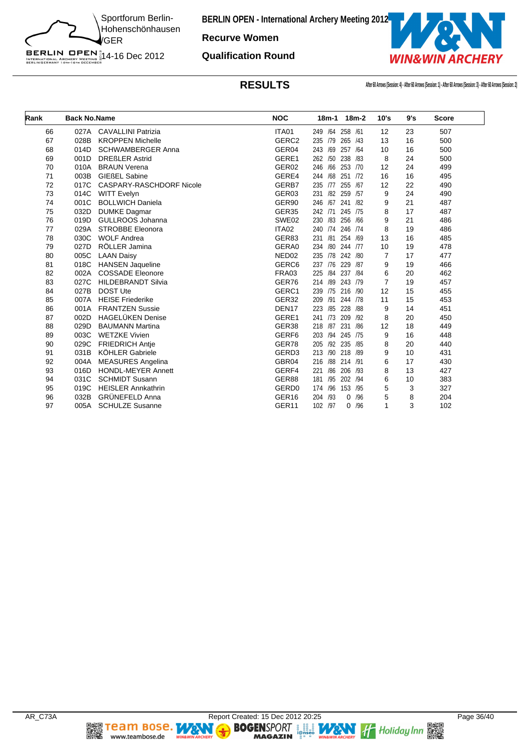**BERLIN OPEN - International Archery Meeting 2012**

**Recurve Women**

**Qualification Round**

Sportforum Berlin-Hohenschönhausen/GER

14-16 Dec 2012

## RESULTS

After 60 Arrows (Session: 4) - After 60 Arrows (Session: 1) - After 60 Arrows (Session: 3) - After 60 Arrows (Session: 2)

| Rank | Back No. | Name | NOC | 18m-1 | 18m-2 | 10's | 9's | Score |
|---|---|---|---|---|---|---|---|---|
| 66 | 027A | CAVALLINI Patrizia | ITA01 | 249 /64 | 258 /61 | 12 | 23 | 507 |
| 67 | 028B | KROPPEN Michelle | GERC2 | 235 /79 | 265 /43 | 13 | 16 | 500 |
| 68 | 014D | SCHWAMBERGER Anna | GER04 | 243 /69 | 257 /64 | 10 | 16 | 500 |
| 69 | 001D | DREßLER Astrid | GERE1 | 262 /50 | 238 /83 | 8 | 24 | 500 |
| 70 | 010A | BRAUN Verena | GER02 | 246 /66 | 253 /70 | 12 | 24 | 499 |
| 71 | 003B | GIEßEL Sabine | GERE4 | 244 /68 | 251 /72 | 16 | 16 | 495 |
| 72 | 017C | CASPARY-RASCHDORF Nicole | GERB7 | 235 /77 | 255 /67 | 12 | 22 | 490 |
| 73 | 014C | WITT Evelyn | GER03 | 231 /82 | 259 /57 | 9 | 24 | 490 |
| 74 | 001C | BOLLWICH Daniela | GER90 | 246 /67 | 241 /82 | 9 | 21 | 487 |
| 75 | 032D | DUMKE Dagmar | GER35 | 242 /71 | 245 /75 | 8 | 17 | 487 |
| 76 | 019D | GULLROOS Johanna | SWE02 | 230 /83 | 256 /66 | 9 | 21 | 486 |
| 77 | 029A | STROBBE Eleonora | ITA02 | 240 /74 | 246 /74 | 8 | 19 | 486 |
| 78 | 030C | WOLF Andrea | GER83 | 231 /81 | 254 /69 | 13 | 16 | 485 |
| 79 | 027D | RÖLLER Jamina | GERA0 | 234 /80 | 244 /77 | 10 | 19 | 478 |
| 80 | 005C | LAAN Daisy | NED02 | 235 /78 | 242 /80 | 7 | 17 | 477 |
| 81 | 018C | HANSEN Jaqueline | GERC6 | 237 /76 | 229 /87 | 9 | 19 | 466 |
| 82 | 002A | COSSADE Eleonore | FRA03 | 225 /84 | 237 /84 | 6 | 20 | 462 |
| 83 | 027C | HILDEBRANDT Silvia | GER76 | 214 /89 | 243 /79 | 7 | 19 | 457 |
| 84 | 027B | DOST Ute | GERC1 | 239 /75 | 216 /90 | 12 | 15 | 455 |
| 85 | 007A | HEISE Friederike | GER32 | 209 /91 | 244 /78 | 11 | 15 | 453 |
| 86 | 001A | FRANTZEN Sussie | DEN17 | 223 /85 | 228 /88 | 9 | 14 | 451 |
| 87 | 002D | HAGELÜKEN Denise | GERE1 | 241 /73 | 209 /92 | 8 | 20 | 450 |
| 88 | 029D | BAUMANN Martina | GER38 | 218 /87 | 231 /86 | 12 | 18 | 449 |
| 89 | 003C | WETZKE Vivien | GERF6 | 203 /94 | 245 /75 | 9 | 16 | 448 |
| 90 | 029C | FRIEDRICH Antje | GER78 | 205 /92 | 235 /85 | 8 | 20 | 440 |
| 91 | 031B | KÖHLER Gabriele | GERD3 | 213 /90 | 218 /89 | 9 | 10 | 431 |
| 92 | 004A | MEASURES Angelina | GBR04 | 216 /88 | 214 /91 | 6 | 17 | 430 |
| 93 | 016D | HONDL-MEYER Annett | GERF4 | 221 /86 | 206 /93 | 8 | 13 | 427 |
| 94 | 031C | SCHMIDT Susann | GER88 | 181 /95 | 202 /94 | 6 | 10 | 383 |
| 95 | 019C | HEISLER Annkathrin | GERD0 | 174 /96 | 153 /95 | 5 | 3 | 327 |
| 96 | 032B | GRÜNEFELD Anna | GER16 | 204 /93 | 0 /96 | 5 | 8 | 204 |
| 97 | 005A | SCHULZE Susanne | GER11 | 102 /97 | 0 /96 | 1 | 3 | 102 |

AR_C73A Report Created: 15 Dec 2012 20:25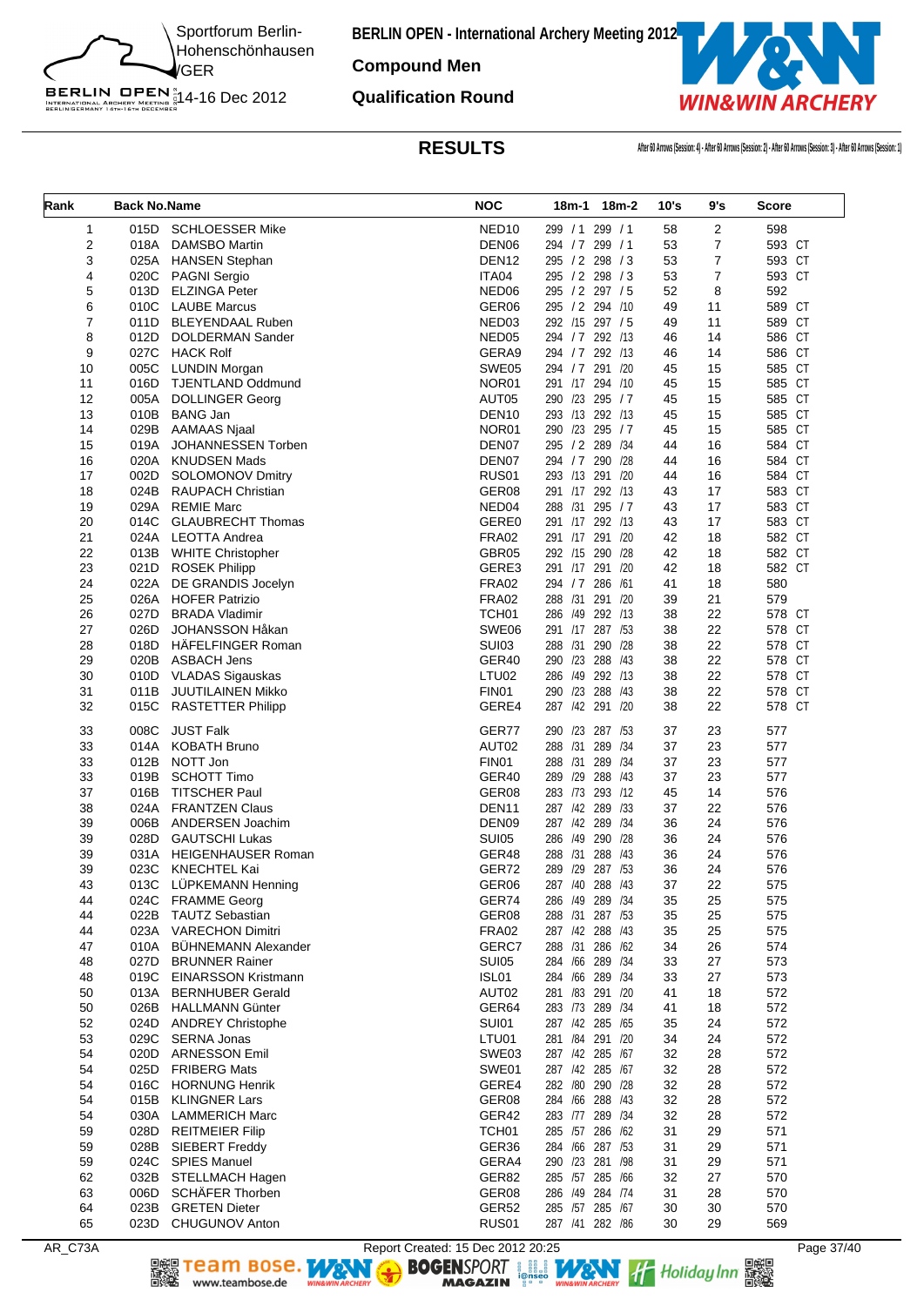# BERLIN OPEN - International Archery Meeting 2012

Sportforum Berlin-Hohenschönhausen GER
14-16 Dec 2012

## Compound Men

## Qualification Round

## RESULTS

After 60 Arrows (Session: 4) - After 60 Arrows (Session: 2) - After 60 Arrows (Session: 3) - After 60 Arrows (Session: 1)

| Rank | Back No. | Name | NOC | 18m-1 | 18m-2 | 10's | 9's | Score |
|---|---|---|---|---|---|---|---|---|
| 1 | 015D | SCHLOESSER Mike | NED10 | 299 / 1 | 299 / 1 | 58 | 2 | 598 |
| 2 | 018A | DAMSBO Martin | DEN06 | 294 / 7 | 299 / 1 | 53 | 7 | 593 CT |
| 3 | 025A | HANSEN Stephan | DEN12 | 295 / 2 | 298 / 3 | 53 | 7 | 593 CT |
| 4 | 020C | PAGNI Sergio | ITA04 | 295 / 2 | 298 / 3 | 53 | 7 | 593 CT |
| 5 | 013D | ELZINGA Peter | NED06 | 295 / 2 | 297 / 5 | 52 | 8 | 592 |
| 6 | 010C | LAUBE Marcus | GER06 | 295 / 2 | 294 /10 | 49 | 11 | 589 CT |
| 7 | 011D | BLEYENDAAL Ruben | NED03 | 292 /15 | 297 / 5 | 49 | 11 | 589 CT |
| 8 | 012D | DOLDERMAN Sander | NED05 | 294 / 7 | 292 /13 | 46 | 14 | 586 CT |
| 9 | 027C | HACK Rolf | GERA9 | 294 / 7 | 292 /13 | 46 | 14 | 586 CT |
| 10 | 005C | LUNDIN Morgan | SWE05 | 294 / 7 | 291 /20 | 45 | 15 | 585 CT |
| 11 | 016D | TJENTLAND Oddmund | NOR01 | 291 /17 | 294 /10 | 45 | 15 | 585 CT |
| 12 | 005A | DOLLINGER Georg | AUT05 | 290 /23 | 295 / 7 | 45 | 15 | 585 CT |
| 13 | 010B | BANG Jan | DEN10 | 293 /13 | 292 /13 | 45 | 15 | 585 CT |
| 14 | 029B | AAMAAS Njaal | NOR01 | 290 /23 | 295 / 7 | 45 | 15 | 585 CT |
| 15 | 019A | JOHANNESSEN Torben | DEN07 | 295 / 2 | 289 /34 | 44 | 16 | 584 CT |
| 16 | 020A | KNUDSEN Mads | DEN07 | 294 / 7 | 290 /28 | 44 | 16 | 584 CT |
| 17 | 002D | SOLOMONOV Dmitry | RUS01 | 293 /13 | 291 /20 | 44 | 16 | 584 CT |
| 18 | 024B | RAUPACH Christian | GER08 | 291 /17 | 292 /13 | 43 | 17 | 583 CT |
| 19 | 029A | REMIE Marc | NED04 | 288 /31 | 295 / 7 | 43 | 17 | 583 CT |
| 20 | 014C | GLAUBRECHT Thomas | GERE0 | 291 /17 | 292 /13 | 43 | 17 | 583 CT |
| 21 | 024A | LEOTTA Andrea | FRA02 | 291 /17 | 291 /20 | 42 | 18 | 582 CT |
| 22 | 013B | WHITE Christopher | GBR05 | 292 /15 | 290 /28 | 42 | 18 | 582 CT |
| 23 | 021D | ROSEK Philipp | GERE3 | 291 /17 | 291 /20 | 42 | 18 | 582 CT |
| 24 | 022A | DE GRANDIS Jocelyn | FRA02 | 294 / 7 | 286 /61 | 41 | 18 | 580 |
| 25 | 026A | HOFER Patrizio | FRA02 | 288 /31 | 291 /20 | 39 | 21 | 579 |
| 26 | 027D | BRADA Vladimir | TCH01 | 286 /49 | 292 /13 | 38 | 22 | 578 CT |
| 27 | 026D | JOHANSSON Håkan | SWE06 | 291 /17 | 287 /53 | 38 | 22 | 578 CT |
| 28 | 018D | HÄFELFINGER Roman | SUI03 | 288 /31 | 290 /28 | 38 | 22 | 578 CT |
| 29 | 020B | ASBACH Jens | GER40 | 290 /23 | 288 /43 | 38 | 22 | 578 CT |
| 30 | 010D | VLADAS Sigauskas | LTU02 | 286 /49 | 292 /13 | 38 | 22 | 578 CT |
| 31 | 011B | JUUTILAINEN Mikko | FIN01 | 290 /23 | 288 /43 | 38 | 22 | 578 CT |
| 32 | 015C | RASTETTER Philipp | GERE4 | 287 /42 | 291 /20 | 38 | 22 | 578 CT |
| 33 | 008C | JUST Falk | GER77 | 290 /23 | 287 /53 | 37 | 23 | 577 |
| 33 | 014A | KOBATH Bruno | AUT02 | 288 /31 | 289 /34 | 37 | 23 | 577 |
| 33 | 012B | NOTT Jon | FIN01 | 288 /31 | 289 /34 | 37 | 23 | 577 |
| 33 | 019B | SCHOTT Timo | GER40 | 289 /29 | 288 /43 | 37 | 23 | 577 |
| 37 | 016B | TITSCHER Paul | GER08 | 283 /73 | 293 /12 | 45 | 14 | 576 |
| 38 | 024A | FRANTZEN Claus | DEN11 | 287 /42 | 289 /33 | 37 | 22 | 576 |
| 39 | 006B | ANDERSEN Joachim | DEN09 | 287 /42 | 289 /34 | 36 | 24 | 576 |
| 39 | 028D | GAUTSCHI Lukas | SUI05 | 286 /49 | 290 /28 | 36 | 24 | 576 |
| 39 | 031A | HEIGENHAUSER Roman | GER48 | 288 /31 | 288 /43 | 36 | 24 | 576 |
| 39 | 023C | KNECHTEL Kai | GER72 | 289 /29 | 287 /53 | 36 | 24 | 576 |
| 43 | 013C | LÜPKEMANN Henning | GER06 | 287 /40 | 288 /43 | 37 | 22 | 575 |
| 44 | 024C | FRAMME Georg | GER74 | 286 /49 | 289 /34 | 35 | 25 | 575 |
| 44 | 022B | TAUTZ Sebastian | GER08 | 288 /31 | 287 /53 | 35 | 25 | 575 |
| 44 | 023A | VARECHON Dimitri | FRA02 | 287 /42 | 288 /43 | 35 | 25 | 575 |
| 47 | 010A | BÜHNEMANN Alexander | GERC7 | 288 /31 | 286 /62 | 34 | 26 | 574 |
| 48 | 027D | BRUNNER Rainer | SUI05 | 284 /66 | 289 /34 | 33 | 27 | 573 |
| 48 | 019C | EINARSSON Kristmann | ISL01 | 284 /66 | 289 /34 | 33 | 27 | 573 |
| 50 | 013A | BERNHUBER Gerald | AUT02 | 281 /83 | 291 /20 | 41 | 18 | 572 |
| 50 | 026B | HALLMANN Günter | GER64 | 283 /73 | 289 /34 | 41 | 18 | 572 |
| 52 | 024D | ANDREY Christophe | SUI01 | 287 /42 | 285 /65 | 35 | 24 | 572 |
| 53 | 029C | SERNA Jonas | LTU01 | 281 /84 | 291 /20 | 34 | 24 | 572 |
| 54 | 020D | ARNESSON Emil | SWE03 | 287 /42 | 285 /67 | 32 | 28 | 572 |
| 54 | 025D | FRIBERG Mats | SWE01 | 287 /42 | 285 /67 | 32 | 28 | 572 |
| 54 | 016C | HORNUNG Henrik | GERE4 | 282 /80 | 290 /28 | 32 | 28 | 572 |
| 54 | 015B | KLINGNER Lars | GER08 | 284 /66 | 288 /43 | 32 | 28 | 572 |
| 54 | 030A | LAMMERICH Marc | GER42 | 283 /77 | 289 /34 | 32 | 28 | 572 |
| 59 | 028D | REITMEIER Filip | TCH01 | 285 /57 | 286 /62 | 31 | 29 | 571 |
| 59 | 028B | SIEBERT Freddy | GER36 | 284 /66 | 287 /53 | 31 | 29 | 571 |
| 59 | 024C | SPIES Manuel | GERA4 | 290 /23 | 281 /98 | 31 | 29 | 571 |
| 62 | 032B | STELLMACH Hagen | GER82 | 285 /57 | 285 /66 | 32 | 27 | 570 |
| 63 | 006D | SCHÄFER Thorben | GER08 | 286 /49 | 284 /74 | 31 | 28 | 570 |
| 64 | 023B | GRETEN Dieter | GER52 | 285 /57 | 285 /67 | 30 | 30 | 570 |
| 65 | 023D | CHUGUNOV Anton | RUS01 | 287 /41 | 282 /86 | 30 | 29 | 569 |

AR_C73A
Report Created: 15 Dec 2012 20:25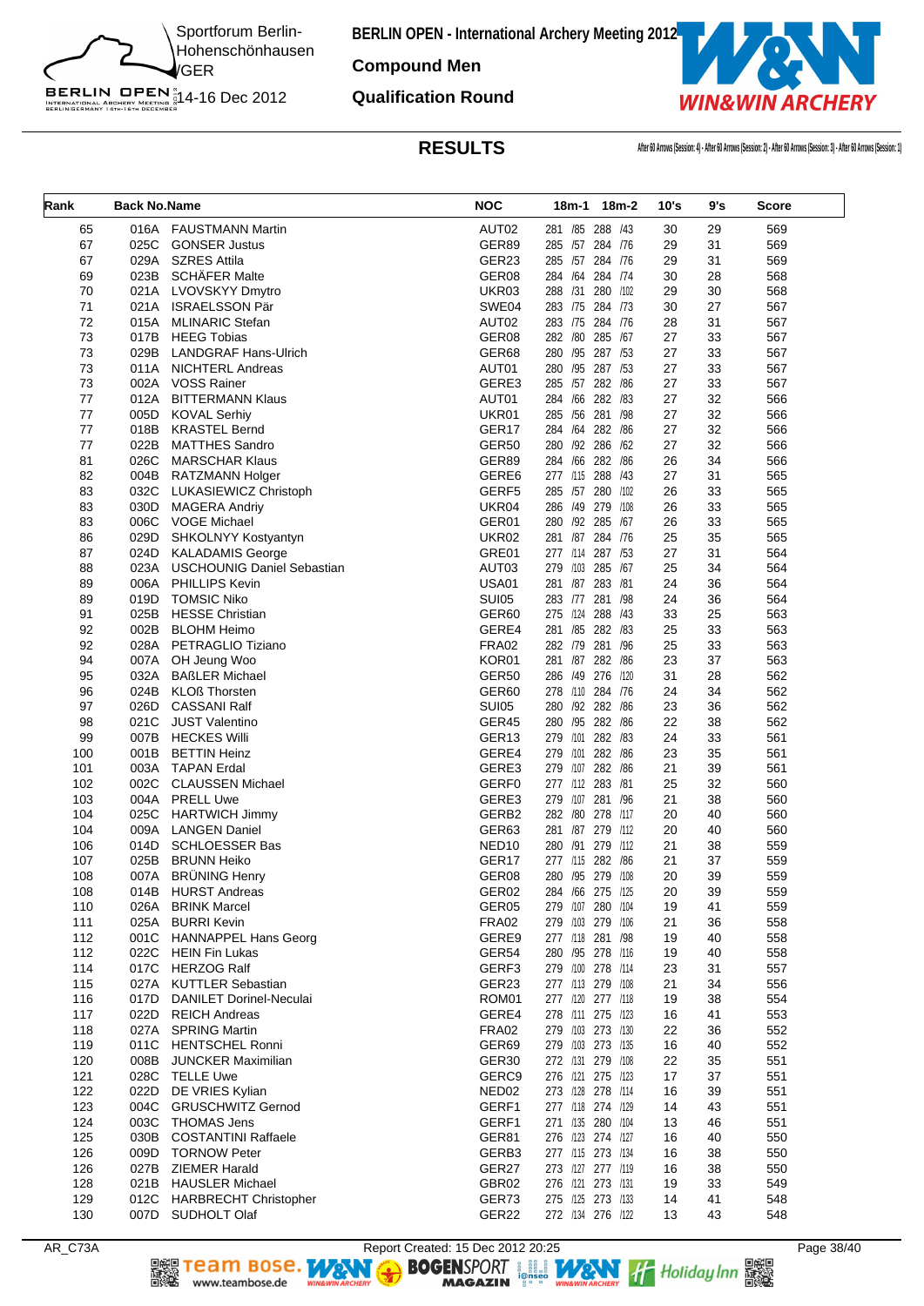**BERLIN OPEN - International Archery Meeting 2012**

**Compound Men**

**Qualification Round**

Sportforum Berlin-Hohenschönhausen /GER

14-16 Dec 2012

## RESULTS

After 60 Arrows (Session: 4) - After 60 Arrows (Session: 2) - After 60 Arrows (Session: 3) - After 60 Arrows (Session: 1)

| Rank | Back No. | Name | NOC | 18m-1 | 18m-2 | 10's | 9's | Score |
|---|---|---|---|---|---|---|---|---|
| 65 | 016A | FAUSTMANN Martin | AUT02 | 281 /85 | 288 /43 | 30 | 29 | 569 |
| 67 | 025C | GONSER Justus | GER89 | 285 /57 | 284 /76 | 29 | 31 | 569 |
| 67 | 029A | SZRES Attila | GER23 | 285 /57 | 284 /76 | 29 | 31 | 569 |
| 69 | 023B | SCHÄFER Malte | GER08 | 284 /64 | 284 /74 | 30 | 28 | 568 |
| 70 | 021A | LVOVSKYY Dmytro | UKR03 | 288 /31 | 280 /102 | 29 | 30 | 568 |
| 71 | 021A | ISRAELSSON Pär | SWE04 | 283 /75 | 284 /73 | 30 | 27 | 567 |
| 72 | 015A | MLINARIC Stefan | AUT02 | 283 /75 | 284 /76 | 28 | 31 | 567 |
| 73 | 017B | HEEG Tobias | GER08 | 282 /80 | 285 /67 | 27 | 33 | 567 |
| 73 | 029B | LANDGRAF Hans-Ulrich | GER68 | 280 /95 | 287 /53 | 27 | 33 | 567 |
| 73 | 011A | NICHTERL Andreas | AUT01 | 280 /95 | 287 /53 | 27 | 33 | 567 |
| 73 | 002A | VOSS Rainer | GERE3 | 285 /57 | 282 /86 | 27 | 33 | 567 |
| 77 | 012A | BITTERMANN Klaus | AUT01 | 284 /66 | 282 /83 | 27 | 32 | 566 |
| 77 | 005D | KOVAL Serhiy | UKR01 | 285 /56 | 281 /98 | 27 | 32 | 566 |
| 77 | 018B | KRASTEL Bernd | GER17 | 284 /64 | 282 /86 | 27 | 32 | 566 |
| 77 | 022B | MATTHES Sandro | GER50 | 280 /92 | 286 /62 | 27 | 32 | 566 |
| 81 | 026C | MARSCHAR Klaus | GER89 | 284 /66 | 282 /86 | 26 | 34 | 566 |
| 82 | 004B | RATZMANN Holger | GERE6 | 277 /115 | 288 /43 | 27 | 31 | 565 |
| 83 | 032C | LUKASIEWICZ Christoph | GERF5 | 285 /57 | 280 /102 | 26 | 33 | 565 |
| 83 | 030D | MAGERA Andriy | UKR04 | 286 /49 | 279 /108 | 26 | 33 | 565 |
| 83 | 006C | VOGE Michael | GER01 | 280 /92 | 285 /67 | 26 | 33 | 565 |
| 86 | 029D | SHKOLNYY Kostyantyn | UKR02 | 281 /87 | 284 /76 | 25 | 35 | 565 |
| 87 | 024D | KALADAMIS George | GRE01 | 277 /114 | 287 /53 | 27 | 31 | 564 |
| 88 | 023A | USCHOUNIG Daniel Sebastian | AUT03 | 279 /103 | 285 /67 | 25 | 34 | 564 |
| 89 | 006A | PHILLIPS Kevin | USA01 | 281 /87 | 283 /81 | 24 | 36 | 564 |
| 89 | 019D | TOMSIC Niko | SUI05 | 283 /77 | 281 /98 | 24 | 36 | 564 |
| 91 | 025B | HESSE Christian | GER60 | 275 /124 | 288 /43 | 33 | 25 | 563 |
| 92 | 002B | BLOHM Heimo | GERE4 | 281 /85 | 282 /83 | 25 | 33 | 563 |
| 92 | 028A | PETRAGLIO Tiziano | FRA02 | 282 /79 | 281 /96 | 25 | 33 | 563 |
| 94 | 007A | OH Jeung Woo | KOR01 | 281 /87 | 282 /86 | 23 | 37 | 563 |
| 95 | 032A | BAßLER Michael | GER50 | 286 /49 | 276 /120 | 31 | 28 | 562 |
| 96 | 024B | KLOß Thorsten | GER60 | 278 /110 | 284 /76 | 24 | 34 | 562 |
| 97 | 026D | CASSANI Ralf | SUI05 | 280 /92 | 282 /86 | 23 | 36 | 562 |
| 98 | 021C | JUST Valentino | GER45 | 280 /95 | 282 /86 | 22 | 38 | 562 |
| 99 | 007B | HECKES Willi | GER13 | 279 /101 | 282 /83 | 24 | 33 | 561 |
| 100 | 001B | BETTIN Heinz | GERE4 | 279 /101 | 282 /86 | 23 | 35 | 561 |
| 101 | 003A | TAPAN Erdal | GERE3 | 279 /107 | 282 /86 | 21 | 39 | 561 |
| 102 | 002C | CLAUSSEN Michael | GERF0 | 277 /112 | 283 /81 | 25 | 32 | 560 |
| 103 | 004A | PRELL Uwe | GERE3 | 279 /107 | 281 /96 | 21 | 38 | 560 |
| 104 | 025C | HARTWICH Jimmy | GERB2 | 282 /80 | 278 /117 | 20 | 40 | 560 |
| 104 | 009A | LANGEN Daniel | GER63 | 281 /87 | 279 /112 | 20 | 40 | 560 |
| 106 | 014D | SCHLOESSER Bas | NED10 | 280 /91 | 279 /112 | 21 | 38 | 559 |
| 107 | 025B | BRUNN Heiko | GER17 | 277 /115 | 282 /86 | 21 | 37 | 559 |
| 108 | 007A | BRÜNING Henry | GER08 | 280 /95 | 279 /108 | 20 | 39 | 559 |
| 108 | 014B | HURST Andreas | GER02 | 284 /66 | 275 /125 | 20 | 39 | 559 |
| 110 | 026A | BRINK Marcel | GER05 | 279 /107 | 280 /104 | 19 | 41 | 559 |
| 111 | 025A | BURRI Kevin | FRA02 | 279 /103 | 279 /106 | 21 | 36 | 558 |
| 112 | 001C | HANNAPPEL Hans Georg | GERE9 | 277 /118 | 281 /98 | 19 | 40 | 558 |
| 112 | 022C | HEIN Fin Lukas | GER54 | 280 /95 | 278 /116 | 19 | 40 | 558 |
| 114 | 017C | HERZOG Ralf | GERF3 | 279 /100 | 278 /114 | 23 | 31 | 557 |
| 115 | 027A | KUTTLER Sebastian | GER23 | 277 /113 | 279 /108 | 21 | 34 | 556 |
| 116 | 017D | DANILET Dorinel-Neculai | ROM01 | 277 /120 | 277 /118 | 19 | 38 | 554 |
| 117 | 022D | REICH Andreas | GERE4 | 278 /111 | 275 /123 | 16 | 41 | 553 |
| 118 | 027A | SPRING Martin | FRA02 | 279 /103 | 273 /130 | 22 | 36 | 552 |
| 119 | 011C | HENTSCHEL Ronni | GER69 | 279 /103 | 273 /135 | 16 | 40 | 552 |
| 120 | 008B | JUNCKER Maximilian | GER30 | 272 /131 | 279 /108 | 22 | 35 | 551 |
| 121 | 028C | TELLE Uwe | GERC9 | 276 /121 | 275 /123 | 17 | 37 | 551 |
| 122 | 022D | DE VRIES Kylian | NED02 | 273 /128 | 278 /114 | 16 | 39 | 551 |
| 123 | 004C | GRUSCHWITZ Gernod | GERF1 | 277 /118 | 274 /129 | 14 | 43 | 551 |
| 124 | 003C | THOMAS Jens | GERF1 | 271 /135 | 280 /104 | 13 | 46 | 551 |
| 125 | 030B | COSTANTINI Raffaele | GER81 | 276 /123 | 274 /127 | 16 | 40 | 550 |
| 126 | 009D | TORNOW Peter | GERB3 | 277 /115 | 273 /134 | 16 | 38 | 550 |
| 126 | 027B | ZIEMER Harald | GER27 | 273 /127 | 277 /119 | 16 | 38 | 550 |
| 128 | 021B | HAUSLER Michael | GBR02 | 276 /121 | 273 /131 | 19 | 33 | 549 |
| 129 | 012C | HARBRECHT Christopher | GER73 | 275 /125 | 273 /133 | 14 | 41 | 548 |
| 130 | 007D | SUDHOLT Olaf | GER22 | 272 /134 | 276 /122 | 13 | 43 | 548 |

AR_C73A Report Created: 15 Dec 2012 20:25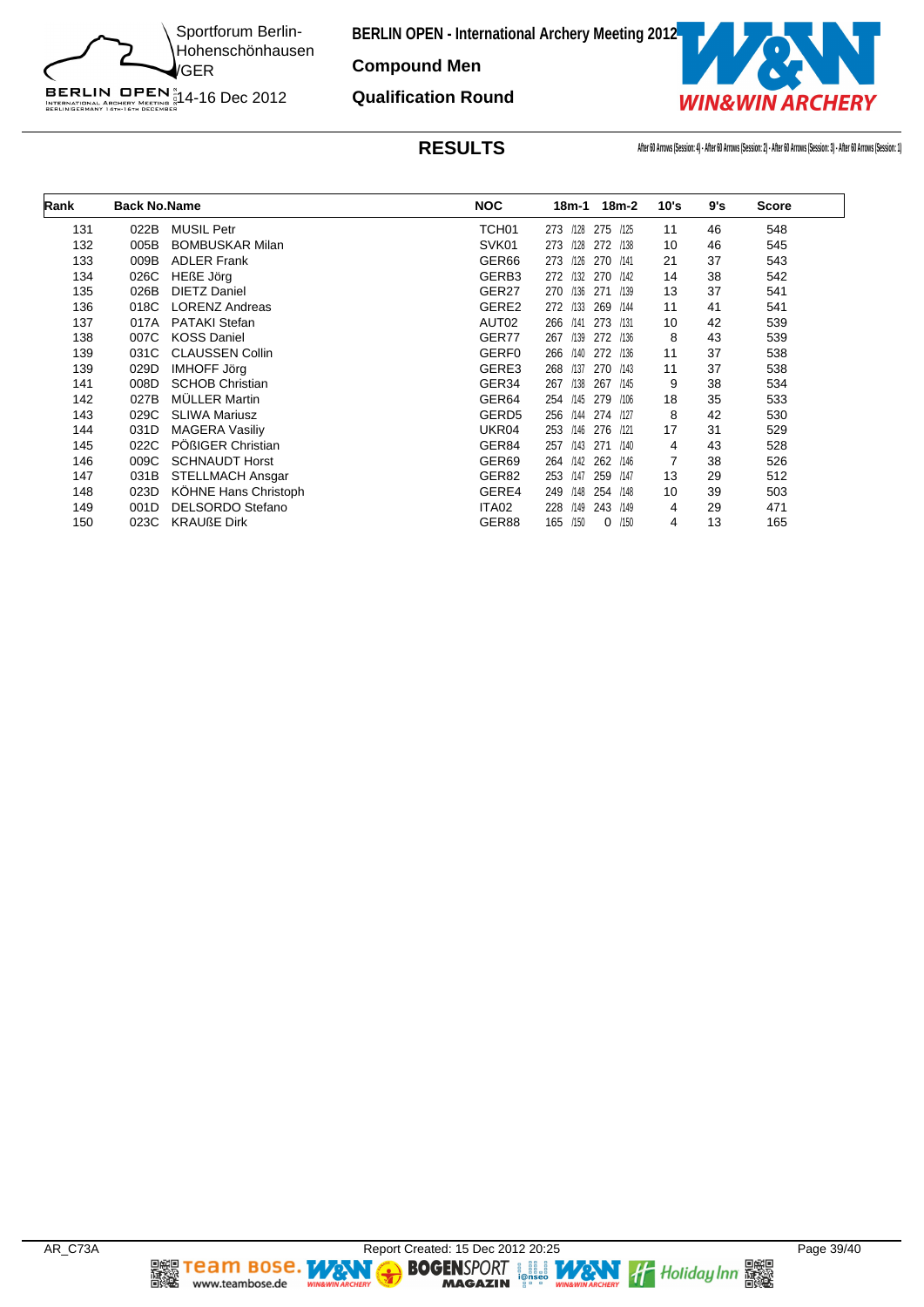# BERLIN OPEN - International Archery Meeting 2012

Sportforum Berlin-Hohenschönhausen /GER

14-16 Dec 2012

## Compound Men

## Qualification Round

## RESULTS

After 60 Arrows (Session: 4) - After 60 Arrows (Session: 2) - After 60 Arrows (Session: 3) - After 60 Arrows (Session: 1)

| Rank | Back No. | Name | NOC | 18m-1 | 18m-2 | 10's | 9's | Score |
|---|---|---|---|---|---|---|---|---|
| 131 | 022B | MUSIL Petr | TCH01 | 273 /128 | 275 /125 | 11 | 46 | 548 |
| 132 | 005B | BOMBUSKAR Milan | SVK01 | 273 /128 | 272 /138 | 10 | 46 | 545 |
| 133 | 009B | ADLER Frank | GER66 | 273 /126 | 270 /141 | 21 | 37 | 543 |
| 134 | 026C | HEßE Jörg | GERB3 | 272 /132 | 270 /142 | 14 | 38 | 542 |
| 135 | 026B | DIETZ Daniel | GER27 | 270 /136 | 271 /139 | 13 | 37 | 541 |
| 136 | 018C | LORENZ Andreas | GERE2 | 272 /133 | 269 /144 | 11 | 41 | 541 |
| 137 | 017A | PATAKI Stefan | AUT02 | 266 /141 | 273 /131 | 10 | 42 | 539 |
| 138 | 007C | KOSS Daniel | GER77 | 267 /139 | 272 /136 | 8 | 43 | 539 |
| 139 | 031C | CLAUSSEN Collin | GERF0 | 266 /140 | 272 /136 | 11 | 37 | 538 |
| 139 | 029D | IMHOFF Jörg | GERE3 | 268 /137 | 270 /143 | 11 | 37 | 538 |
| 141 | 008D | SCHOB Christian | GER34 | 267 /138 | 267 /145 | 9 | 38 | 534 |
| 142 | 027B | MÜLLER Martin | GER64 | 254 /145 | 279 /106 | 18 | 35 | 533 |
| 143 | 029C | SLIWA Mariusz | GERD5 | 256 /144 | 274 /127 | 8 | 42 | 530 |
| 144 | 031D | MAGERA Vasiliy | UKR04 | 253 /146 | 276 /121 | 17 | 31 | 529 |
| 145 | 022C | PÖßIGER Christian | GER84 | 257 /143 | 271 /140 | 4 | 43 | 528 |
| 146 | 009C | SCHNAUDT Horst | GER69 | 264 /142 | 262 /146 | 7 | 38 | 526 |
| 147 | 031B | STELLMACH Ansgar | GER82 | 253 /147 | 259 /147 | 13 | 29 | 512 |
| 148 | 023D | KÖHNE Hans Christoph | GERE4 | 249 /148 | 254 /148 | 10 | 39 | 503 |
| 149 | 001D | DELSORDO Stefano | ITA02 | 228 /149 | 243 /149 | 4 | 29 | 471 |
| 150 | 023C | KRAUßE Dirk | GER88 | 165 /150 | 0 /150 | 4 | 13 | 165 |

AR_C73A

Report Created: 15 Dec 2012 20:25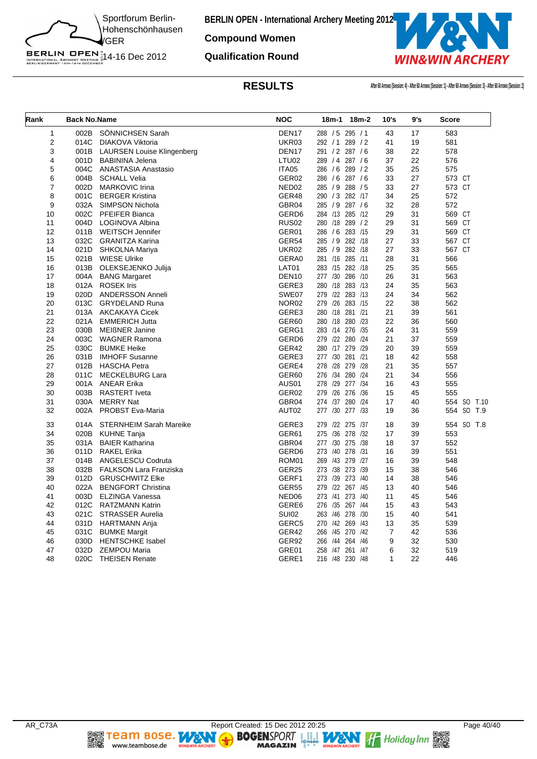Sportforum Berlin-Hohenschönhausen /GER

14-16 Dec 2012

**BERLIN OPEN - International Archery Meeting 2012**

**Compound Women**

**Qualification Round**

## RESULTS

After 60 Arrows (Session: 4) - After 60 Arrows (Session: 1) - After 60 Arrows (Session: 3) - After 60 Arrows (Session: 2)

| Rank | Back No. | Name | NOC | 18m-1 | 18m-2 | 10's | 9's | Score |
|---|---|---|---|---|---|---|---|---|
| 1 | 002B | SÖNNICHSEN Sarah | DEN17 | 288 / 5 | 295 / 1 | 43 | 17 | 583 |
| 2 | 014C | DIAKOVA Viktoria | UKR03 | 292 / 1 | 289 / 2 | 41 | 19 | 581 |
| 3 | 001B | LAURSEN Louise Klingenberg | DEN17 | 291 / 2 | 287 / 6 | 38 | 22 | 578 |
| 4 | 001D | BABININA Jelena | LTU02 | 289 / 4 | 287 / 6 | 37 | 22 | 576 |
| 5 | 004C | ANASTASIA Anastasio | ITA05 | 286 / 6 | 289 / 2 | 35 | 25 | 575 |
| 6 | 004B | SCHALL Velia | GER02 | 286 / 6 | 287 / 6 | 33 | 27 | 573 CT |
| 7 | 002D | MARKOVIC Irina | NED02 | 285 / 9 | 288 / 5 | 33 | 27 | 573 CT |
| 8 | 001C | BERGER Kristina | GER48 | 290 / 3 | 282 /17 | 34 | 25 | 572 |
| 9 | 032A | SIMPSON Nichola | GBR04 | 285 / 9 | 287 / 6 | 32 | 28 | 572 |
| 10 | 002C | PFEIFER Bianca | GERD6 | 284 /13 | 285 /12 | 29 | 31 | 569 CT |
| 11 | 004D | LOGINOVA Albina | RUS02 | 280 /18 | 289 / 2 | 29 | 31 | 569 CT |
| 12 | 011B | WEITSCH Jennifer | GER01 | 286 / 6 | 283 /15 | 29 | 31 | 569 CT |
| 13 | 032C | GRANITZA Karina | GER54 | 285 / 9 | 282 /18 | 27 | 33 | 567 CT |
| 14 | 021D | SHKOLNA Mariya | UKR02 | 285 / 9 | 282 /18 | 27 | 33 | 567 CT |
| 15 | 021B | WIESE Ulrike | GERA0 | 281 /16 | 285 /11 | 28 | 31 | 566 |
| 16 | 013B | OLEKSEJENKO Julija | LAT01 | 283 /15 | 282 /18 | 25 | 35 | 565 |
| 17 | 004A | BANG Margaret | DEN10 | 277 /30 | 286 /10 | 26 | 31 | 563 |
| 18 | 012A | ROSEK Iris | GERE3 | 280 /18 | 283 /13 | 24 | 35 | 563 |
| 19 | 020D | ANDERSSON Anneli | SWE07 | 279 /22 | 283 /13 | 24 | 34 | 562 |
| 20 | 013C | GRYDELAND Runa | NOR02 | 279 /26 | 283 /15 | 22 | 38 | 562 |
| 21 | 013A | AKCAKAYA Cicek | GERE3 | 280 /18 | 281 /21 | 21 | 39 | 561 |
| 22 | 021A | EMMERICH Jutta | GER60 | 280 /18 | 280 /23 | 22 | 36 | 560 |
| 23 | 030B | MEIßNER Janine | GERG1 | 283 /14 | 276 /35 | 24 | 31 | 559 |
| 24 | 003C | WAGNER Ramona | GERD6 | 279 /22 | 280 /24 | 21 | 37 | 559 |
| 25 | 030C | BUMKE Heike | GER42 | 280 /17 | 279 /29 | 20 | 39 | 559 |
| 26 | 031B | IMHOFF Susanne | GERE3 | 277 /30 | 281 /21 | 18 | 42 | 558 |
| 27 | 012B | HASCHA Petra | GERE4 | 278 /28 | 279 /28 | 21 | 35 | 557 |
| 28 | 011C | MECKELBURG Lara | GER60 | 276 /34 | 280 /24 | 21 | 34 | 556 |
| 29 | 001A | ANEAR Erika | AUS01 | 278 /29 | 277 /34 | 16 | 43 | 555 |
| 30 | 003B | RASTERT Iveta | GER02 | 279 /26 | 276 /36 | 15 | 45 | 555 |
| 31 | 030A | MERRY Nat | GBR04 | 274 /37 | 280 /24 | 17 | 40 | 554 SO T.10 |
| 32 | 002A | PROBST Eva-Maria | AUT02 | 277 /30 | 277 /33 | 19 | 36 | 554 SO T.9 |
| 33 | 014A | STERNHEIM Sarah Mareike | GERE3 | 279 /22 | 275 /37 | 18 | 39 | 554 SO T.8 |
| 34 | 020B | KUHNE Tanja | GER61 | 275 /36 | 278 /32 | 17 | 39 | 553 |
| 35 | 031A | BAIER Katharina | GBR04 | 277 /30 | 275 /38 | 18 | 37 | 552 |
| 36 | 011D | RAKEL Erika | GERD6 | 273 /40 | 278 /31 | 16 | 39 | 551 |
| 37 | 014B | ANGELESCU Codruta | ROM01 | 269 /43 | 279 /27 | 16 | 39 | 548 |
| 38 | 032B | FALKSON Lara Franziska | GER25 | 273 /38 | 273 /39 | 15 | 38 | 546 |
| 39 | 012D | GRUSCHWITZ Elke | GERF1 | 273 /39 | 273 /40 | 14 | 38 | 546 |
| 40 | 022A | BENGFORT Christina | GER55 | 279 /22 | 267 /45 | 13 | 40 | 546 |
| 41 | 003D | ELZINGA Vanessa | NED06 | 273 /41 | 273 /40 | 11 | 45 | 546 |
| 42 | 012C | RATZMANN Katrin | GERE6 | 276 /35 | 267 /44 | 15 | 43 | 543 |
| 43 | 021C | STRASSER Aurelia | SUI02 | 263 /46 | 278 /30 | 15 | 40 | 541 |
| 44 | 031D | HARTMANN Anja | GERC5 | 270 /42 | 269 /43 | 13 | 35 | 539 |
| 45 | 031C | BUMKE Margit | GER42 | 266 /45 | 270 /42 | 7 | 42 | 536 |
| 46 | 030D | HENTSCHKE Isabel | GER92 | 266 /44 | 264 /46 | 9 | 32 | 530 |
| 47 | 032D | ZEMPOU Maria | GRE01 | 258 /47 | 261 /47 | 6 | 32 | 519 |
| 48 | 020C | THEISEN Renate | GERE1 | 216 /48 | 230 /48 | 1 | 22 | 446 |

AR_C73A

Report Created: 15 Dec 2012 20:25